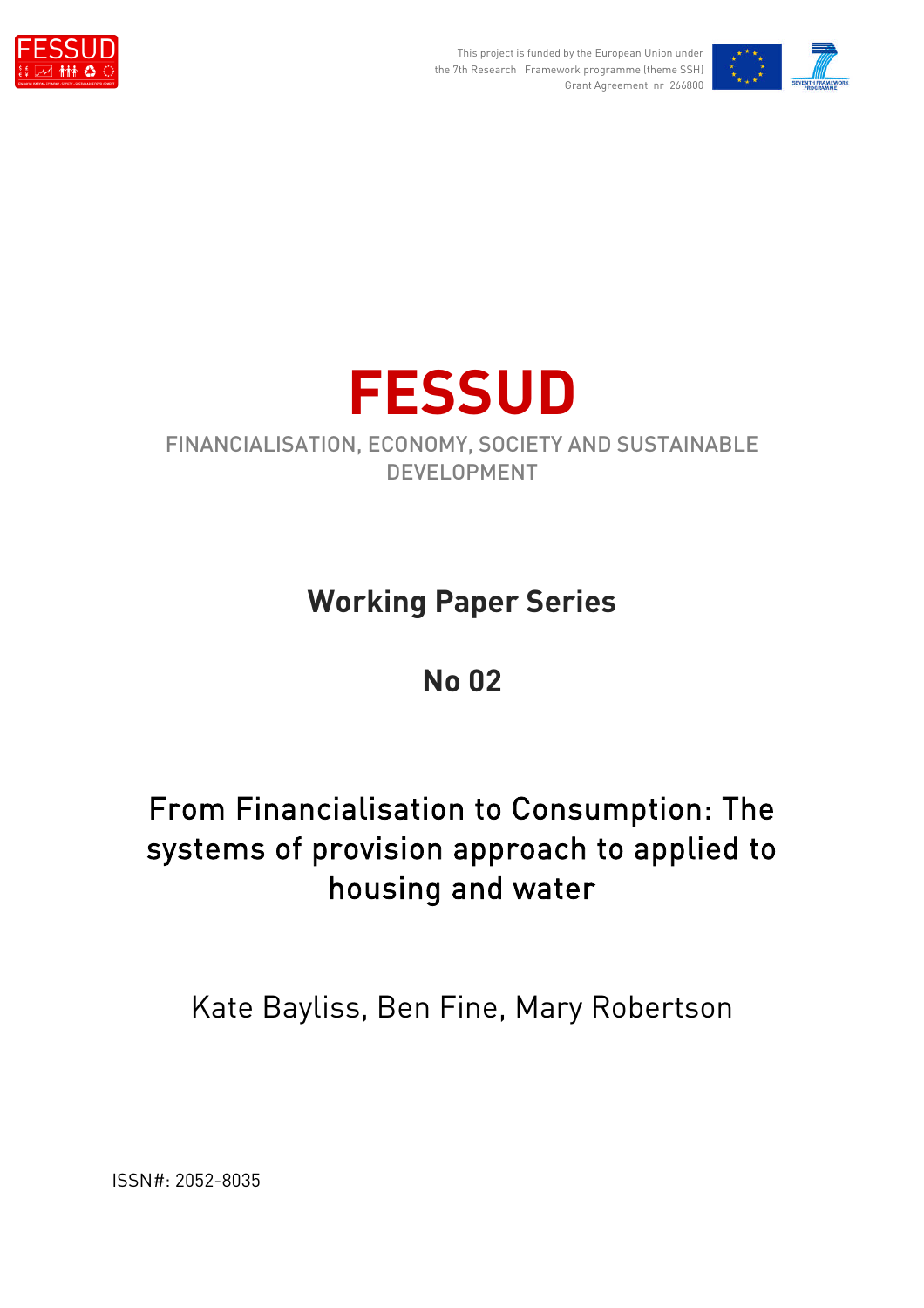This project is funded by the European Union under the 7th Research Framework programme (theme SSH) Grant Agreement nr 266800

# FESSUD

FINANCIALISATION, ECONOMY, SOCIETY AND SUSTAINABLE DEVELOPMENT

## Working Paper Series

## No 02

## From Financialisation to Consumption: The systems of provision approach to applied to housing and water

Kate Bayliss, Ben Fine, Mary Robertson

ISSN#: 2052-8035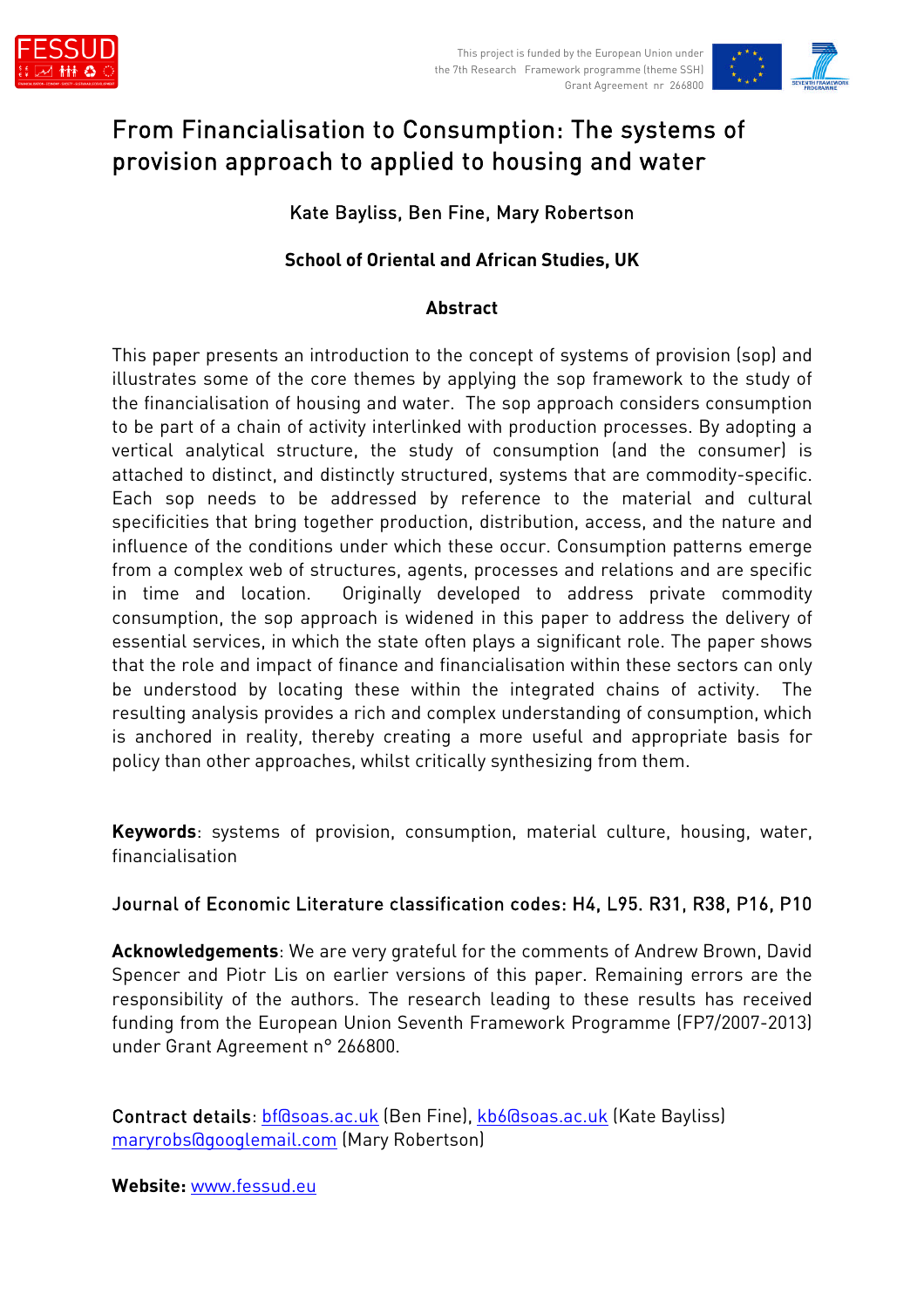# From Financialisation to Consumption: The systems of provision approach to applied to housing and water

Kate Bayliss, Ben Fine, Mary Robertson

**School of Oriental and African Studies, UK**

## Abstract

This paper presents an introduction to the concept of systems of provision (sop) and illustrates some of the core themes by applying the sop framework to the study of the financialisation of housing and water. The sop approach considers consumption to be part of a chain of activity interlinked with production processes. By adopting a vertical analytical structure, the study of consumption (and the consumer) is attached to distinct, and distinctly structured, systems that are commodity-specific. Each sop needs to be addressed by reference to the material and cultural specificities that bring together production, distribution, access, and the nature and influence of the conditions under which these occur. Consumption patterns emerge from a complex web of structures, agents, processes and relations and are specific in time and location. Originally developed to address private commodity consumption, the sop approach is widened in this paper to address the delivery of essential services, in which the state often plays a significant role. The paper shows that the role and impact of finance and financialisation within these sectors can only be understood by locating these within the integrated chains of activity. The resulting analysis provides a rich and complex understanding of consumption, which is anchored in reality, thereby creating a more useful and appropriate basis for policy than other approaches, whilst critically synthesizing from them.

**Keywords**: systems of provision, consumption, material culture, housing, water, financialisation

**Journal of Economic Literature classification codes: H4, L95. R31, R38, P16, P10**

**Acknowledgements**: We are very grateful for the comments of Andrew Brown, David Spencer and Piotr Lis on earlier versions of this paper. Remaining errors are the responsibility of the authors. The research leading to these results has received funding from the European Union Seventh Framework Programme (FP7/2007-2013) under Grant Agreement n° 266800.

**Contract details**: bf@soas.ac.uk (Ben Fine), kb6@soas.ac.uk (Kate Bayliss) maryrobs@googlemail.com (Mary Robertson)

**Website:** www.fessud.eu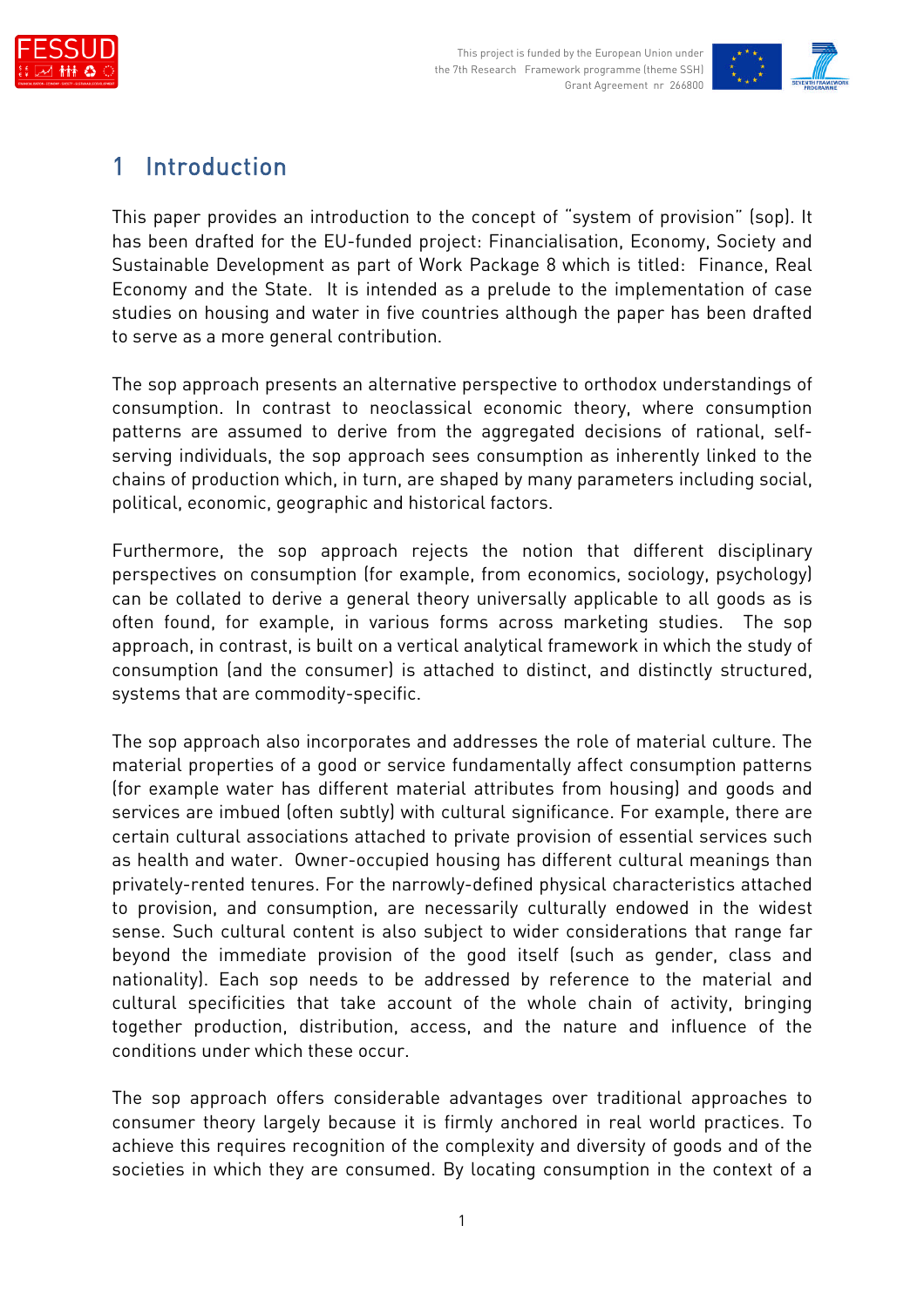# 1 Introduction

This paper provides an introduction to the concept of "system of provision" (sop). It has been drafted for the EU-funded project: Financialisation, Economy, Society and Sustainable Development as part of Work Package 8 which is titled: Finance, Real Economy and the State. It is intended as a prelude to the implementation of case studies on housing and water in five countries although the paper has been drafted to serve as a more general contribution.

The sop approach presents an alternative perspective to orthodox understandings of consumption. In contrast to neoclassical economic theory, where consumption patterns are assumed to derive from the aggregated decisions of rational, self-serving individuals, the sop approach sees consumption as inherently linked to the chains of production which, in turn, are shaped by many parameters including social, political, economic, geographic and historical factors.

Furthermore, the sop approach rejects the notion that different disciplinary perspectives on consumption (for example, from economics, sociology, psychology) can be collated to derive a general theory universally applicable to all goods as is often found, for example, in various forms across marketing studies. The sop approach, in contrast, is built on a vertical analytical framework in which the study of consumption (and the consumer) is attached to distinct, and distinctly structured, systems that are commodity-specific.

The sop approach also incorporates and addresses the role of material culture. The material properties of a good or service fundamentally affect consumption patterns (for example water has different material attributes from housing) and goods and services are imbued (often subtly) with cultural significance. For example, there are certain cultural associations attached to private provision of essential services such as health and water. Owner-occupied housing has different cultural meanings than privately-rented tenures. For the narrowly-defined physical characteristics attached to provision, and consumption, are necessarily culturally endowed in the widest sense. Such cultural content is also subject to wider considerations that range far beyond the immediate provision of the good itself (such as gender, class and nationality). Each sop needs to be addressed by reference to the material and cultural specificities that take account of the whole chain of activity, bringing together production, distribution, access, and the nature and influence of the conditions under which these occur.

The sop approach offers considerable advantages over traditional approaches to consumer theory largely because it is firmly anchored in real world practices. To achieve this requires recognition of the complexity and diversity of goods and of the societies in which they are consumed. By locating consumption in the context of a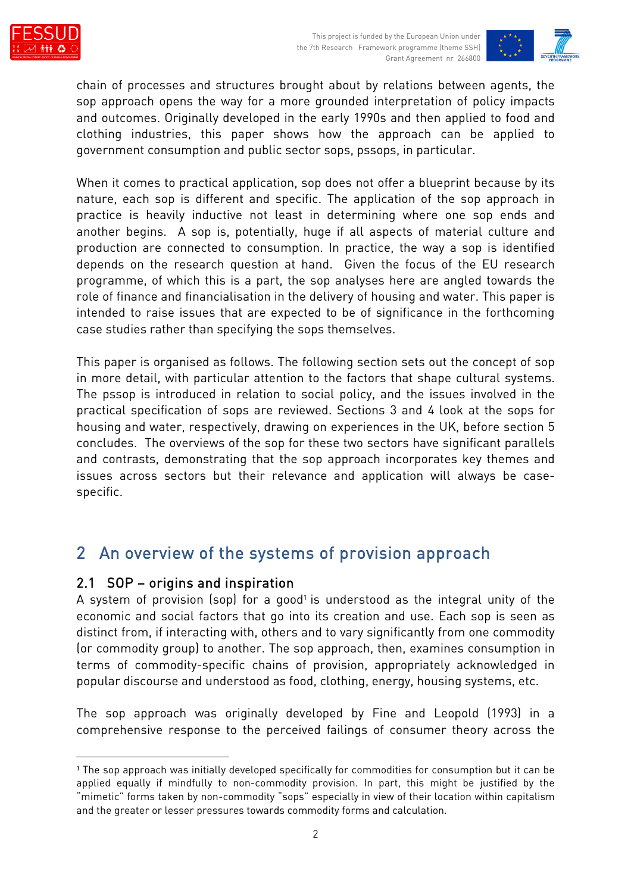chain of processes and structures brought about by relations between agents, the sop approach opens the way for a more grounded interpretation of policy impacts and outcomes. Originally developed in the early 1990s and then applied to food and clothing industries, this paper shows how the approach can be applied to government consumption and public sector sops, pssops, in particular.

When it comes to practical application, sop does not offer a blueprint because by its nature, each sop is different and specific. The application of the sop approach in practice is heavily inductive not least in determining where one sop ends and another begins. A sop is, potentially, huge if all aspects of material culture and production are connected to consumption. In practice, the way a sop is identified depends on the research question at hand. Given the focus of the EU research programme, of which this is a part, the sop analyses here are angled towards the role of finance and financialisation in the delivery of housing and water. This paper is intended to raise issues that are expected to be of significance in the forthcoming case studies rather than specifying the sops themselves.

This paper is organised as follows. The following section sets out the concept of sop in more detail, with particular attention to the factors that shape cultural systems. The pssop is introduced in relation to social policy, and the issues involved in the practical specification of sops are reviewed. Sections 3 and 4 look at the sops for housing and water, respectively, drawing on experiences in the UK, before section 5 concludes. The overviews of the sop for these two sectors have significant parallels and contrasts, demonstrating that the sop approach incorporates key themes and issues across sectors but their relevance and application will always be case-specific.

## 2 An overview of the systems of provision approach

### 2.1 SOP – origins and inspiration

A system of provision (sop) for a good[1] is understood as the integral unity of the economic and social factors that go into its creation and use. Each sop is seen as distinct from, if interacting with, others and to vary significantly from one commodity (or commodity group) to another. The sop approach, then, examines consumption in terms of commodity-specific chains of provision, appropriately acknowledged in popular discourse and understood as food, clothing, energy, housing systems, etc.

The sop approach was originally developed by Fine and Leopold (1993) in a comprehensive response to the perceived failings of consumer theory across the

[1] The sop approach was initially developed specifically for commodities for consumption but it can be applied equally if mindfully to non-commodity provision. In part, this might be justified by the "mimetic" forms taken by non-commodity "sops" especially in view of their location within capitalism and the greater or lesser pressures towards commodity forms and calculation.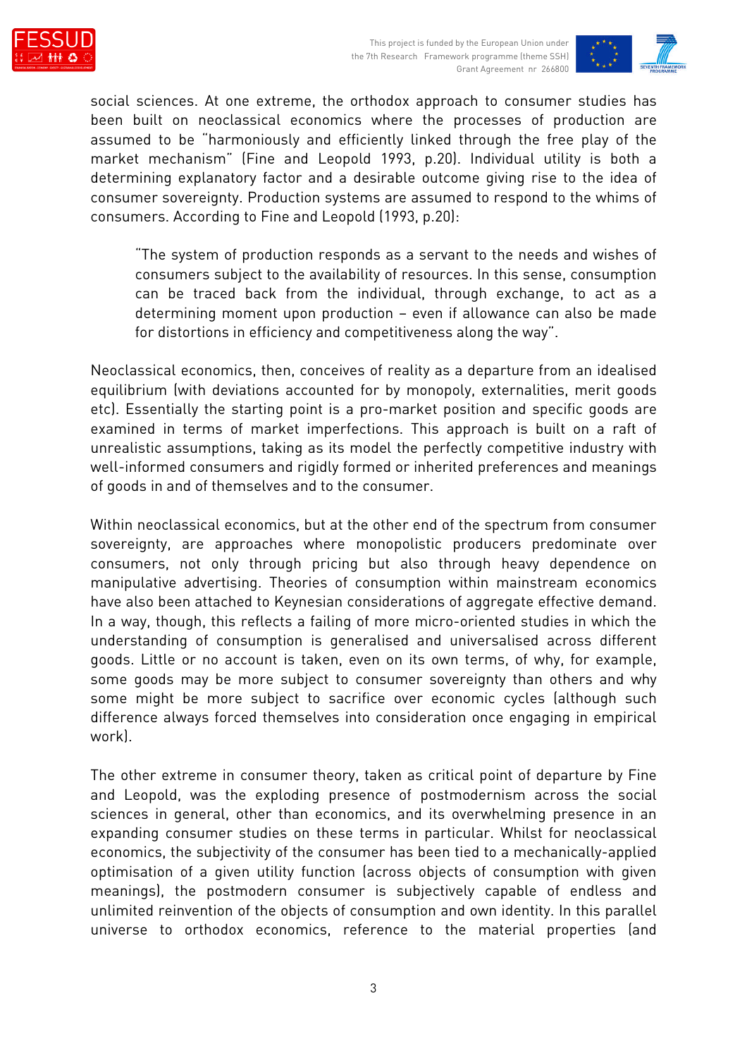social sciences. At one extreme, the orthodox approach to consumer studies has been built on neoclassical economics where the processes of production are assumed to be "harmoniously and efficiently linked through the free play of the market mechanism" (Fine and Leopold 1993, p.20). Individual utility is both a determining explanatory factor and a desirable outcome giving rise to the idea of consumer sovereignty. Production systems are assumed to respond to the whims of consumers. According to Fine and Leopold (1993, p.20):

> "The system of production responds as a servant to the needs and wishes of consumers subject to the availability of resources. In this sense, consumption can be traced back from the individual, through exchange, to act as a determining moment upon production – even if allowance can also be made for distortions in efficiency and competitiveness along the way".

Neoclassical economics, then, conceives of reality as a departure from an idealised equilibrium (with deviations accounted for by monopoly, externalities, merit goods etc). Essentially the starting point is a pro-market position and specific goods are examined in terms of market imperfections. This approach is built on a raft of unrealistic assumptions, taking as its model the perfectly competitive industry with well-informed consumers and rigidly formed or inherited preferences and meanings of goods in and of themselves and to the consumer.

Within neoclassical economics, but at the other end of the spectrum from consumer sovereignty, are approaches where monopolistic producers predominate over consumers, not only through pricing but also through heavy dependence on manipulative advertising. Theories of consumption within mainstream economics have also been attached to Keynesian considerations of aggregate effective demand. In a way, though, this reflects a failing of more micro-oriented studies in which the understanding of consumption is generalised and universalised across different goods. Little or no account is taken, even on its own terms, of why, for example, some goods may be more subject to consumer sovereignty than others and why some might be more subject to sacrifice over economic cycles (although such difference always forced themselves into consideration once engaging in empirical work).

The other extreme in consumer theory, taken as critical point of departure by Fine and Leopold, was the exploding presence of postmodernism across the social sciences in general, other than economics, and its overwhelming presence in an expanding consumer studies on these terms in particular. Whilst for neoclassical economics, the subjectivity of the consumer has been tied to a mechanically-applied optimisation of a given utility function (across objects of consumption with given meanings), the postmodern consumer is subjectively capable of endless and unlimited reinvention of the objects of consumption and own identity. In this parallel universe to orthodox economics, reference to the material properties (and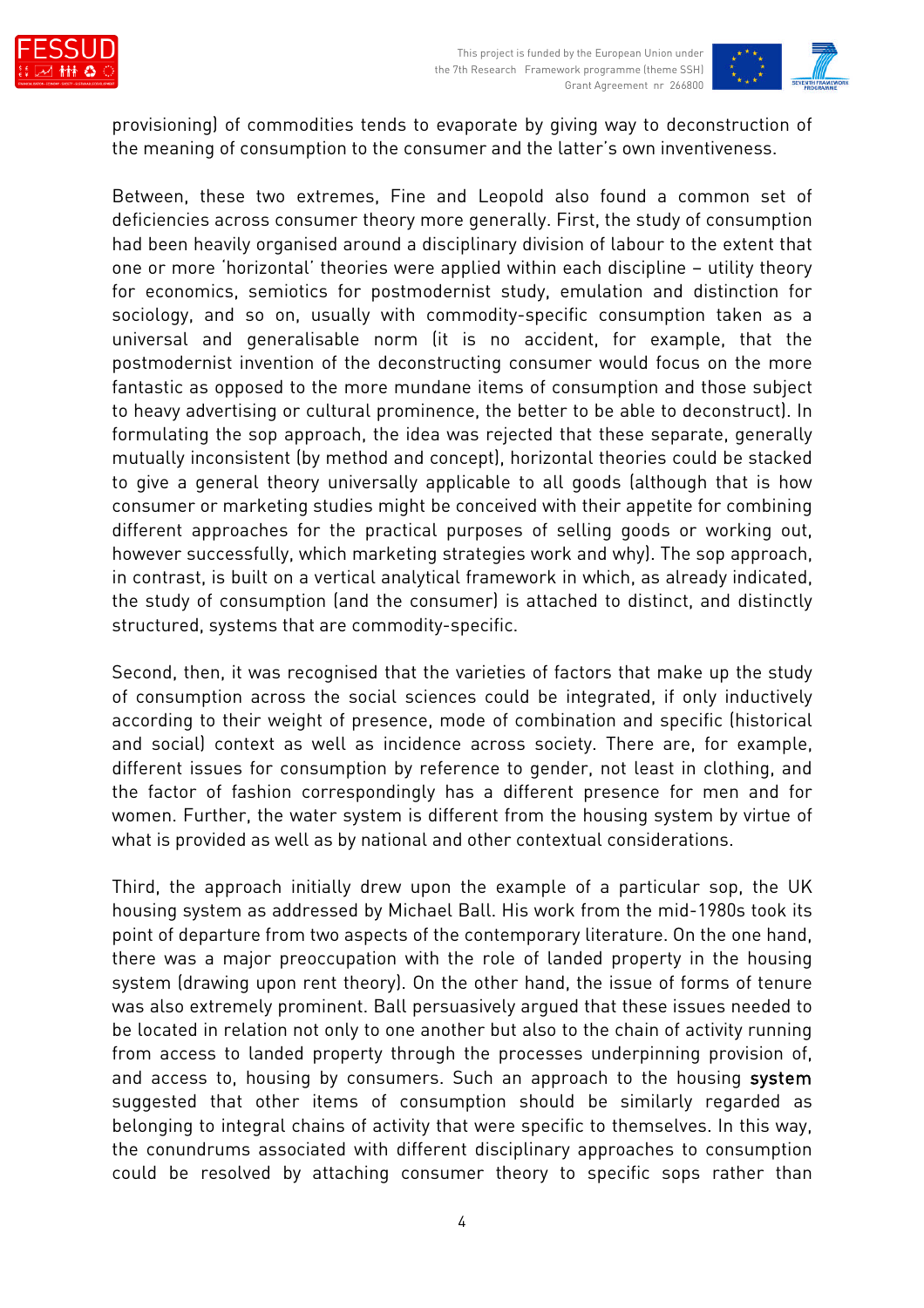provisioning) of commodities tends to evaporate by giving way to deconstruction of the meaning of consumption to the consumer and the latter's own inventiveness.

Between, these two extremes, Fine and Leopold also found a common set of deficiencies across consumer theory more generally. First, the study of consumption had been heavily organised around a disciplinary division of labour to the extent that one or more 'horizontal' theories were applied within each discipline – utility theory for economics, semiotics for postmodernist study, emulation and distinction for sociology, and so on, usually with commodity-specific consumption taken as a universal and generalisable norm (it is no accident, for example, that the postmodernist invention of the deconstructing consumer would focus on the more fantastic as opposed to the more mundane items of consumption and those subject to heavy advertising or cultural prominence, the better to be able to deconstruct). In formulating the sop approach, the idea was rejected that these separate, generally mutually inconsistent (by method and concept), horizontal theories could be stacked to give a general theory universally applicable to all goods (although that is how consumer or marketing studies might be conceived with their appetite for combining different approaches for the practical purposes of selling goods or working out, however successfully, which marketing strategies work and why). The sop approach, in contrast, is built on a vertical analytical framework in which, as already indicated, the study of consumption (and the consumer) is attached to distinct, and distinctly structured, systems that are commodity-specific.

Second, then, it was recognised that the varieties of factors that make up the study of consumption across the social sciences could be integrated, if only inductively according to their weight of presence, mode of combination and specific (historical and social) context as well as incidence across society. There are, for example, different issues for consumption by reference to gender, not least in clothing, and the factor of fashion correspondingly has a different presence for men and for women. Further, the water system is different from the housing system by virtue of what is provided as well as by national and other contextual considerations.

Third, the approach initially drew upon the example of a particular sop, the UK housing system as addressed by Michael Ball. His work from the mid-1980s took its point of departure from two aspects of the contemporary literature. On the one hand, there was a major preoccupation with the role of landed property in the housing system (drawing upon rent theory). On the other hand, the issue of forms of tenure was also extremely prominent. Ball persuasively argued that these issues needed to be located in relation not only to one another but also to the chain of activity running from access to landed property through the processes underpinning provision of, and access to, housing by consumers. Such an approach to the housing **system** suggested that other items of consumption should be similarly regarded as belonging to integral chains of activity that were specific to themselves. In this way, the conundrums associated with different disciplinary approaches to consumption could be resolved by attaching consumer theory to specific sops rather than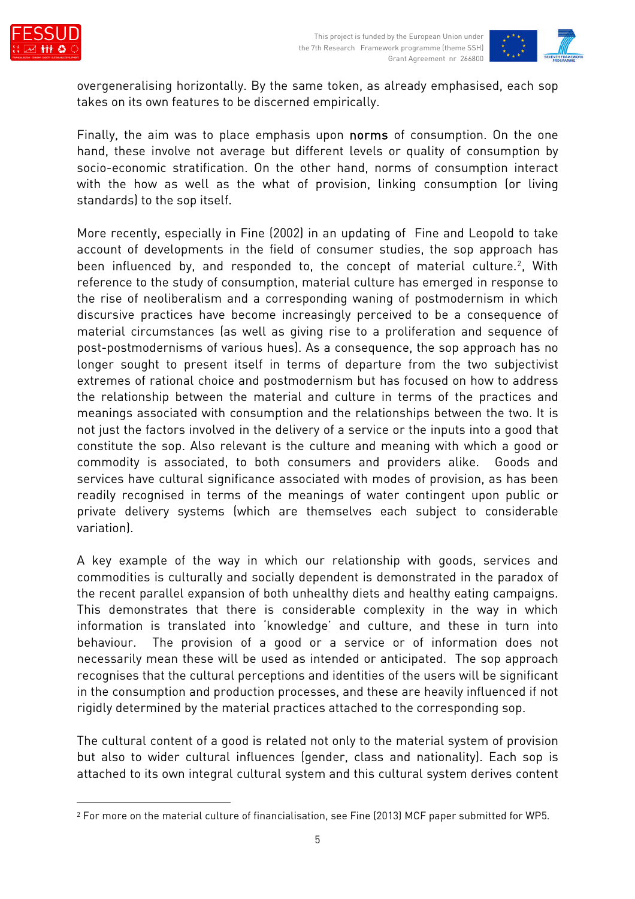overgeneralising horizontally. By the same token, as already emphasised, each sop takes on its own features to be discerned empirically.

Finally, the aim was to place emphasis upon **norms** of consumption. On the one hand, these involve not average but different levels or quality of consumption by socio-economic stratification. On the other hand, norms of consumption interact with the how as well as the what of provision, linking consumption (or living standards) to the sop itself.

More recently, especially in Fine (2002) in an updating of Fine and Leopold to take account of developments in the field of consumer studies, the sop approach has been influenced by, and responded to, the concept of material culture.[2], With reference to the study of consumption, material culture has emerged in response to the rise of neoliberalism and a corresponding waning of postmodernism in which discursive practices have become increasingly perceived to be a consequence of material circumstances (as well as giving rise to a proliferation and sequence of post-postmodernisms of various hues). As a consequence, the sop approach has no longer sought to present itself in terms of departure from the two subjectivist extremes of rational choice and postmodernism but has focused on how to address the relationship between the material and culture in terms of the practices and meanings associated with consumption and the relationships between the two. It is not just the factors involved in the delivery of a service or the inputs into a good that constitute the sop. Also relevant is the culture and meaning with which a good or commodity is associated, to both consumers and providers alike. Goods and services have cultural significance associated with modes of provision, as has been readily recognised in terms of the meanings of water contingent upon public or private delivery systems (which are themselves each subject to considerable variation).

A key example of the way in which our relationship with goods, services and commodities is culturally and socially dependent is demonstrated in the paradox of the recent parallel expansion of both unhealthy diets and healthy eating campaigns. This demonstrates that there is considerable complexity in the way in which information is translated into 'knowledge' and culture, and these in turn into behaviour. The provision of a good or a service or of information does not necessarily mean these will be used as intended or anticipated. The sop approach recognises that the cultural perceptions and identities of the users will be significant in the consumption and production processes, and these are heavily influenced if not rigidly determined by the material practices attached to the corresponding sop.

The cultural content of a good is related not only to the material system of provision but also to wider cultural influences (gender, class and nationality). Each sop is attached to its own integral cultural system and this cultural system derives content

---

[2] For more on the material culture of financialisation, see Fine (2013) MCF paper submitted for WP5.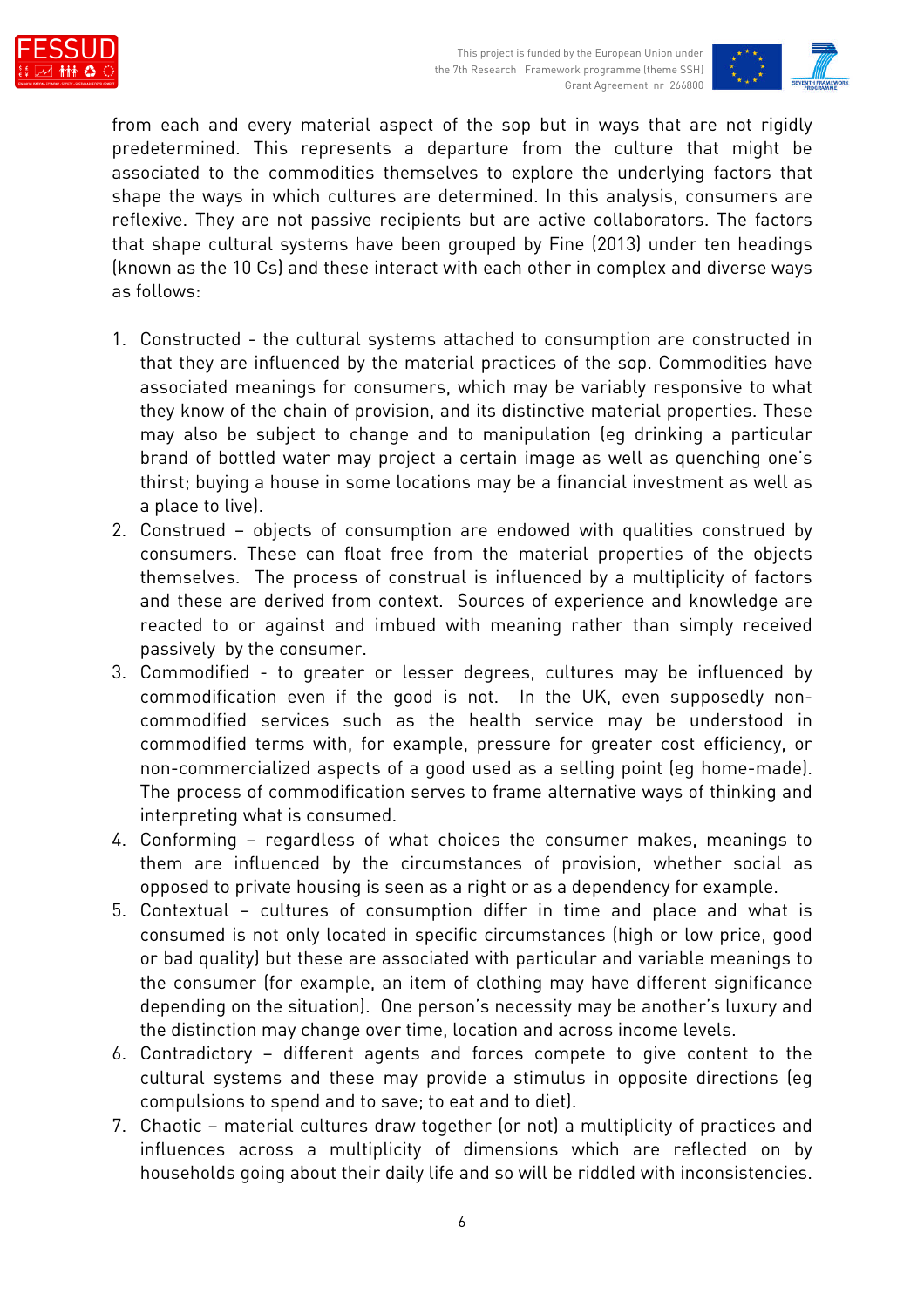from each and every material aspect of the sop but in ways that are not rigidly predetermined. This represents a departure from the culture that might be associated to the commodities themselves to explore the underlying factors that shape the ways in which cultures are determined. In this analysis, consumers are reflexive. They are not passive recipients but are active collaborators. The factors that shape cultural systems have been grouped by Fine (2013) under ten headings (known as the 10 Cs) and these interact with each other in complex and diverse ways as follows:

1. Constructed - the cultural systems attached to consumption are constructed in that they are influenced by the material practices of the sop. Commodities have associated meanings for consumers, which may be variably responsive to what they know of the chain of provision, and its distinctive material properties. These may also be subject to change and to manipulation (eg drinking a particular brand of bottled water may project a certain image as well as quenching one's thirst; buying a house in some locations may be a financial investment as well as a place to live).
2. Construed – objects of consumption are endowed with qualities construed by consumers. These can float free from the material properties of the objects themselves. The process of construal is influenced by a multiplicity of factors and these are derived from context. Sources of experience and knowledge are reacted to or against and imbued with meaning rather than simply received passively by the consumer.
3. Commodified - to greater or lesser degrees, cultures may be influenced by commodification even if the good is not. In the UK, even supposedly non-commodified services such as the health service may be understood in commodified terms with, for example, pressure for greater cost efficiency, or non-commercialized aspects of a good used as a selling point (eg home-made). The process of commodification serves to frame alternative ways of thinking and interpreting what is consumed.
4. Conforming – regardless of what choices the consumer makes, meanings to them are influenced by the circumstances of provision, whether social as opposed to private housing is seen as a right or as a dependency for example.
5. Contextual – cultures of consumption differ in time and place and what is consumed is not only located in specific circumstances (high or low price, good or bad quality) but these are associated with particular and variable meanings to the consumer (for example, an item of clothing may have different significance depending on the situation). One person's necessity may be another's luxury and the distinction may change over time, location and across income levels.
6. Contradictory – different agents and forces compete to give content to the cultural systems and these may provide a stimulus in opposite directions (eg compulsions to spend and to save; to eat and to diet).
7. Chaotic – material cultures draw together (or not) a multiplicity of practices and influences across a multiplicity of dimensions which are reflected on by households going about their daily life and so will be riddled with inconsistencies.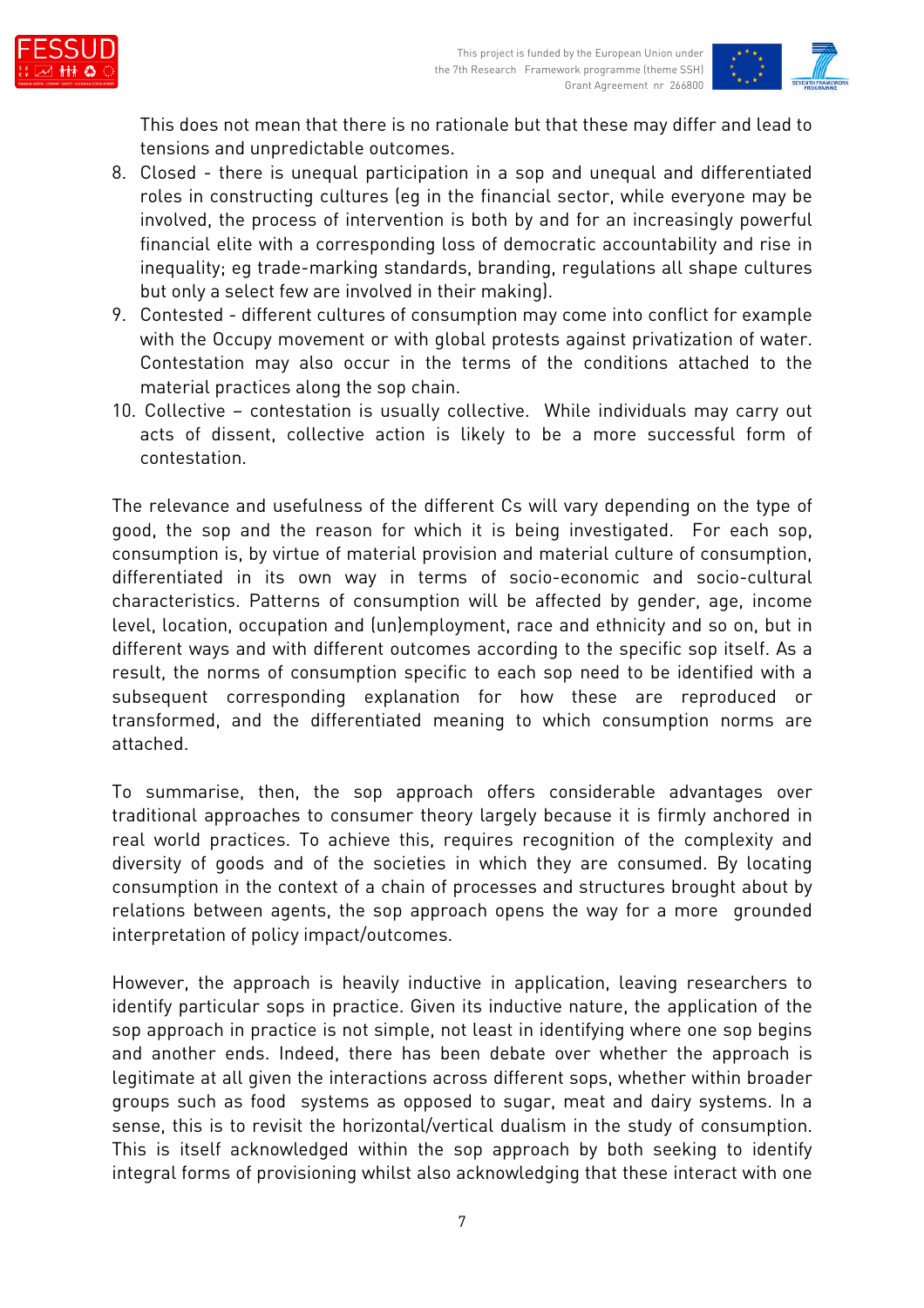This does not mean that there is no rationale but that these may differ and lead to tensions and unpredictable outcomes.

8. Closed - there is unequal participation in a sop and unequal and differentiated roles in constructing cultures (eg in the financial sector, while everyone may be involved, the process of intervention is both by and for an increasingly powerful financial elite with a corresponding loss of democratic accountability and rise in inequality; eg trade-marking standards, branding, regulations all shape cultures but only a select few are involved in their making).
9. Contested - different cultures of consumption may come into conflict for example with the Occupy movement or with global protests against privatization of water. Contestation may also occur in the terms of the conditions attached to the material practices along the sop chain.
10. Collective – contestation is usually collective. While individuals may carry out acts of dissent, collective action is likely to be a more successful form of contestation.

The relevance and usefulness of the different Cs will vary depending on the type of good, the sop and the reason for which it is being investigated. For each sop, consumption is, by virtue of material provision and material culture of consumption, differentiated in its own way in terms of socio-economic and socio-cultural characteristics. Patterns of consumption will be affected by gender, age, income level, location, occupation and (un)employment, race and ethnicity and so on, but in different ways and with different outcomes according to the specific sop itself. As a result, the norms of consumption specific to each sop need to be identified with a subsequent corresponding explanation for how these are reproduced or transformed, and the differentiated meaning to which consumption norms are attached.

To summarise, then, the sop approach offers considerable advantages over traditional approaches to consumer theory largely because it is firmly anchored in real world practices. To achieve this, requires recognition of the complexity and diversity of goods and of the societies in which they are consumed. By locating consumption in the context of a chain of processes and structures brought about by relations between agents, the sop approach opens the way for a more grounded interpretation of policy impact/outcomes.

However, the approach is heavily inductive in application, leaving researchers to identify particular sops in practice. Given its inductive nature, the application of the sop approach in practice is not simple, not least in identifying where one sop begins and another ends. Indeed, there has been debate over whether the approach is legitimate at all given the interactions across different sops, whether within broader groups such as food systems as opposed to sugar, meat and dairy systems. In a sense, this is to revisit the horizontal/vertical dualism in the study of consumption. This is itself acknowledged within the sop approach by both seeking to identify integral forms of provisioning whilst also acknowledging that these interact with one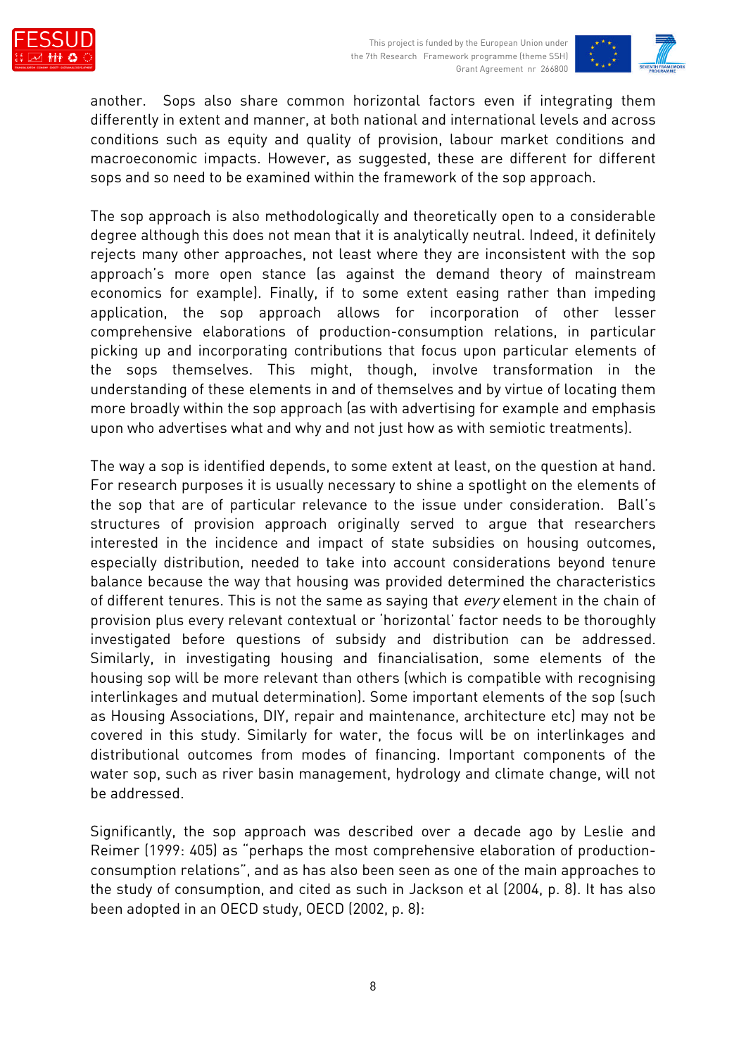another. Sops also share common horizontal factors even if integrating them differently in extent and manner, at both national and international levels and across conditions such as equity and quality of provision, labour market conditions and macroeconomic impacts. However, as suggested, these are different for different sops and so need to be examined within the framework of the sop approach.

The sop approach is also methodologically and theoretically open to a considerable degree although this does not mean that it is analytically neutral. Indeed, it definitely rejects many other approaches, not least where they are inconsistent with the sop approach's more open stance (as against the demand theory of mainstream economics for example). Finally, if to some extent easing rather than impeding application, the sop approach allows for incorporation of other lesser comprehensive elaborations of production-consumption relations, in particular picking up and incorporating contributions that focus upon particular elements of the sops themselves. This might, though, involve transformation in the understanding of these elements in and of themselves and by virtue of locating them more broadly within the sop approach (as with advertising for example and emphasis upon who advertises what and why and not just how as with semiotic treatments).

The way a sop is identified depends, to some extent at least, on the question at hand. For research purposes it is usually necessary to shine a spotlight on the elements of the sop that are of particular relevance to the issue under consideration. Ball's structures of provision approach originally served to argue that researchers interested in the incidence and impact of state subsidies on housing outcomes, especially distribution, needed to take into account considerations beyond tenure balance because the way that housing was provided determined the characteristics of different tenures. This is not the same as saying that *every* element in the chain of provision plus every relevant contextual or 'horizontal' factor needs to be thoroughly investigated before questions of subsidy and distribution can be addressed. Similarly, in investigating housing and financialisation, some elements of the housing sop will be more relevant than others (which is compatible with recognising interlinkages and mutual determination). Some important elements of the sop (such as Housing Associations, DIY, repair and maintenance, architecture etc) may not be covered in this study. Similarly for water, the focus will be on interlinkages and distributional outcomes from modes of financing. Important components of the water sop, such as river basin management, hydrology and climate change, will not be addressed.

Significantly, the sop approach was described over a decade ago by Leslie and Reimer (1999: 405) as "perhaps the most comprehensive elaboration of production-consumption relations", and as has also been seen as one of the main approaches to the study of consumption, and cited as such in Jackson et al (2004, p. 8). It has also been adopted in an OECD study, OECD (2002, p. 8):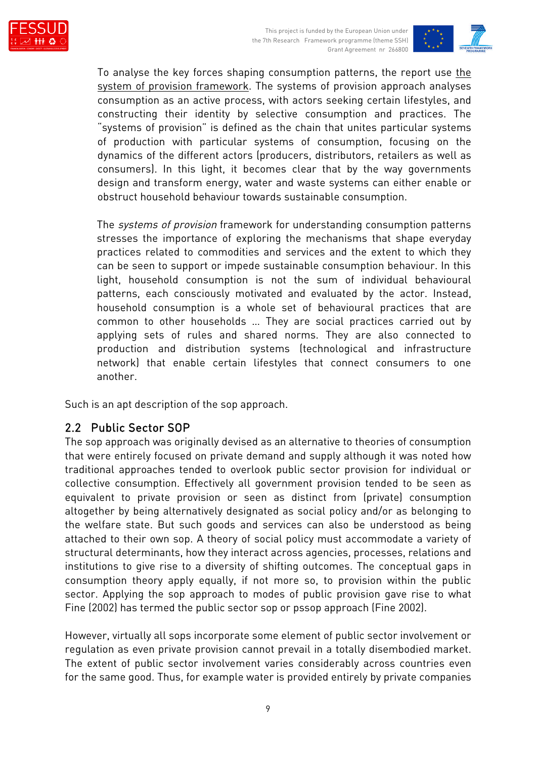> To analyse the key forces shaping consumption patterns, the report use the system of provision framework. The systems of provision approach analyses consumption as an active process, with actors seeking certain lifestyles, and constructing their identity by selective consumption and practices. The "systems of provision" is defined as the chain that unites particular systems of production with particular systems of consumption, focusing on the dynamics of the different actors (producers, distributors, retailers as well as consumers). In this light, it becomes clear that by the way governments design and transform energy, water and waste systems can either enable or obstruct household behaviour towards sustainable consumption.
>
> The *systems of provision* framework for understanding consumption patterns stresses the importance of exploring the mechanisms that shape everyday practices related to commodities and services and the extent to which they can be seen to support or impede sustainable consumption behaviour. In this light, household consumption is not the sum of individual behavioural patterns, each consciously motivated and evaluated by the actor. Instead, household consumption is a whole set of behavioural practices that are common to other households … They are social practices carried out by applying sets of rules and shared norms. They are also connected to production and distribution systems (technological and infrastructure network) that enable certain lifestyles that connect consumers to one another.

Such is an apt description of the sop approach.

## 2.2 Public Sector SOP

The sop approach was originally devised as an alternative to theories of consumption that were entirely focused on private demand and supply although it was noted how traditional approaches tended to overlook public sector provision for individual or collective consumption. Effectively all government provision tended to be seen as equivalent to private provision or seen as distinct from (private) consumption altogether by being alternatively designated as social policy and/or as belonging to the welfare state. But such goods and services can also be understood as being attached to their own sop. A theory of social policy must accommodate a variety of structural determinants, how they interact across agencies, processes, relations and institutions to give rise to a diversity of shifting outcomes. The conceptual gaps in consumption theory apply equally, if not more so, to provision within the public sector. Applying the sop approach to modes of public provision gave rise to what Fine (2002) has termed the public sector sop or pssop approach (Fine 2002).

However, virtually all sops incorporate some element of public sector involvement or regulation as even private provision cannot prevail in a totally disembodied market. The extent of public sector involvement varies considerably across countries even for the same good. Thus, for example water is provided entirely by private companies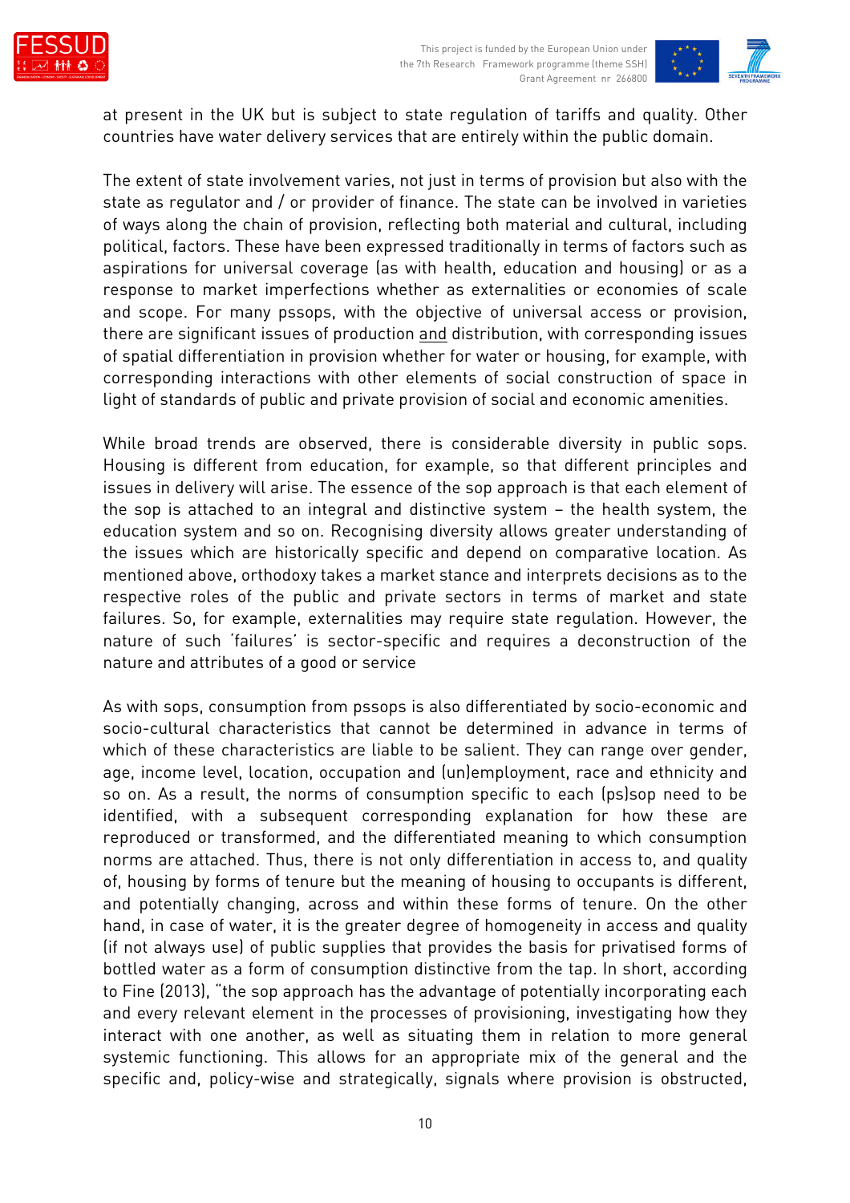at present in the UK but is subject to state regulation of tariffs and quality. Other countries have water delivery services that are entirely within the public domain.

The extent of state involvement varies, not just in terms of provision but also with the state as regulator and / or provider of finance. The state can be involved in varieties of ways along the chain of provision, reflecting both material and cultural, including political, factors. These have been expressed traditionally in terms of factors such as aspirations for universal coverage (as with health, education and housing) or as a response to market imperfections whether as externalities or economies of scale and scope. For many pssops, with the objective of universal access or provision, there are significant issues of production <u>and</u> distribution, with corresponding issues of spatial differentiation in provision whether for water or housing, for example, with corresponding interactions with other elements of social construction of space in light of standards of public and private provision of social and economic amenities.

While broad trends are observed, there is considerable diversity in public sops. Housing is different from education, for example, so that different principles and issues in delivery will arise. The essence of the sop approach is that each element of the sop is attached to an integral and distinctive system – the health system, the education system and so on. Recognising diversity allows greater understanding of the issues which are historically specific and depend on comparative location. As mentioned above, orthodoxy takes a market stance and interprets decisions as to the respective roles of the public and private sectors in terms of market and state failures. So, for example, externalities may require state regulation. However, the nature of such 'failures' is sector-specific and requires a deconstruction of the nature and attributes of a good or service

As with sops, consumption from pssops is also differentiated by socio-economic and socio-cultural characteristics that cannot be determined in advance in terms of which of these characteristics are liable to be salient. They can range over gender, age, income level, location, occupation and (un)employment, race and ethnicity and so on. As a result, the norms of consumption specific to each (ps)sop need to be identified, with a subsequent corresponding explanation for how these are reproduced or transformed, and the differentiated meaning to which consumption norms are attached. Thus, there is not only differentiation in access to, and quality of, housing by forms of tenure but the meaning of housing to occupants is different, and potentially changing, across and within these forms of tenure. On the other hand, in case of water, it is the greater degree of homogeneity in access and quality (if not always use) of public supplies that provides the basis for privatised forms of bottled water as a form of consumption distinctive from the tap. In short, according to Fine (2013), "the sop approach has the advantage of potentially incorporating each and every relevant element in the processes of provisioning, investigating how they interact with one another, as well as situating them in relation to more general systemic functioning. This allows for an appropriate mix of the general and the specific and, policy-wise and strategically, signals where provision is obstructed,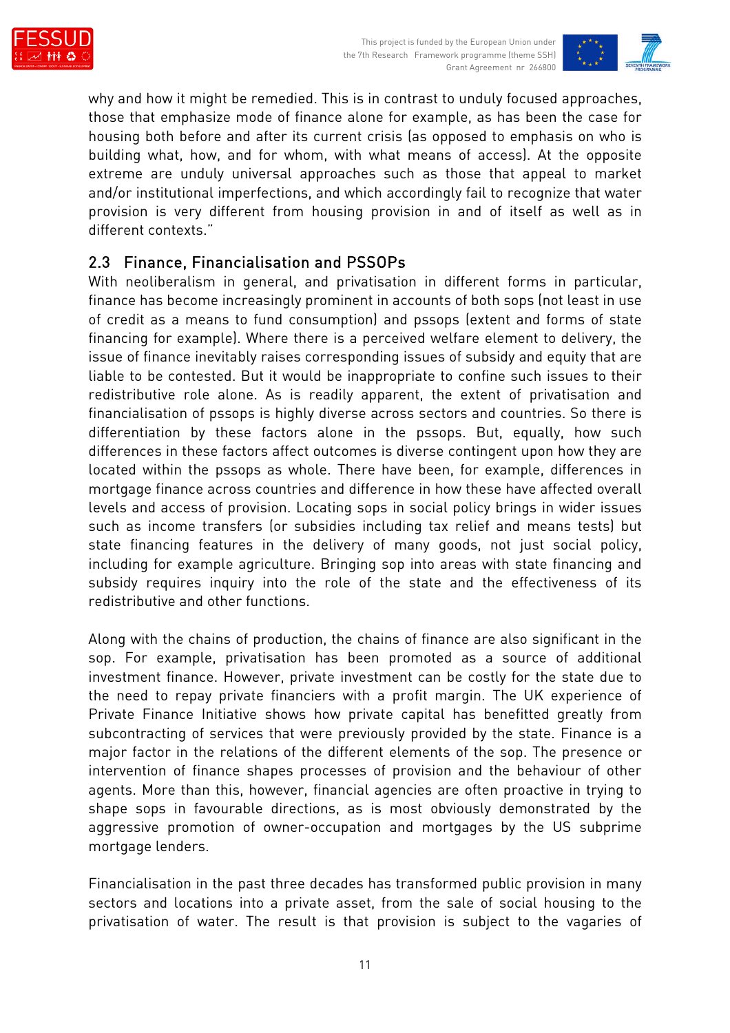why and how it might be remedied. This is in contrast to unduly focused approaches, those that emphasize mode of finance alone for example, as has been the case for housing both before and after its current crisis (as opposed to emphasis on who is building what, how, and for whom, with what means of access). At the opposite extreme are unduly universal approaches such as those that appeal to market and/or institutional imperfections, and which accordingly fail to recognize that water provision is very different from housing provision in and of itself as well as in different contexts."

## 2.3 Finance, Financialisation and PSSOPs

With neoliberalism in general, and privatisation in different forms in particular, finance has become increasingly prominent in accounts of both sops (not least in use of credit as a means to fund consumption) and pssops (extent and forms of state financing for example). Where there is a perceived welfare element to delivery, the issue of finance inevitably raises corresponding issues of subsidy and equity that are liable to be contested. But it would be inappropriate to confine such issues to their redistributive role alone. As is readily apparent, the extent of privatisation and financialisation of pssops is highly diverse across sectors and countries. So there is differentiation by these factors alone in the pssops. But, equally, how such differences in these factors affect outcomes is diverse contingent upon how they are located within the pssops as whole. There have been, for example, differences in mortgage finance across countries and difference in how these have affected overall levels and access of provision. Locating sops in social policy brings in wider issues such as income transfers (or subsidies including tax relief and means tests) but state financing features in the delivery of many goods, not just social policy, including for example agriculture. Bringing sop into areas with state financing and subsidy requires inquiry into the role of the state and the effectiveness of its redistributive and other functions.

Along with the chains of production, the chains of finance are also significant in the sop. For example, privatisation has been promoted as a source of additional investment finance. However, private investment can be costly for the state due to the need to repay private financiers with a profit margin. The UK experience of Private Finance Initiative shows how private capital has benefitted greatly from subcontracting of services that were previously provided by the state. Finance is a major factor in the relations of the different elements of the sop. The presence or intervention of finance shapes processes of provision and the behaviour of other agents. More than this, however, financial agencies are often proactive in trying to shape sops in favourable directions, as is most obviously demonstrated by the aggressive promotion of owner-occupation and mortgages by the US subprime mortgage lenders.

Financialisation in the past three decades has transformed public provision in many sectors and locations into a private asset, from the sale of social housing to the privatisation of water. The result is that provision is subject to the vagaries of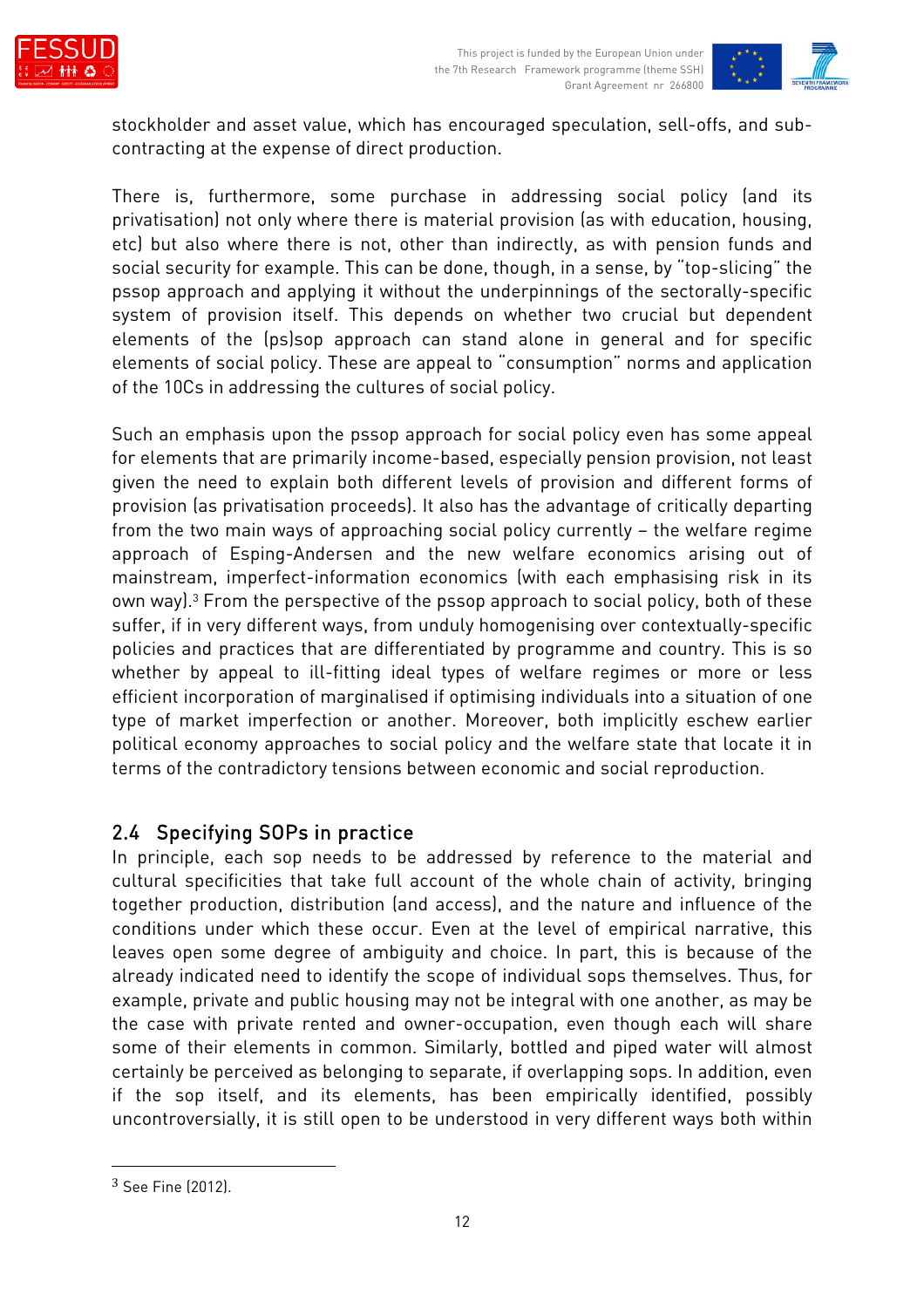stockholder and asset value, which has encouraged speculation, sell-offs, and sub-contracting at the expense of direct production.

There is, furthermore, some purchase in addressing social policy (and its privatisation) not only where there is material provision (as with education, housing, etc) but also where there is not, other than indirectly, as with pension funds and social security for example. This can be done, though, in a sense, by "top-slicing" the pssop approach and applying it without the underpinnings of the sectorally-specific system of provision itself. This depends on whether two crucial but dependent elements of the (ps)sop approach can stand alone in general and for specific elements of social policy. These are appeal to "consumption" norms and application of the 10Cs in addressing the cultures of social policy.

Such an emphasis upon the pssop approach for social policy even has some appeal for elements that are primarily income-based, especially pension provision, not least given the need to explain both different levels of provision and different forms of provision (as privatisation proceeds). It also has the advantage of critically departing from the two main ways of approaching social policy currently – the welfare regime approach of Esping-Andersen and the new welfare economics arising out of mainstream, imperfect-information economics (with each emphasising risk in its own way).[3] From the perspective of the pssop approach to social policy, both of these suffer, if in very different ways, from unduly homogenising over contextually-specific policies and practices that are differentiated by programme and country. This is so whether by appeal to ill-fitting ideal types of welfare regimes or more or less efficient incorporation of marginalised if optimising individuals into a situation of one type of market imperfection or another. Moreover, both implicitly eschew earlier political economy approaches to social policy and the welfare state that locate it in terms of the contradictory tensions between economic and social reproduction.

## 2.4 Specifying SOPs in practice

In principle, each sop needs to be addressed by reference to the material and cultural specificities that take full account of the whole chain of activity, bringing together production, distribution (and access), and the nature and influence of the conditions under which these occur. Even at the level of empirical narrative, this leaves open some degree of ambiguity and choice. In part, this is because of the already indicated need to identify the scope of individual sops themselves. Thus, for example, private and public housing may not be integral with one another, as may be the case with private rented and owner-occupation, even though each will share some of their elements in common. Similarly, bottled and piped water will almost certainly be perceived as belonging to separate, if overlapping sops. In addition, even if the sop itself, and its elements, has been empirically identified, possibly uncontroversially, it is still open to be understood in very different ways both within

[3] See Fine (2012).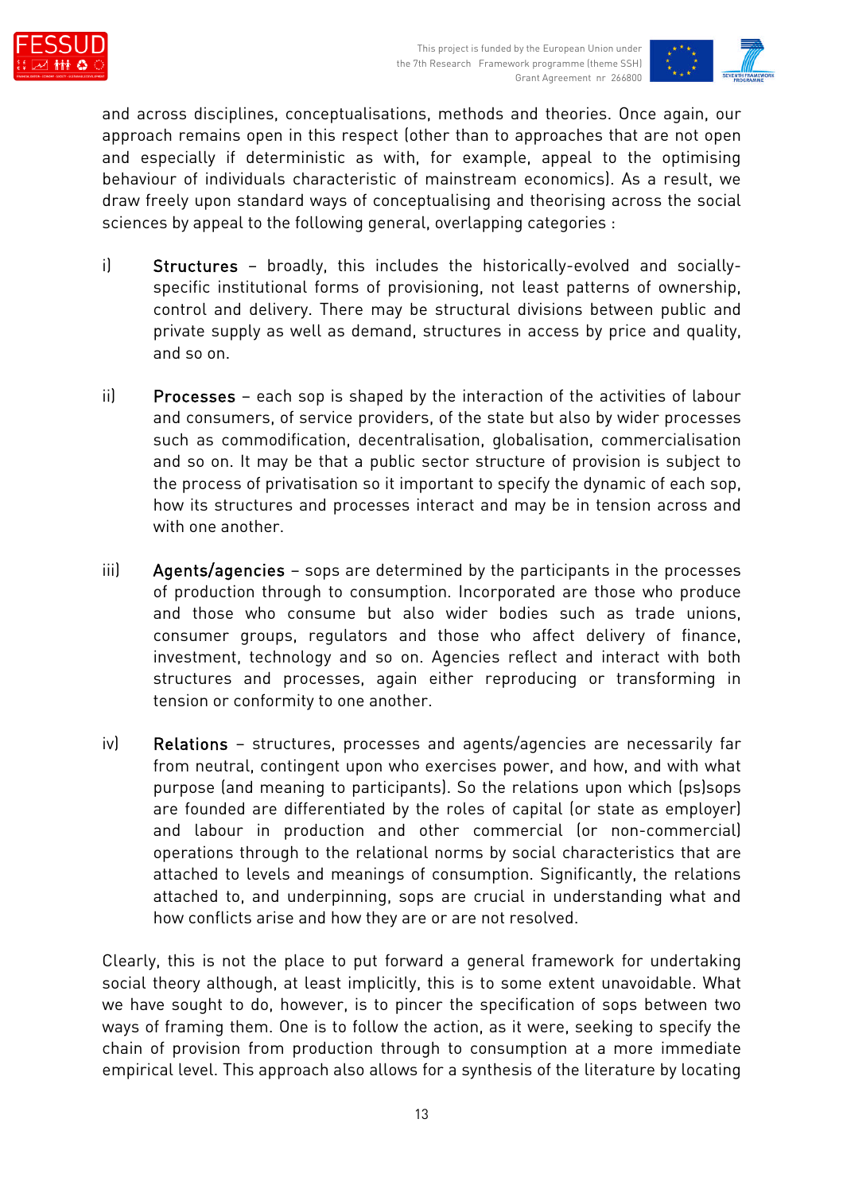and across disciplines, conceptualisations, methods and theories. Once again, our approach remains open in this respect (other than to approaches that are not open and especially if deterministic as with, for example, appeal to the optimising behaviour of individuals characteristic of mainstream economics). As a result, we draw freely upon standard ways of conceptualising and theorising across the social sciences by appeal to the following general, overlapping categories :

i) **Structures** – broadly, this includes the historically-evolved and socially-specific institutional forms of provisioning, not least patterns of ownership, control and delivery. There may be structural divisions between public and private supply as well as demand, structures in access by price and quality, and so on.

ii) **Processes** – each sop is shaped by the interaction of the activities of labour and consumers, of service providers, of the state but also by wider processes such as commodification, decentralisation, globalisation, commercialisation and so on. It may be that a public sector structure of provision is subject to the process of privatisation so it important to specify the dynamic of each sop, how its structures and processes interact and may be in tension across and with one another.

iii) **Agents/agencies** – sops are determined by the participants in the processes of production through to consumption. Incorporated are those who produce and those who consume but also wider bodies such as trade unions, consumer groups, regulators and those who affect delivery of finance, investment, technology and so on. Agencies reflect and interact with both structures and processes, again either reproducing or transforming in tension or conformity to one another.

iv) **Relations** – structures, processes and agents/agencies are necessarily far from neutral, contingent upon who exercises power, and how, and with what purpose (and meaning to participants). So the relations upon which (ps)sops are founded are differentiated by the roles of capital (or state as employer) and labour in production and other commercial (or non-commercial) operations through to the relational norms by social characteristics that are attached to levels and meanings of consumption. Significantly, the relations attached to, and underpinning, sops are crucial in understanding what and how conflicts arise and how they are or are not resolved.

Clearly, this is not the place to put forward a general framework for undertaking social theory although, at least implicitly, this is to some extent unavoidable. What we have sought to do, however, is to pincer the specification of sops between two ways of framing them. One is to follow the action, as it were, seeking to specify the chain of provision from production through to consumption at a more immediate empirical level. This approach also allows for a synthesis of the literature by locating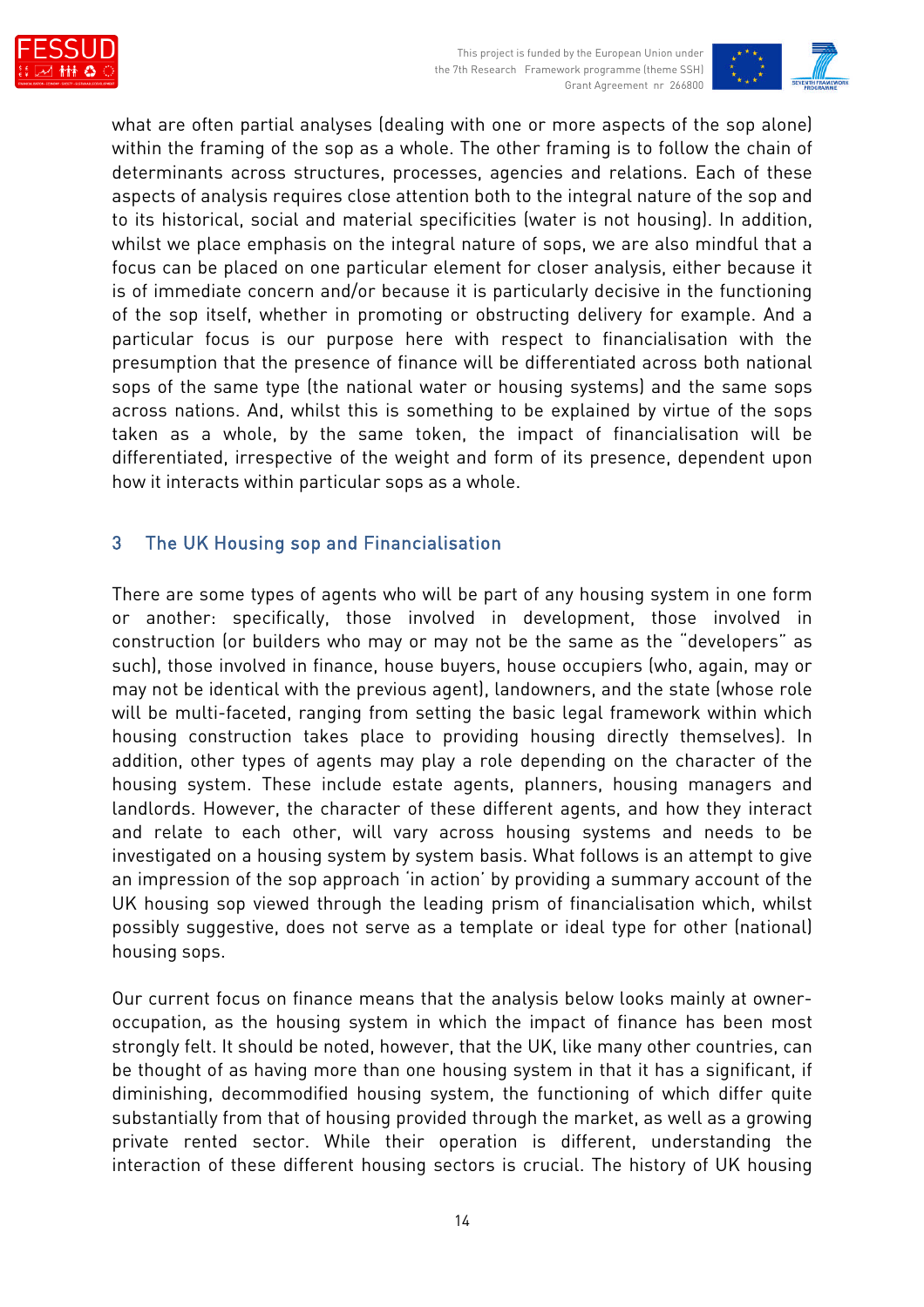what are often partial analyses (dealing with one or more aspects of the sop alone) within the framing of the sop as a whole. The other framing is to follow the chain of determinants across structures, processes, agencies and relations. Each of these aspects of analysis requires close attention both to the integral nature of the sop and to its historical, social and material specificities (water is not housing). In addition, whilst we place emphasis on the integral nature of sops, we are also mindful that a focus can be placed on one particular element for closer analysis, either because it is of immediate concern and/or because it is particularly decisive in the functioning of the sop itself, whether in promoting or obstructing delivery for example. And a particular focus is our purpose here with respect to financialisation with the presumption that the presence of finance will be differentiated across both national sops of the same type (the national water or housing systems) and the same sops across nations. And, whilst this is something to be explained by virtue of the sops taken as a whole, by the same token, the impact of financialisation will be differentiated, irrespective of the weight and form of its presence, dependent upon how it interacts within particular sops as a whole.

## 3 The UK Housing sop and Financialisation

There are some types of agents who will be part of any housing system in one form or another: specifically, those involved in development, those involved in construction (or builders who may or may not be the same as the "developers" as such), those involved in finance, house buyers, house occupiers (who, again, may or may not be identical with the previous agent), landowners, and the state (whose role will be multi-faceted, ranging from setting the basic legal framework within which housing construction takes place to providing housing directly themselves). In addition, other types of agents may play a role depending on the character of the housing system. These include estate agents, planners, housing managers and landlords. However, the character of these different agents, and how they interact and relate to each other, will vary across housing systems and needs to be investigated on a housing system by system basis. What follows is an attempt to give an impression of the sop approach 'in action' by providing a summary account of the UK housing sop viewed through the leading prism of financialisation which, whilst possibly suggestive, does not serve as a template or ideal type for other (national) housing sops.

Our current focus on finance means that the analysis below looks mainly at owner-occupation, as the housing system in which the impact of finance has been most strongly felt. It should be noted, however, that the UK, like many other countries, can be thought of as having more than one housing system in that it has a significant, if diminishing, decommodified housing system, the functioning of which differ quite substantially from that of housing provided through the market, as well as a growing private rented sector. While their operation is different, understanding the interaction of these different housing sectors is crucial. The history of UK housing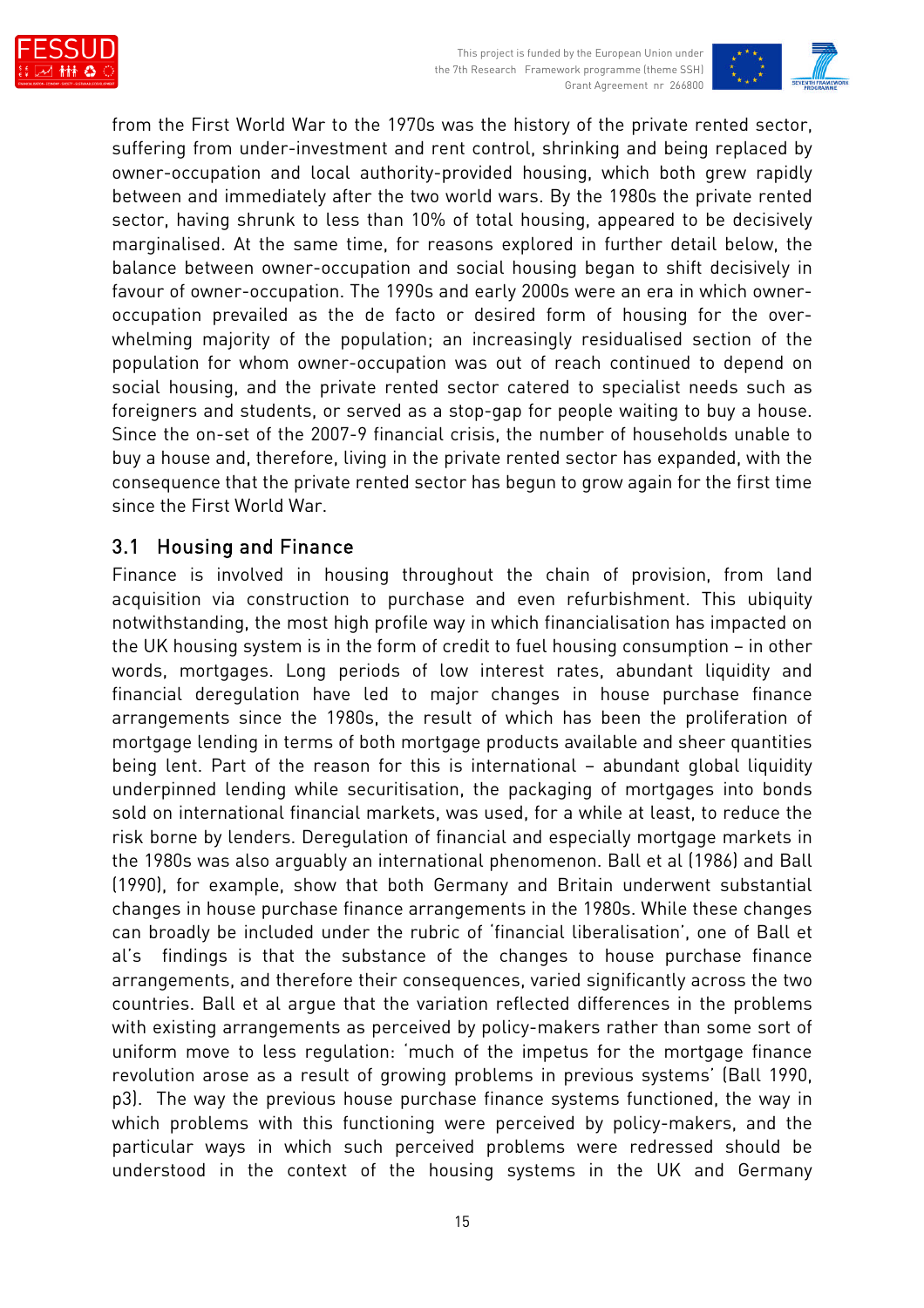from the First World War to the 1970s was the history of the private rented sector, suffering from under-investment and rent control, shrinking and being replaced by owner-occupation and local authority-provided housing, which both grew rapidly between and immediately after the two world wars. By the 1980s the private rented sector, having shrunk to less than 10% of total housing, appeared to be decisively marginalised. At the same time, for reasons explored in further detail below, the balance between owner-occupation and social housing began to shift decisively in favour of owner-occupation. The 1990s and early 2000s were an era in which owner-occupation prevailed as the de facto or desired form of housing for the over-whelming majority of the population; an increasingly residualised section of the population for whom owner-occupation was out of reach continued to depend on social housing, and the private rented sector catered to specialist needs such as foreigners and students, or served as a stop-gap for people waiting to buy a house. Since the on-set of the 2007-9 financial crisis, the number of households unable to buy a house and, therefore, living in the private rented sector has expanded, with the consequence that the private rented sector has begun to grow again for the first time since the First World War.

## 3.1 Housing and Finance

Finance is involved in housing throughout the chain of provision, from land acquisition via construction to purchase and even refurbishment. This ubiquity notwithstanding, the most high profile way in which financialisation has impacted on the UK housing system is in the form of credit to fuel housing consumption – in other words, mortgages. Long periods of low interest rates, abundant liquidity and financial deregulation have led to major changes in house purchase finance arrangements since the 1980s, the result of which has been the proliferation of mortgage lending in terms of both mortgage products available and sheer quantities being lent. Part of the reason for this is international – abundant global liquidity underpinned lending while securitisation, the packaging of mortgages into bonds sold on international financial markets, was used, for a while at least, to reduce the risk borne by lenders. Deregulation of financial and especially mortgage markets in the 1980s was also arguably an international phenomenon. Ball et al (1986) and Ball (1990), for example, show that both Germany and Britain underwent substantial changes in house purchase finance arrangements in the 1980s. While these changes can broadly be included under the rubric of 'financial liberalisation', one of Ball et al's findings is that the substance of the changes to house purchase finance arrangements, and therefore their consequences, varied significantly across the two countries. Ball et al argue that the variation reflected differences in the problems with existing arrangements as perceived by policy-makers rather than some sort of uniform move to less regulation: 'much of the impetus for the mortgage finance revolution arose as a result of growing problems in previous systems' (Ball 1990, p3). The way the previous house purchase finance systems functioned, the way in which problems with this functioning were perceived by policy-makers, and the particular ways in which such perceived problems were redressed should be understood in the context of the housing systems in the UK and Germany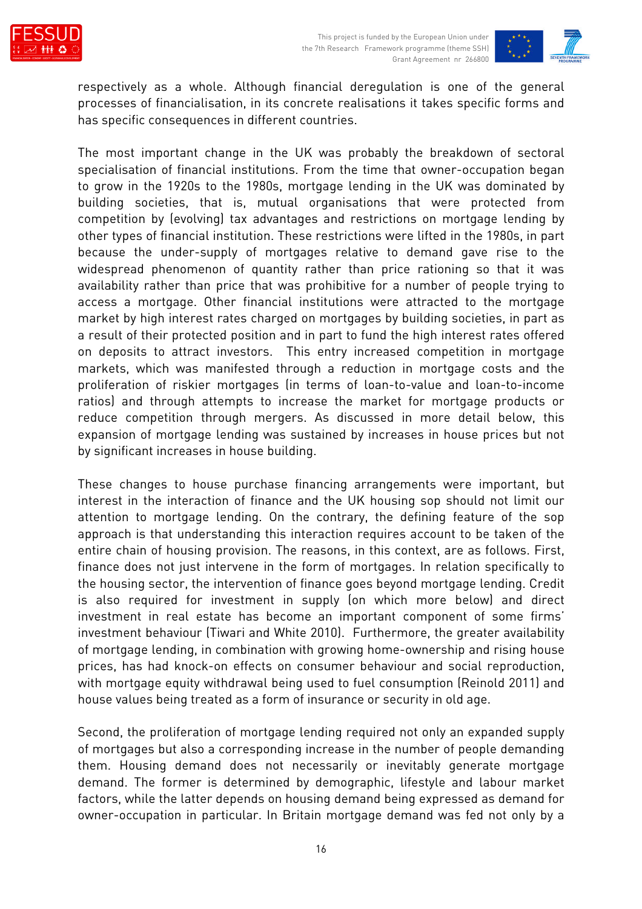respectively as a whole. Although financial deregulation is one of the general processes of financialisation, in its concrete realisations it takes specific forms and has specific consequences in different countries.

The most important change in the UK was probably the breakdown of sectoral specialisation of financial institutions. From the time that owner-occupation began to grow in the 1920s to the 1980s, mortgage lending in the UK was dominated by building societies, that is, mutual organisations that were protected from competition by (evolving) tax advantages and restrictions on mortgage lending by other types of financial institution. These restrictions were lifted in the 1980s, in part because the under-supply of mortgages relative to demand gave rise to the widespread phenomenon of quantity rather than price rationing so that it was availability rather than price that was prohibitive for a number of people trying to access a mortgage. Other financial institutions were attracted to the mortgage market by high interest rates charged on mortgages by building societies, in part as a result of their protected position and in part to fund the high interest rates offered on deposits to attract investors. This entry increased competition in mortgage markets, which was manifested through a reduction in mortgage costs and the proliferation of riskier mortgages (in terms of loan-to-value and loan-to-income ratios) and through attempts to increase the market for mortgage products or reduce competition through mergers. As discussed in more detail below, this expansion of mortgage lending was sustained by increases in house prices but not by significant increases in house building.

These changes to house purchase financing arrangements were important, but interest in the interaction of finance and the UK housing sop should not limit our attention to mortgage lending. On the contrary, the defining feature of the sop approach is that understanding this interaction requires account to be taken of the entire chain of housing provision. The reasons, in this context, are as follows. First, finance does not just intervene in the form of mortgages. In relation specifically to the housing sector, the intervention of finance goes beyond mortgage lending. Credit is also required for investment in supply (on which more below) and direct investment in real estate has become an important component of some firms' investment behaviour (Tiwari and White 2010). Furthermore, the greater availability of mortgage lending, in combination with growing home-ownership and rising house prices, has had knock-on effects on consumer behaviour and social reproduction, with mortgage equity withdrawal being used to fuel consumption (Reinold 2011) and house values being treated as a form of insurance or security in old age.

Second, the proliferation of mortgage lending required not only an expanded supply of mortgages but also a corresponding increase in the number of people demanding them. Housing demand does not necessarily or inevitably generate mortgage demand. The former is determined by demographic, lifestyle and labour market factors, while the latter depends on housing demand being expressed as demand for owner-occupation in particular. In Britain mortgage demand was fed not only by a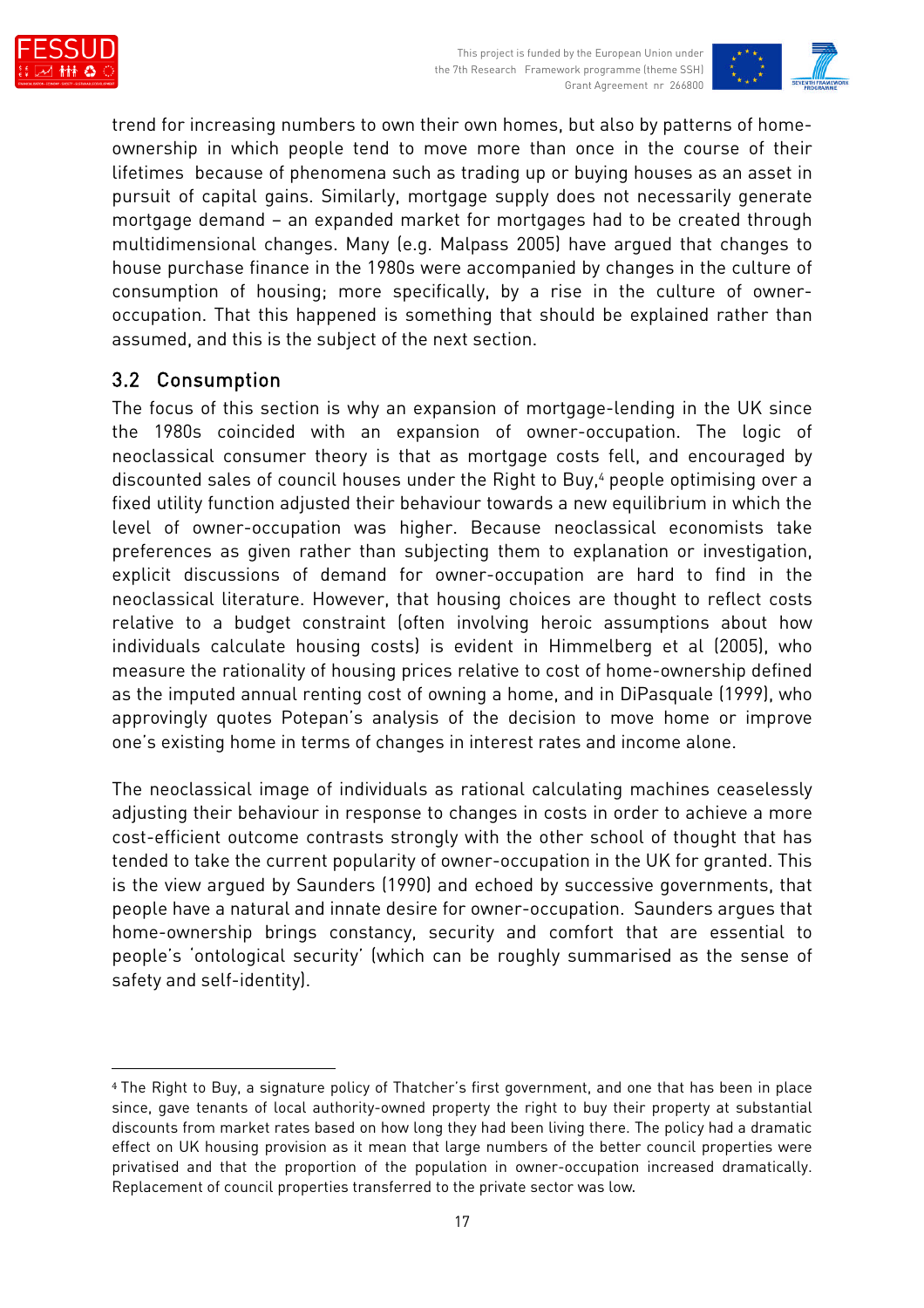trend for increasing numbers to own their own homes, but also by patterns of home-ownership in which people tend to move more than once in the course of their lifetimes because of phenomena such as trading up or buying houses as an asset in pursuit of capital gains. Similarly, mortgage supply does not necessarily generate mortgage demand – an expanded market for mortgages had to be created through multidimensional changes. Many (e.g. Malpass 2005) have argued that changes to house purchase finance in the 1980s were accompanied by changes in the culture of consumption of housing; more specifically, by a rise in the culture of owner-occupation. That this happened is something that should be explained rather than assumed, and this is the subject of the next section.

## 3.2 Consumption

The focus of this section is why an expansion of mortgage-lending in the UK since the 1980s coincided with an expansion of owner-occupation. The logic of neoclassical consumer theory is that as mortgage costs fell, and encouraged by discounted sales of council houses under the Right to Buy,[4] people optimising over a fixed utility function adjusted their behaviour towards a new equilibrium in which the level of owner-occupation was higher. Because neoclassical economists take preferences as given rather than subjecting them to explanation or investigation, explicit discussions of demand for owner-occupation are hard to find in the neoclassical literature. However, that housing choices are thought to reflect costs relative to a budget constraint (often involving heroic assumptions about how individuals calculate housing costs) is evident in Himmelberg et al (2005), who measure the rationality of housing prices relative to cost of home-ownership defined as the imputed annual renting cost of owning a home, and in DiPasquale (1999), who approvingly quotes Potepan's analysis of the decision to move home or improve one's existing home in terms of changes in interest rates and income alone.

The neoclassical image of individuals as rational calculating machines ceaselessly adjusting their behaviour in response to changes in costs in order to achieve a more cost-efficient outcome contrasts strongly with the other school of thought that has tended to take the current popularity of owner-occupation in the UK for granted. This is the view argued by Saunders (1990) and echoed by successive governments, that people have a natural and innate desire for owner-occupation. Saunders argues that home-ownership brings constancy, security and comfort that are essential to people's 'ontological security' (which can be roughly summarised as the sense of safety and self-identity).

[4] The Right to Buy, a signature policy of Thatcher's first government, and one that has been in place since, gave tenants of local authority-owned property the right to buy their property at substantial discounts from market rates based on how long they had been living there. The policy had a dramatic effect on UK housing provision as it mean that large numbers of the better council properties were privatised and that the proportion of the population in owner-occupation increased dramatically. Replacement of council properties transferred to the private sector was low.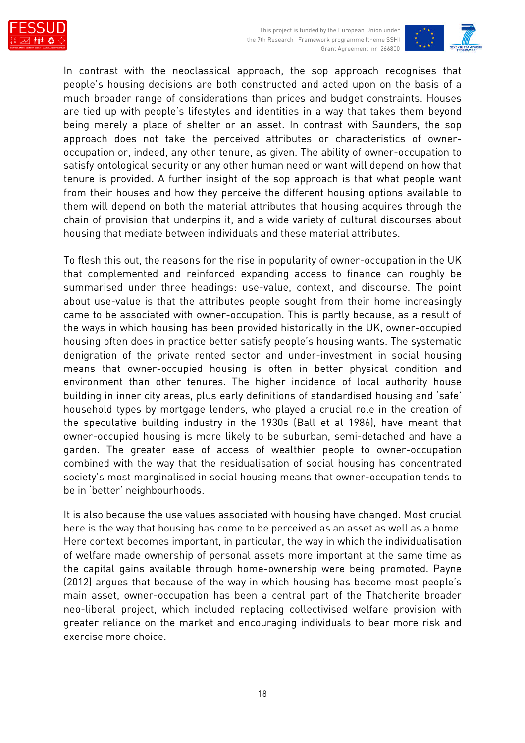In contrast with the neoclassical approach, the sop approach recognises that people's housing decisions are both constructed and acted upon on the basis of a much broader range of considerations than prices and budget constraints. Houses are tied up with people's lifestyles and identities in a way that takes them beyond being merely a place of shelter or an asset. In contrast with Saunders, the sop approach does not take the perceived attributes or characteristics of owner-occupation or, indeed, any other tenure, as given. The ability of owner-occupation to satisfy ontological security or any other human need or want will depend on how that tenure is provided. A further insight of the sop approach is that what people want from their houses and how they perceive the different housing options available to them will depend on both the material attributes that housing acquires through the chain of provision that underpins it, and a wide variety of cultural discourses about housing that mediate between individuals and these material attributes.

To flesh this out, the reasons for the rise in popularity of owner-occupation in the UK that complemented and reinforced expanding access to finance can roughly be summarised under three headings: use-value, context, and discourse. The point about use-value is that the attributes people sought from their home increasingly came to be associated with owner-occupation. This is partly because, as a result of the ways in which housing has been provided historically in the UK, owner-occupied housing often does in practice better satisfy people's housing wants. The systematic denigration of the private rented sector and under-investment in social housing means that owner-occupied housing is often in better physical condition and environment than other tenures. The higher incidence of local authority house building in inner city areas, plus early definitions of standardised housing and 'safe' household types by mortgage lenders, who played a crucial role in the creation of the speculative building industry in the 1930s (Ball et al 1986), have meant that owner-occupied housing is more likely to be suburban, semi-detached and have a garden. The greater ease of access of wealthier people to owner-occupation combined with the way that the residualisation of social housing has concentrated society's most marginalised in social housing means that owner-occupation tends to be in 'better' neighbourhoods.

It is also because the use values associated with housing have changed. Most crucial here is the way that housing has come to be perceived as an asset as well as a home. Here context becomes important, in particular, the way in which the individualisation of welfare made ownership of personal assets more important at the same time as the capital gains available through home-ownership were being promoted. Payne (2012) argues that because of the way in which housing has become most people's main asset, owner-occupation has been a central part of the Thatcherite broader neo-liberal project, which included replacing collectivised welfare provision with greater reliance on the market and encouraging individuals to bear more risk and exercise more choice.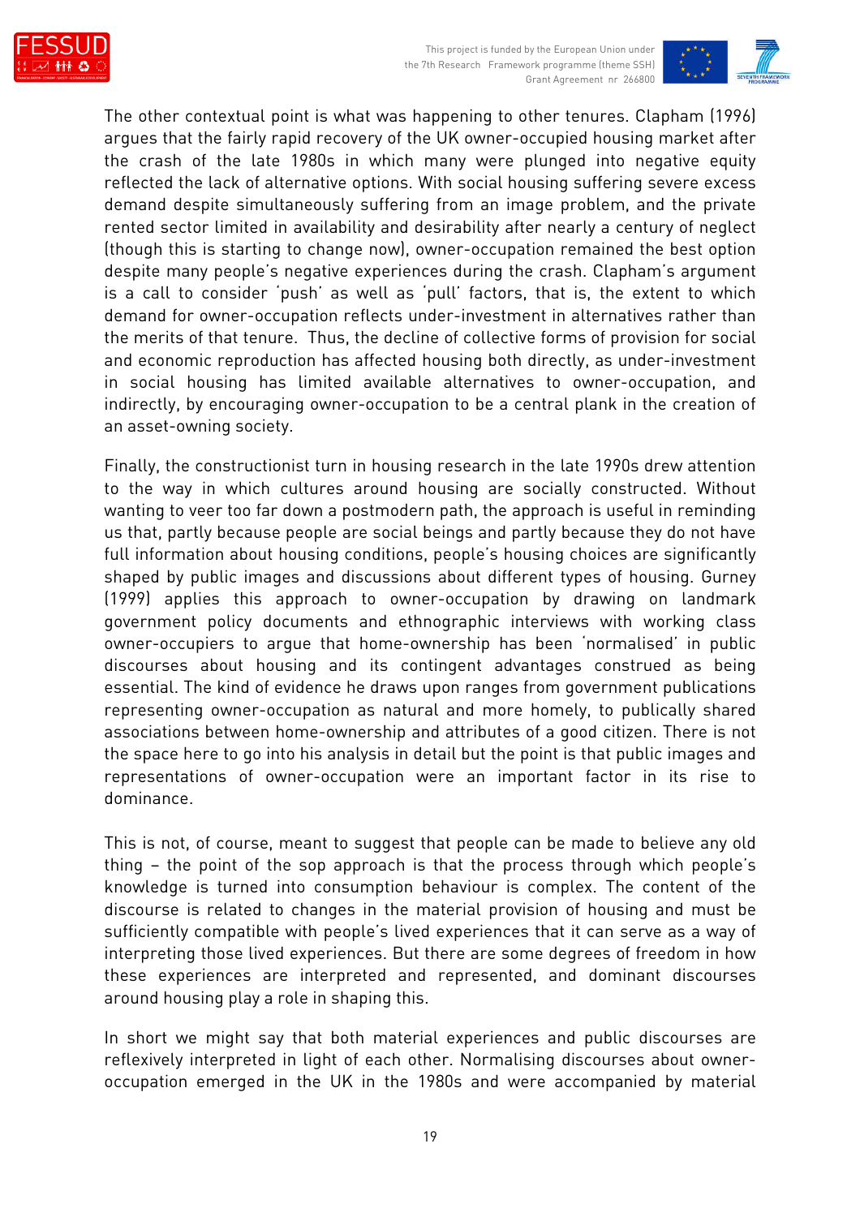The other contextual point is what was happening to other tenures. Clapham (1996) argues that the fairly rapid recovery of the UK owner-occupied housing market after the crash of the late 1980s in which many were plunged into negative equity reflected the lack of alternative options. With social housing suffering severe excess demand despite simultaneously suffering from an image problem, and the private rented sector limited in availability and desirability after nearly a century of neglect (though this is starting to change now), owner-occupation remained the best option despite many people's negative experiences during the crash. Clapham's argument is a call to consider 'push' as well as 'pull' factors, that is, the extent to which demand for owner-occupation reflects under-investment in alternatives rather than the merits of that tenure. Thus, the decline of collective forms of provision for social and economic reproduction has affected housing both directly, as under-investment in social housing has limited available alternatives to owner-occupation, and indirectly, by encouraging owner-occupation to be a central plank in the creation of an asset-owning society.

Finally, the constructionist turn in housing research in the late 1990s drew attention to the way in which cultures around housing are socially constructed. Without wanting to veer too far down a postmodern path, the approach is useful in reminding us that, partly because people are social beings and partly because they do not have full information about housing conditions, people's housing choices are significantly shaped by public images and discussions about different types of housing. Gurney (1999) applies this approach to owner-occupation by drawing on landmark government policy documents and ethnographic interviews with working class owner-occupiers to argue that home-ownership has been 'normalised' in public discourses about housing and its contingent advantages construed as being essential. The kind of evidence he draws upon ranges from government publications representing owner-occupation as natural and more homely, to publically shared associations between home-ownership and attributes of a good citizen. There is not the space here to go into his analysis in detail but the point is that public images and representations of owner-occupation were an important factor in its rise to dominance.

This is not, of course, meant to suggest that people can be made to believe any old thing – the point of the sop approach is that the process through which people's knowledge is turned into consumption behaviour is complex. The content of the discourse is related to changes in the material provision of housing and must be sufficiently compatible with people's lived experiences that it can serve as a way of interpreting those lived experiences. But there are some degrees of freedom in how these experiences are interpreted and represented, and dominant discourses around housing play a role in shaping this.

In short we might say that both material experiences and public discourses are reflexively interpreted in light of each other. Normalising discourses about owner-occupation emerged in the UK in the 1980s and were accompanied by material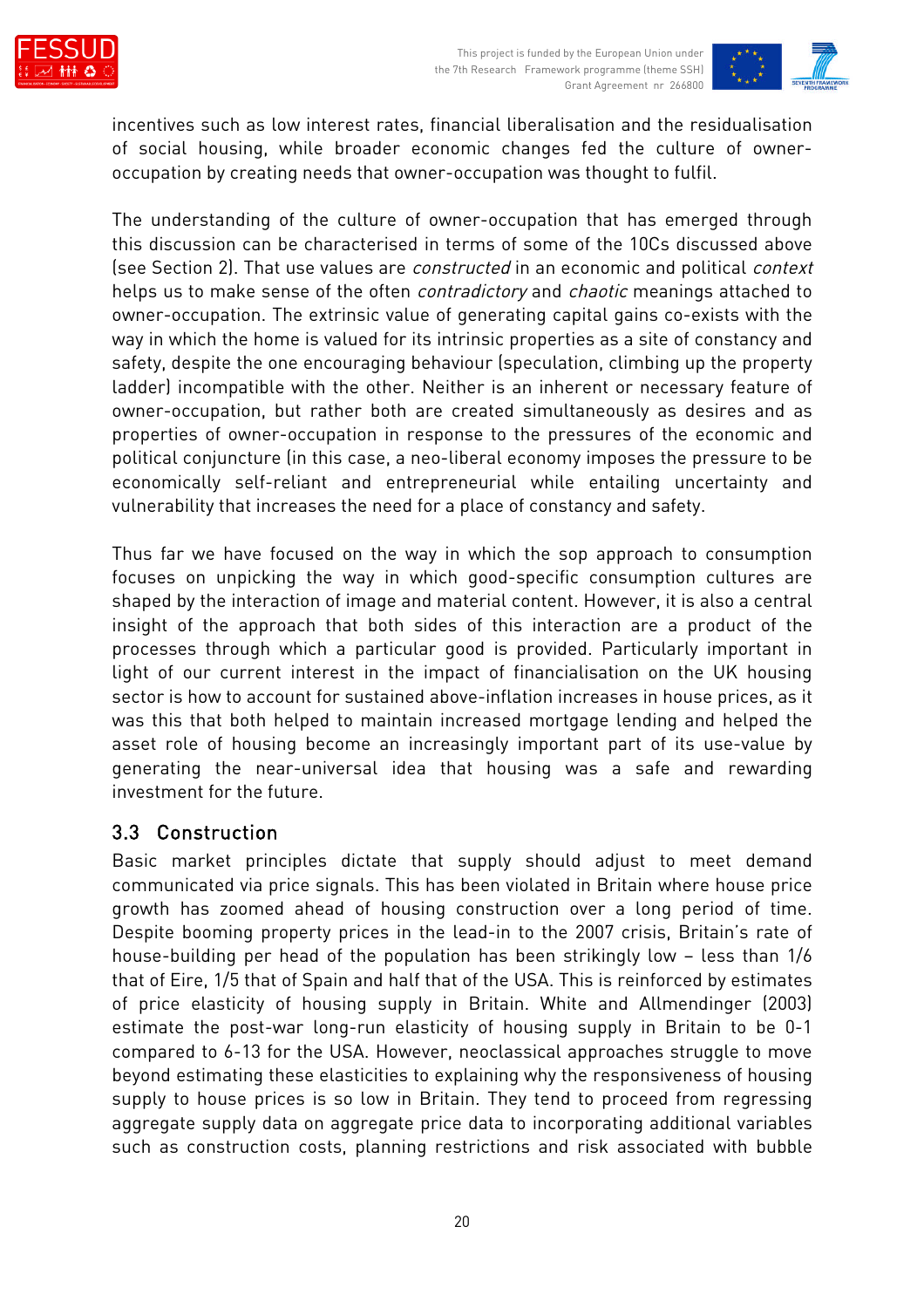incentives such as low interest rates, financial liberalisation and the residualisation of social housing, while broader economic changes fed the culture of owner-occupation by creating needs that owner-occupation was thought to fulfil.

The understanding of the culture of owner-occupation that has emerged through this discussion can be characterised in terms of some of the 10Cs discussed above (see Section 2). That use values are *constructed* in an economic and political *context* helps us to make sense of the often *contradictory* and *chaotic* meanings attached to owner-occupation. The extrinsic value of generating capital gains co-exists with the way in which the home is valued for its intrinsic properties as a site of constancy and safety, despite the one encouraging behaviour (speculation, climbing up the property ladder) incompatible with the other. Neither is an inherent or necessary feature of owner-occupation, but rather both are created simultaneously as desires and as properties of owner-occupation in response to the pressures of the economic and political conjuncture (in this case, a neo-liberal economy imposes the pressure to be economically self-reliant and entrepreneurial while entailing uncertainty and vulnerability that increases the need for a place of constancy and safety.

Thus far we have focused on the way in which the sop approach to consumption focuses on unpicking the way in which good-specific consumption cultures are shaped by the interaction of image and material content. However, it is also a central insight of the approach that both sides of this interaction are a product of the processes through which a particular good is provided. Particularly important in light of our current interest in the impact of financialisation on the UK housing sector is how to account for sustained above-inflation increases in house prices, as it was this that both helped to maintain increased mortgage lending and helped the asset role of housing become an increasingly important part of its use-value by generating the near-universal idea that housing was a safe and rewarding investment for the future.

## 3.3 Construction

Basic market principles dictate that supply should adjust to meet demand communicated via price signals. This has been violated in Britain where house price growth has zoomed ahead of housing construction over a long period of time. Despite booming property prices in the lead-in to the 2007 crisis, Britain's rate of house-building per head of the population has been strikingly low – less than 1/6 that of Eire, 1/5 that of Spain and half that of the USA. This is reinforced by estimates of price elasticity of housing supply in Britain. White and Allmendinger (2003) estimate the post-war long-run elasticity of housing supply in Britain to be 0-1 compared to 6-13 for the USA. However, neoclassical approaches struggle to move beyond estimating these elasticities to explaining why the responsiveness of housing supply to house prices is so low in Britain. They tend to proceed from regressing aggregate supply data on aggregate price data to incorporating additional variables such as construction costs, planning restrictions and risk associated with bubble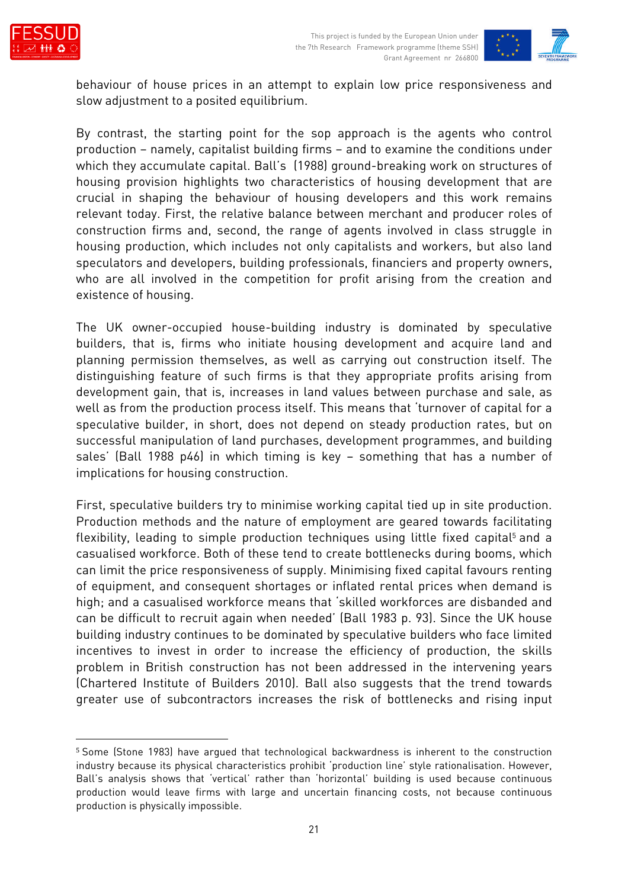behaviour of house prices in an attempt to explain low price responsiveness and slow adjustment to a posited equilibrium.

By contrast, the starting point for the sop approach is the agents who control production – namely, capitalist building firms – and to examine the conditions under which they accumulate capital. Ball's (1988) ground-breaking work on structures of housing provision highlights two characteristics of housing development that are crucial in shaping the behaviour of housing developers and this work remains relevant today. First, the relative balance between merchant and producer roles of construction firms and, second, the range of agents involved in class struggle in housing production, which includes not only capitalists and workers, but also land speculators and developers, building professionals, financiers and property owners, who are all involved in the competition for profit arising from the creation and existence of housing.

The UK owner-occupied house-building industry is dominated by speculative builders, that is, firms who initiate housing development and acquire land and planning permission themselves, as well as carrying out construction itself. The distinguishing feature of such firms is that they appropriate profits arising from development gain, that is, increases in land values between purchase and sale, as well as from the production process itself. This means that 'turnover of capital for a speculative builder, in short, does not depend on steady production rates, but on successful manipulation of land purchases, development programmes, and building sales' (Ball 1988 p46) in which timing is key – something that has a number of implications for housing construction.

First, speculative builders try to minimise working capital tied up in site production. Production methods and the nature of employment are geared towards facilitating flexibility, leading to simple production techniques using little fixed capital[5] and a casualised workforce. Both of these tend to create bottlenecks during booms, which can limit the price responsiveness of supply. Minimising fixed capital favours renting of equipment, and consequent shortages or inflated rental prices when demand is high; and a casualised workforce means that 'skilled workforces are disbanded and can be difficult to recruit again when needed' (Ball 1983 p. 93). Since the UK house building industry continues to be dominated by speculative builders who face limited incentives to invest in order to increase the efficiency of production, the skills problem in British construction has not been addressed in the intervening years (Chartered Institute of Builders 2010). Ball also suggests that the trend towards greater use of subcontractors increases the risk of bottlenecks and rising input

---

[5] Some (Stone 1983) have argued that technological backwardness is inherent to the construction industry because its physical characteristics prohibit 'production line' style rationalisation. However, Ball's analysis shows that 'vertical' rather than 'horizontal' building is used because continuous production would leave firms with large and uncertain financing costs, not because continuous production is physically impossible.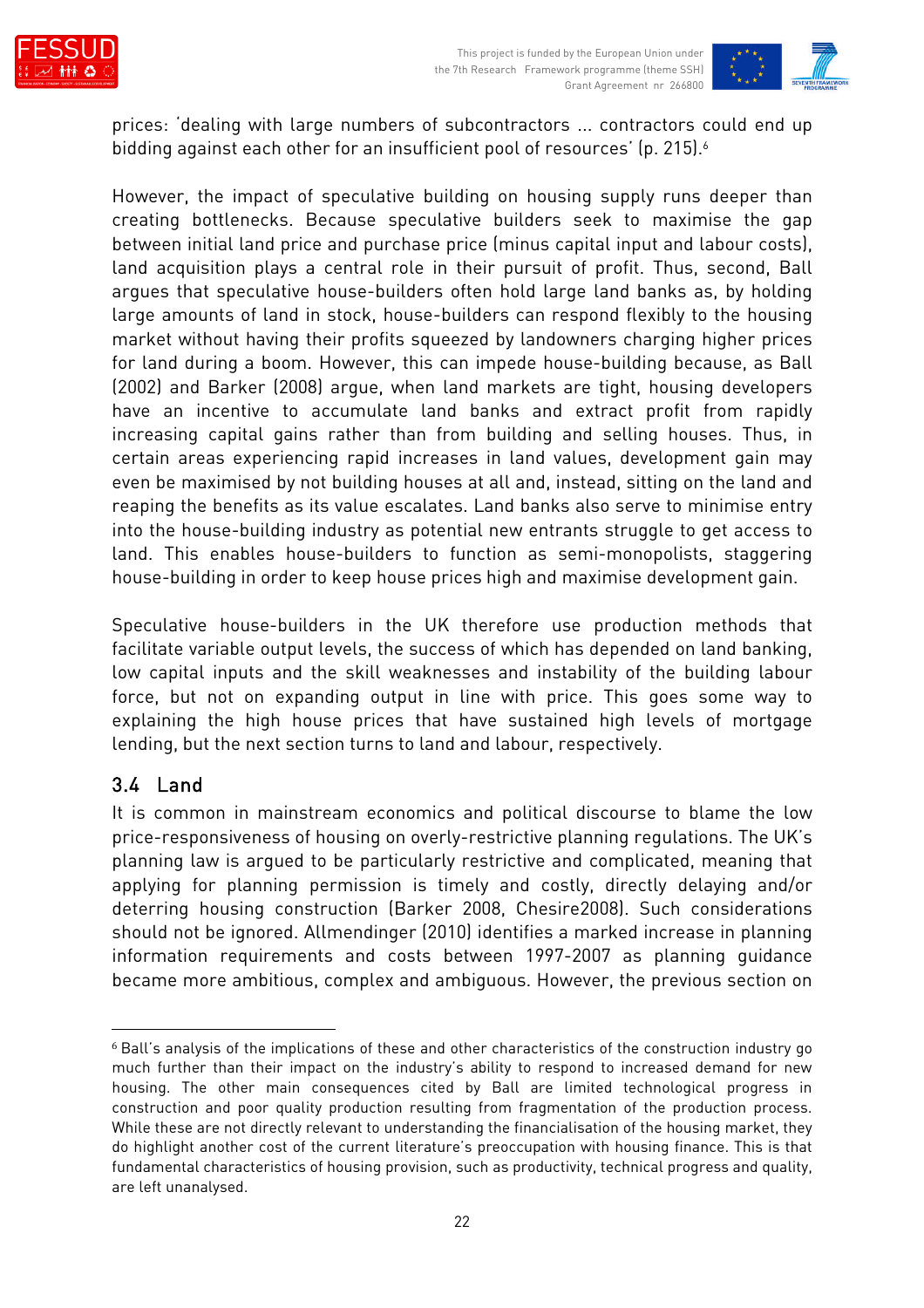prices: 'dealing with large numbers of subcontractors ... contractors could end up bidding against each other for an insufficient pool of resources' (p. 215).[6]

However, the impact of speculative building on housing supply runs deeper than creating bottlenecks. Because speculative builders seek to maximise the gap between initial land price and purchase price (minus capital input and labour costs), land acquisition plays a central role in their pursuit of profit. Thus, second, Ball argues that speculative house-builders often hold large land banks as, by holding large amounts of land in stock, house-builders can respond flexibly to the housing market without having their profits squeezed by landowners charging higher prices for land during a boom. However, this can impede house-building because, as Ball (2002) and Barker (2008) argue, when land markets are tight, housing developers have an incentive to accumulate land banks and extract profit from rapidly increasing capital gains rather than from building and selling houses. Thus, in certain areas experiencing rapid increases in land values, development gain may even be maximised by not building houses at all and, instead, sitting on the land and reaping the benefits as its value escalates. Land banks also serve to minimise entry into the house-building industry as potential new entrants struggle to get access to land. This enables house-builders to function as semi-monopolists, staggering house-building in order to keep house prices high and maximise development gain.

Speculative house-builders in the UK therefore use production methods that facilitate variable output levels, the success of which has depended on land banking, low capital inputs and the skill weaknesses and instability of the building labour force, but not on expanding output in line with price. This goes some way to explaining the high house prices that have sustained high levels of mortgage lending, but the next section turns to land and labour, respectively.

## 3.4 Land

It is common in mainstream economics and political discourse to blame the low price-responsiveness of housing on overly-restrictive planning regulations. The UK's planning law is argued to be particularly restrictive and complicated, meaning that applying for planning permission is timely and costly, directly delaying and/or deterring housing construction (Barker 2008, Chesire2008). Such considerations should not be ignored. Allmendinger (2010) identifies a marked increase in planning information requirements and costs between 1997-2007 as planning guidance became more ambitious, complex and ambiguous. However, the previous section on

---

[6] Ball's analysis of the implications of these and other characteristics of the construction industry go much further than their impact on the industry's ability to respond to increased demand for new housing. The other main consequences cited by Ball are limited technological progress in construction and poor quality production resulting from fragmentation of the production process. While these are not directly relevant to understanding the financialisation of the housing market, they do highlight another cost of the current literature's preoccupation with housing finance. This is that fundamental characteristics of housing provision, such as productivity, technical progress and quality, are left unanalysed.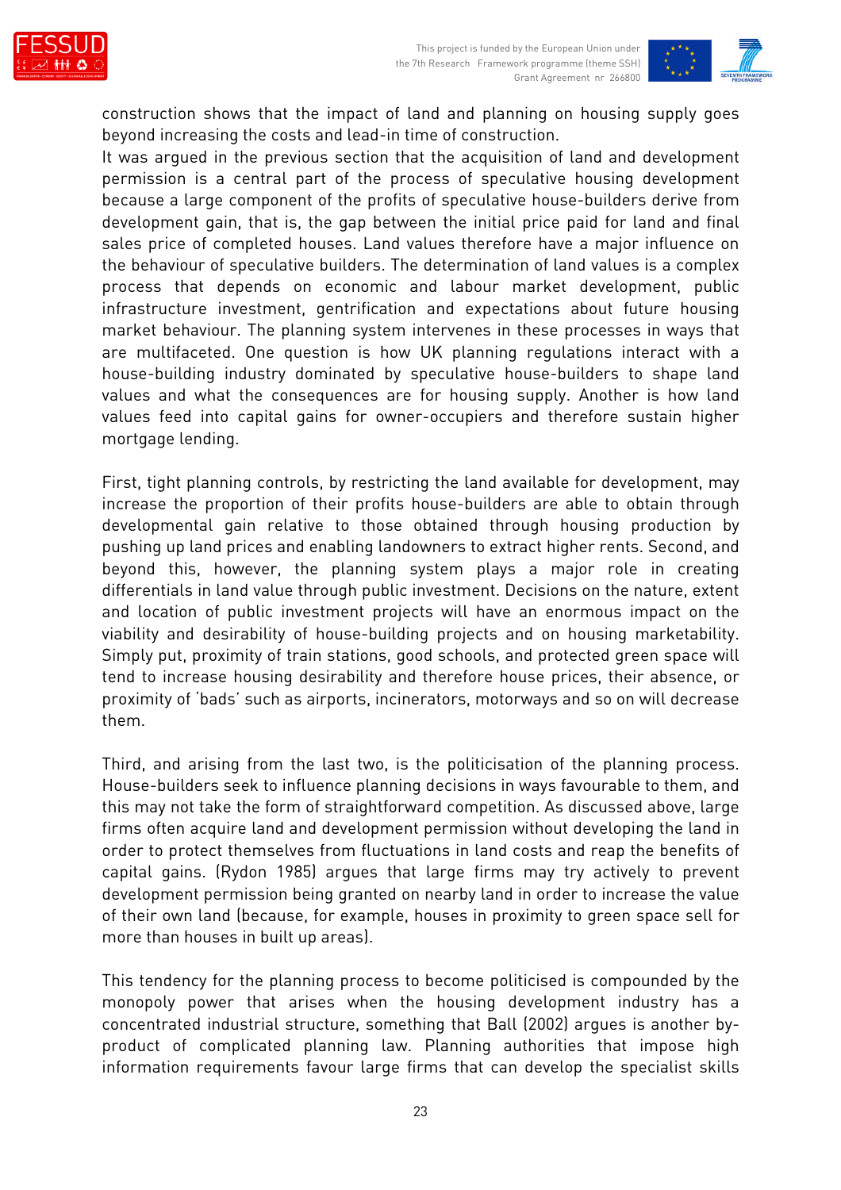construction shows that the impact of land and planning on housing supply goes beyond increasing the costs and lead-in time of construction.

It was argued in the previous section that the acquisition of land and development permission is a central part of the process of speculative housing development because a large component of the profits of speculative house-builders derive from development gain, that is, the gap between the initial price paid for land and final sales price of completed houses. Land values therefore have a major influence on the behaviour of speculative builders. The determination of land values is a complex process that depends on economic and labour market development, public infrastructure investment, gentrification and expectations about future housing market behaviour. The planning system intervenes in these processes in ways that are multifaceted. One question is how UK planning regulations interact with a house-building industry dominated by speculative house-builders to shape land values and what the consequences are for housing supply. Another is how land values feed into capital gains for owner-occupiers and therefore sustain higher mortgage lending.

First, tight planning controls, by restricting the land available for development, may increase the proportion of their profits house-builders are able to obtain through developmental gain relative to those obtained through housing production by pushing up land prices and enabling landowners to extract higher rents. Second, and beyond this, however, the planning system plays a major role in creating differentials in land value through public investment. Decisions on the nature, extent and location of public investment projects will have an enormous impact on the viability and desirability of house-building projects and on housing marketability. Simply put, proximity of train stations, good schools, and protected green space will tend to increase housing desirability and therefore house prices, their absence, or proximity of 'bads' such as airports, incinerators, motorways and so on will decrease them.

Third, and arising from the last two, is the politicisation of the planning process. House-builders seek to influence planning decisions in ways favourable to them, and this may not take the form of straightforward competition. As discussed above, large firms often acquire land and development permission without developing the land in order to protect themselves from fluctuations in land costs and reap the benefits of capital gains. (Rydon 1985) argues that large firms may try actively to prevent development permission being granted on nearby land in order to increase the value of their own land (because, for example, houses in proximity to green space sell for more than houses in built up areas).

This tendency for the planning process to become politicised is compounded by the monopoly power that arises when the housing development industry has a concentrated industrial structure, something that Ball (2002) argues is another by-product of complicated planning law. Planning authorities that impose high information requirements favour large firms that can develop the specialist skills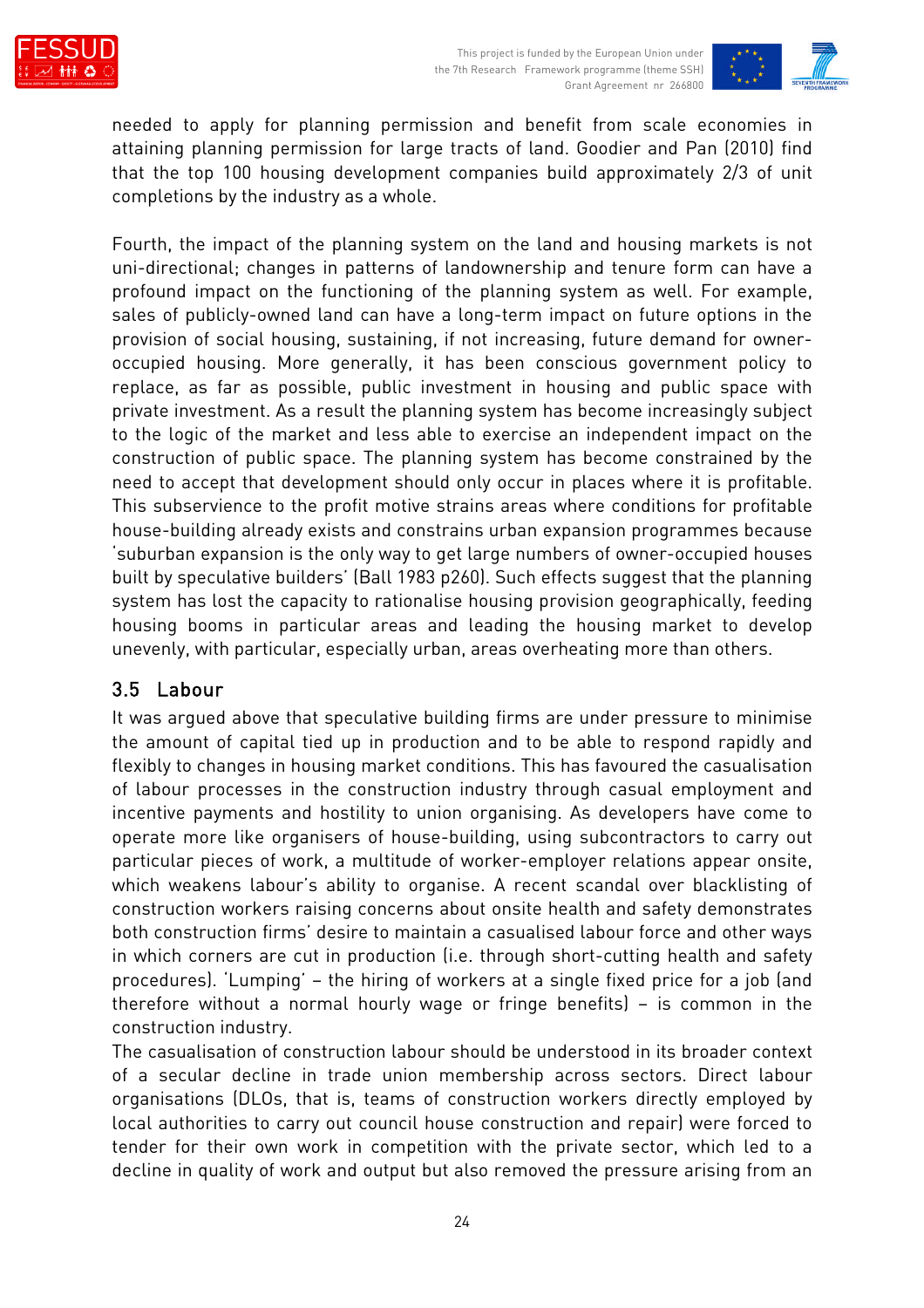needed to apply for planning permission and benefit from scale economies in attaining planning permission for large tracts of land. Goodier and Pan (2010) find that the top 100 housing development companies build approximately 2/3 of unit completions by the industry as a whole.

Fourth, the impact of the planning system on the land and housing markets is not uni-directional; changes in patterns of landownership and tenure form can have a profound impact on the functioning of the planning system as well. For example, sales of publicly-owned land can have a long-term impact on future options in the provision of social housing, sustaining, if not increasing, future demand for owner-occupied housing. More generally, it has been conscious government policy to replace, as far as possible, public investment in housing and public space with private investment. As a result the planning system has become increasingly subject to the logic of the market and less able to exercise an independent impact on the construction of public space. The planning system has become constrained by the need to accept that development should only occur in places where it is profitable. This subservience to the profit motive strains areas where conditions for profitable house-building already exists and constrains urban expansion programmes because 'suburban expansion is the only way to get large numbers of owner-occupied houses built by speculative builders' (Ball 1983 p260). Such effects suggest that the planning system has lost the capacity to rationalise housing provision geographically, feeding housing booms in particular areas and leading the housing market to develop unevenly, with particular, especially urban, areas overheating more than others.

## 3.5 Labour

It was argued above that speculative building firms are under pressure to minimise the amount of capital tied up in production and to be able to respond rapidly and flexibly to changes in housing market conditions. This has favoured the casualisation of labour processes in the construction industry through casual employment and incentive payments and hostility to union organising. As developers have come to operate more like organisers of house-building, using subcontractors to carry out particular pieces of work, a multitude of worker-employer relations appear onsite, which weakens labour's ability to organise. A recent scandal over blacklisting of construction workers raising concerns about onsite health and safety demonstrates both construction firms' desire to maintain a casualised labour force and other ways in which corners are cut in production (i.e. through short-cutting health and safety procedures). 'Lumping' – the hiring of workers at a single fixed price for a job (and therefore without a normal hourly wage or fringe benefits) – is common in the construction industry.

The casualisation of construction labour should be understood in its broader context of a secular decline in trade union membership across sectors. Direct labour organisations (DLOs, that is, teams of construction workers directly employed by local authorities to carry out council house construction and repair) were forced to tender for their own work in competition with the private sector, which led to a decline in quality of work and output but also removed the pressure arising from an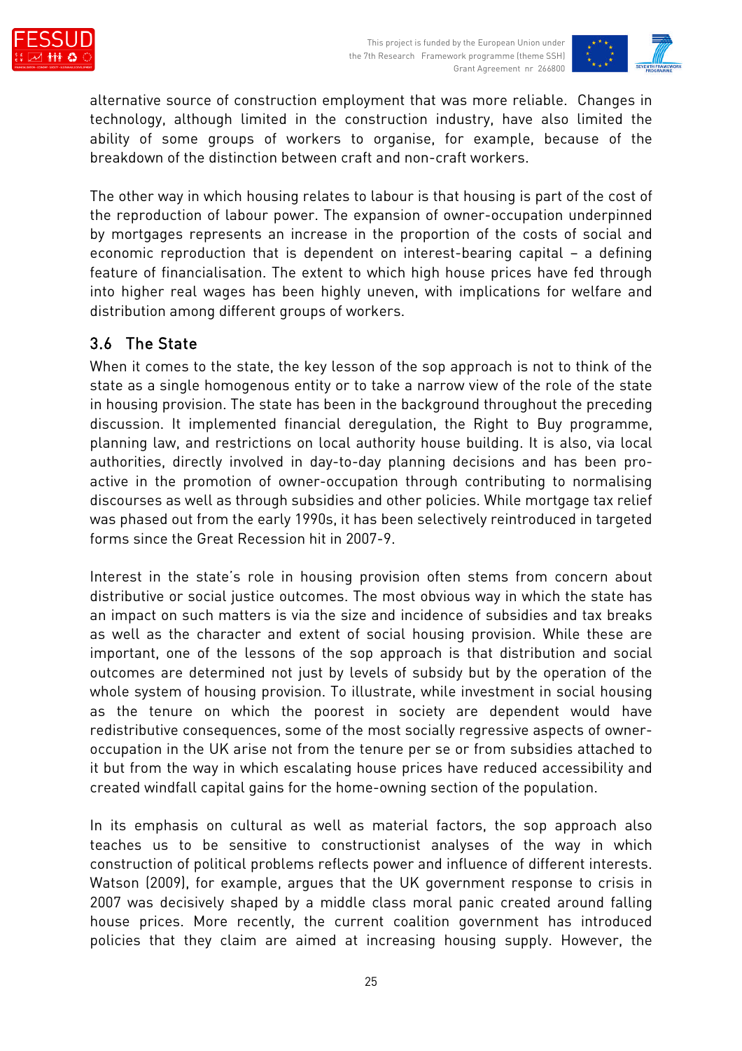alternative source of construction employment that was more reliable. Changes in technology, although limited in the construction industry, have also limited the ability of some groups of workers to organise, for example, because of the breakdown of the distinction between craft and non-craft workers.

The other way in which housing relates to labour is that housing is part of the cost of the reproduction of labour power. The expansion of owner-occupation underpinned by mortgages represents an increase in the proportion of the costs of social and economic reproduction that is dependent on interest-bearing capital – a defining feature of financialisation. The extent to which high house prices have fed through into higher real wages has been highly uneven, with implications for welfare and distribution among different groups of workers.

## 3.6 The State

When it comes to the state, the key lesson of the sop approach is not to think of the state as a single homogenous entity or to take a narrow view of the role of the state in housing provision. The state has been in the background throughout the preceding discussion. It implemented financial deregulation, the Right to Buy programme, planning law, and restrictions on local authority house building. It is also, via local authorities, directly involved in day-to-day planning decisions and has been pro-active in the promotion of owner-occupation through contributing to normalising discourses as well as through subsidies and other policies. While mortgage tax relief was phased out from the early 1990s, it has been selectively reintroduced in targeted forms since the Great Recession hit in 2007-9.

Interest in the state's role in housing provision often stems from concern about distributive or social justice outcomes. The most obvious way in which the state has an impact on such matters is via the size and incidence of subsidies and tax breaks as well as the character and extent of social housing provision. While these are important, one of the lessons of the sop approach is that distribution and social outcomes are determined not just by levels of subsidy but by the operation of the whole system of housing provision. To illustrate, while investment in social housing as the tenure on which the poorest in society are dependent would have redistributive consequences, some of the most socially regressive aspects of owner-occupation in the UK arise not from the tenure per se or from subsidies attached to it but from the way in which escalating house prices have reduced accessibility and created windfall capital gains for the home-owning section of the population.

In its emphasis on cultural as well as material factors, the sop approach also teaches us to be sensitive to constructionist analyses of the way in which construction of political problems reflects power and influence of different interests. Watson (2009), for example, argues that the UK government response to crisis in 2007 was decisively shaped by a middle class moral panic created around falling house prices. More recently, the current coalition government has introduced policies that they claim are aimed at increasing housing supply. However, the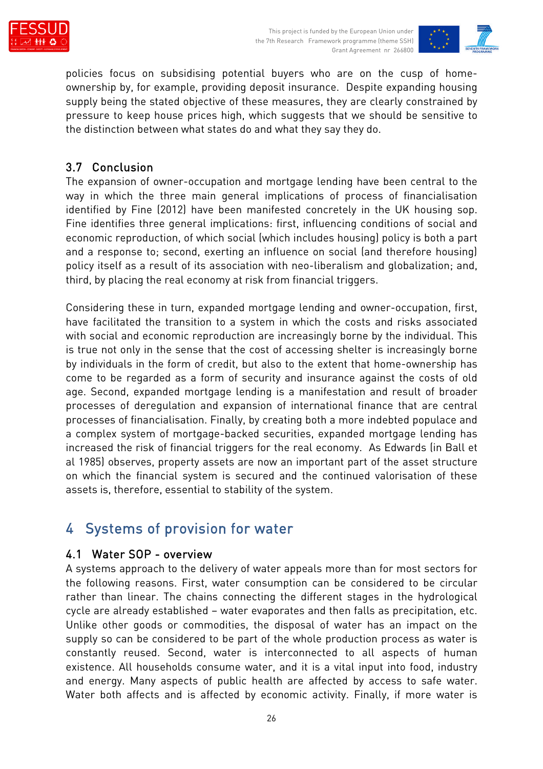policies focus on subsidising potential buyers who are on the cusp of home-ownership by, for example, providing deposit insurance. Despite expanding housing supply being the stated objective of these measures, they are clearly constrained by pressure to keep house prices high, which suggests that we should be sensitive to the distinction between what states do and what they say they do.

### 3.7 Conclusion

The expansion of owner-occupation and mortgage lending have been central to the way in which the three main general implications of process of financialisation identified by Fine (2012) have been manifested concretely in the UK housing sop. Fine identifies three general implications: first, influencing conditions of social and economic reproduction, of which social (which includes housing) policy is both a part and a response to; second, exerting an influence on social (and therefore housing) policy itself as a result of its association with neo-liberalism and globalization; and, third, by placing the real economy at risk from financial triggers.

Considering these in turn, expanded mortgage lending and owner-occupation, first, have facilitated the transition to a system in which the costs and risks associated with social and economic reproduction are increasingly borne by the individual. This is true not only in the sense that the cost of accessing shelter is increasingly borne by individuals in the form of credit, but also to the extent that home-ownership has come to be regarded as a form of security and insurance against the costs of old age. Second, expanded mortgage lending is a manifestation and result of broader processes of deregulation and expansion of international finance that are central processes of financialisation. Finally, by creating both a more indebted populace and a complex system of mortgage-backed securities, expanded mortgage lending has increased the risk of financial triggers for the real economy. As Edwards (in Ball et al 1985) observes, property assets are now an important part of the asset structure on which the financial system is secured and the continued valorisation of these assets is, therefore, essential to stability of the system.

## 4 Systems of provision for water

### 4.1 Water SOP - overview

A systems approach to the delivery of water appeals more than for most sectors for the following reasons. First, water consumption can be considered to be circular rather than linear. The chains connecting the different stages in the hydrological cycle are already established – water evaporates and then falls as precipitation, etc. Unlike other goods or commodities, the disposal of water has an impact on the supply so can be considered to be part of the whole production process as water is constantly reused. Second, water is interconnected to all aspects of human existence. All households consume water, and it is a vital input into food, industry and energy. Many aspects of public health are affected by access to safe water. Water both affects and is affected by economic activity. Finally, if more water is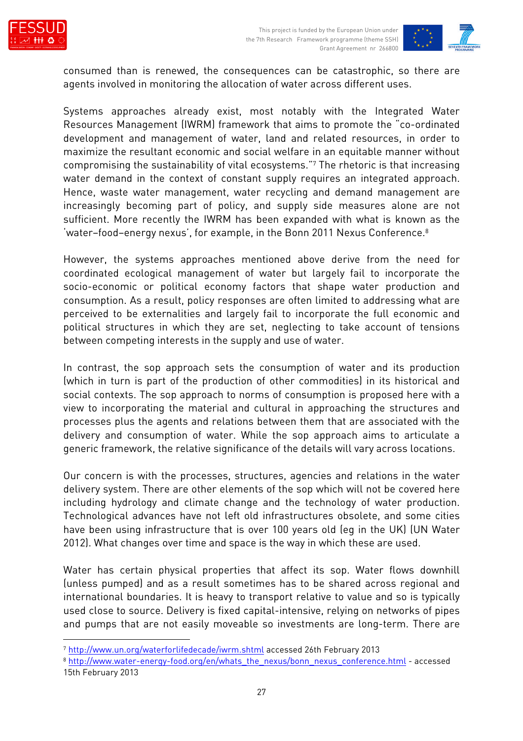consumed than is renewed, the consequences can be catastrophic, so there are agents involved in monitoring the allocation of water across different uses.

Systems approaches already exist, most notably with the Integrated Water Resources Management (IWRM) framework that aims to promote the "co-ordinated development and management of water, land and related resources, in order to maximize the resultant economic and social welfare in an equitable manner without compromising the sustainability of vital ecosystems."[7] The rhetoric is that increasing water demand in the context of constant supply requires an integrated approach. Hence, waste water management, water recycling and demand management are increasingly becoming part of policy, and supply side measures alone are not sufficient. More recently the IWRM has been expanded with what is known as the 'water–food–energy nexus', for example, in the Bonn 2011 Nexus Conference.[8]

However, the systems approaches mentioned above derive from the need for coordinated ecological management of water but largely fail to incorporate the socio-economic or political economy factors that shape water production and consumption. As a result, policy responses are often limited to addressing what are perceived to be externalities and largely fail to incorporate the full economic and political structures in which they are set, neglecting to take account of tensions between competing interests in the supply and use of water.

In contrast, the sop approach sets the consumption of water and its production (which in turn is part of the production of other commodities) in its historical and social contexts. The sop approach to norms of consumption is proposed here with a view to incorporating the material and cultural in approaching the structures and processes plus the agents and relations between them that are associated with the delivery and consumption of water. While the sop approach aims to articulate a generic framework, the relative significance of the details will vary across locations.

Our concern is with the processes, structures, agencies and relations in the water delivery system. There are other elements of the sop which will not be covered here including hydrology and climate change and the technology of water production. Technological advances have not left old infrastructures obsolete, and some cities have been using infrastructure that is over 100 years old (eg in the UK) (UN Water 2012). What changes over time and space is the way in which these are used.

Water has certain physical properties that affect its sop. Water flows downhill (unless pumped) and as a result sometimes has to be shared across regional and international boundaries. It is heavy to transport relative to value and so is typically used close to source. Delivery is fixed capital-intensive, relying on networks of pipes and pumps that are not easily moveable so investments are long-term. There are

---

[7] http://www.un.org/waterforlifedecade/iwrm.shtml accessed 26th February 2013

[8] http://www.water-energy-food.org/en/whats_the_nexus/bonn_nexus_conference.html - accessed 15th February 2013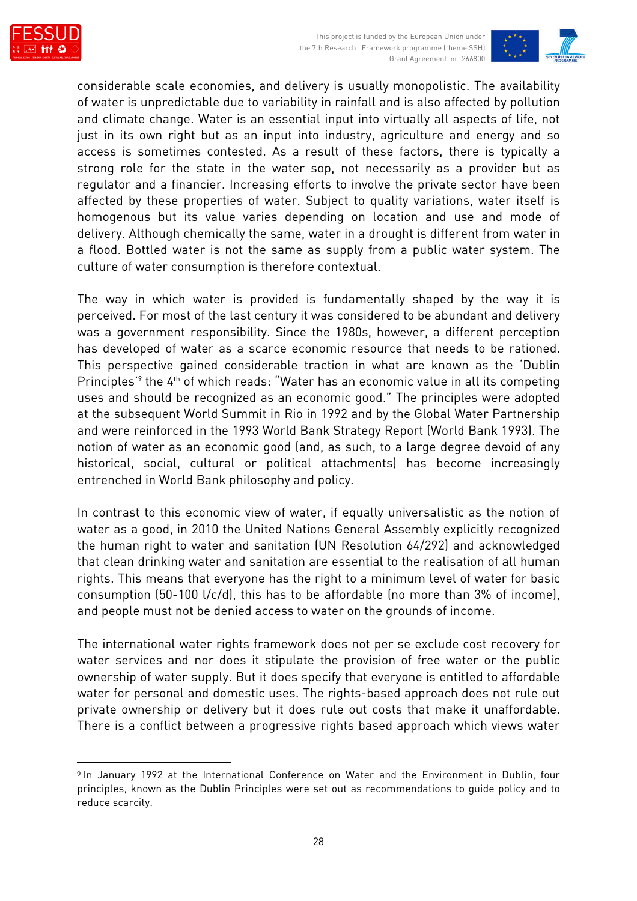considerable scale economies, and delivery is usually monopolistic. The availability of water is unpredictable due to variability in rainfall and is also affected by pollution and climate change. Water is an essential input into virtually all aspects of life, not just in its own right but as an input into industry, agriculture and energy and so access is sometimes contested. As a result of these factors, there is typically a strong role for the state in the water sop, not necessarily as a provider but as regulator and a financier. Increasing efforts to involve the private sector have been affected by these properties of water. Subject to quality variations, water itself is homogenous but its value varies depending on location and use and mode of delivery. Although chemically the same, water in a drought is different from water in a flood. Bottled water is not the same as supply from a public water system. The culture of water consumption is therefore contextual.

The way in which water is provided is fundamentally shaped by the way it is perceived. For most of the last century it was considered to be abundant and delivery was a government responsibility. Since the 1980s, however, a different perception has developed of water as a scarce economic resource that needs to be rationed. This perspective gained considerable traction in what are known as the 'Dublin Principles'[9] the 4th of which reads: "Water has an economic value in all its competing uses and should be recognized as an economic good." The principles were adopted at the subsequent World Summit in Rio in 1992 and by the Global Water Partnership and were reinforced in the 1993 World Bank Strategy Report (World Bank 1993). The notion of water as an economic good (and, as such, to a large degree devoid of any historical, social, cultural or political attachments) has become increasingly entrenched in World Bank philosophy and policy.

In contrast to this economic view of water, if equally universalistic as the notion of water as a good, in 2010 the United Nations General Assembly explicitly recognized the human right to water and sanitation (UN Resolution 64/292) and acknowledged that clean drinking water and sanitation are essential to the realisation of all human rights. This means that everyone has the right to a minimum level of water for basic consumption (50-100 l/c/d), this has to be affordable (no more than 3% of income), and people must not be denied access to water on the grounds of income.

The international water rights framework does not per se exclude cost recovery for water services and nor does it stipulate the provision of free water or the public ownership of water supply. But it does specify that everyone is entitled to affordable water for personal and domestic uses. The rights-based approach does not rule out private ownership or delivery but it does rule out costs that make it unaffordable. There is a conflict between a progressive rights based approach which views water

---

[9] In January 1992 at the International Conference on Water and the Environment in Dublin, four principles, known as the Dublin Principles were set out as recommendations to guide policy and to reduce scarcity.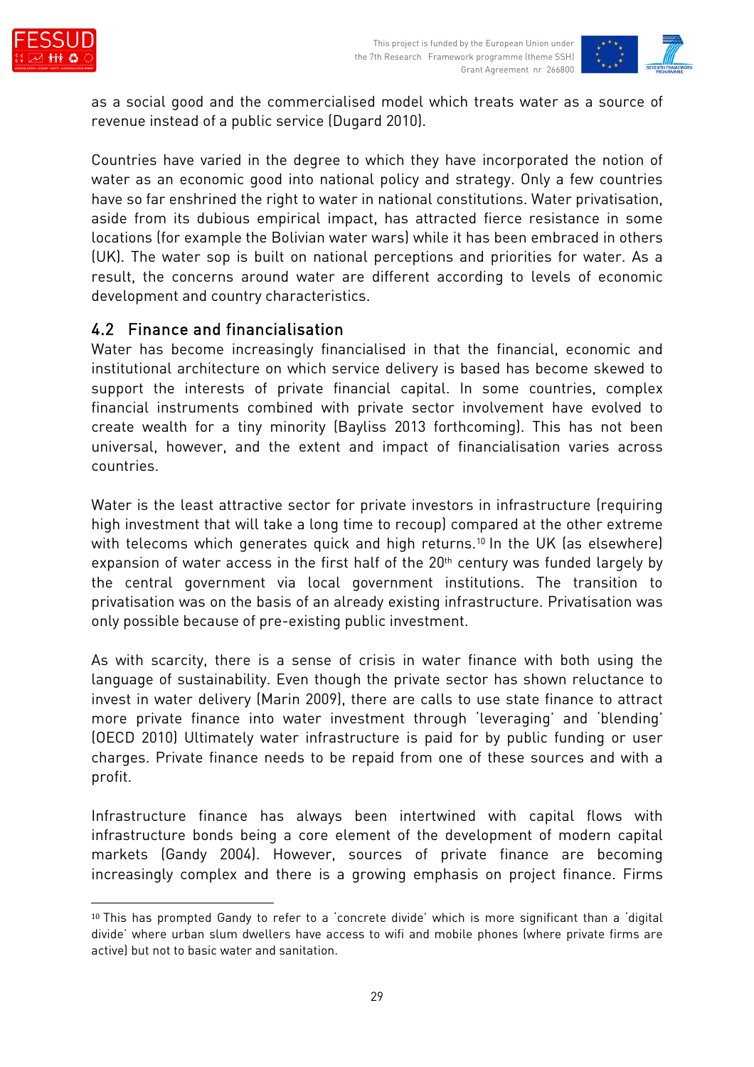as a social good and the commercialised model which treats water as a source of revenue instead of a public service (Dugard 2010).

Countries have varied in the degree to which they have incorporated the notion of water as an economic good into national policy and strategy. Only a few countries have so far enshrined the right to water in national constitutions. Water privatisation, aside from its dubious empirical impact, has attracted fierce resistance in some locations (for example the Bolivian water wars) while it has been embraced in others (UK). The water sop is built on national perceptions and priorities for water. As a result, the concerns around water are different according to levels of economic development and country characteristics.

## 4.2 Finance and financialisation

Water has become increasingly financialised in that the financial, economic and institutional architecture on which service delivery is based has become skewed to support the interests of private financial capital. In some countries, complex financial instruments combined with private sector involvement have evolved to create wealth for a tiny minority (Bayliss 2013 forthcoming). This has not been universal, however, and the extent and impact of financialisation varies across countries.

Water is the least attractive sector for private investors in infrastructure (requiring high investment that will take a long time to recoup) compared at the other extreme with telecoms which generates quick and high returns.[10] In the UK (as elsewhere) expansion of water access in the first half of the 20th century was funded largely by the central government via local government institutions. The transition to privatisation was on the basis of an already existing infrastructure. Privatisation was only possible because of pre-existing public investment.

As with scarcity, there is a sense of crisis in water finance with both using the language of sustainability. Even though the private sector has shown reluctance to invest in water delivery (Marin 2009), there are calls to use state finance to attract more private finance into water investment through 'leveraging' and 'blending' (OECD 2010) Ultimately water infrastructure is paid for by public funding or user charges. Private finance needs to be repaid from one of these sources and with a profit.

Infrastructure finance has always been intertwined with capital flows with infrastructure bonds being a core element of the development of modern capital markets (Gandy 2004). However, sources of private finance are becoming increasingly complex and there is a growing emphasis on project finance. Firms

---

[10] This has prompted Gandy to refer to a 'concrete divide' which is more significant than a 'digital divide' where urban slum dwellers have access to wifi and mobile phones (where private firms are active) but not to basic water and sanitation.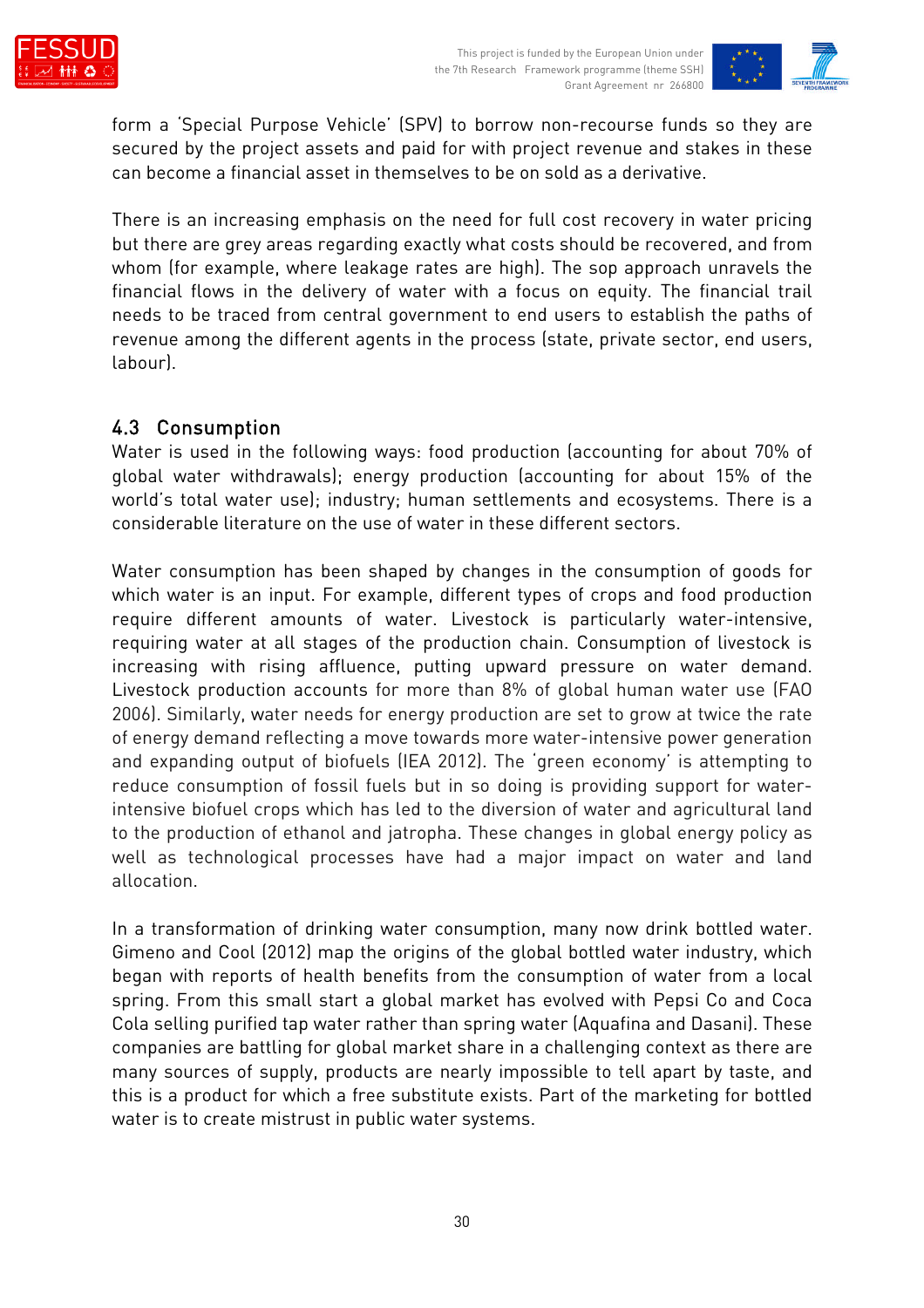form a 'Special Purpose Vehicle' (SPV) to borrow non-recourse funds so they are secured by the project assets and paid for with project revenue and stakes in these can become a financial asset in themselves to be on sold as a derivative.

There is an increasing emphasis on the need for full cost recovery in water pricing but there are grey areas regarding exactly what costs should be recovered, and from whom (for example, where leakage rates are high). The sop approach unravels the financial flows in the delivery of water with a focus on equity. The financial trail needs to be traced from central government to end users to establish the paths of revenue among the different agents in the process (state, private sector, end users, labour).

## 4.3 Consumption

Water is used in the following ways: food production (accounting for about 70% of global water withdrawals); energy production (accounting for about 15% of the world's total water use); industry; human settlements and ecosystems. There is a considerable literature on the use of water in these different sectors.

Water consumption has been shaped by changes in the consumption of goods for which water is an input. For example, different types of crops and food production require different amounts of water. Livestock is particularly water-intensive, requiring water at all stages of the production chain. Consumption of livestock is increasing with rising affluence, putting upward pressure on water demand. Livestock production accounts for more than 8% of global human water use (FAO 2006). Similarly, water needs for energy production are set to grow at twice the rate of energy demand reflecting a move towards more water-intensive power generation and expanding output of biofuels (IEA 2012). The 'green economy' is attempting to reduce consumption of fossil fuels but in so doing is providing support for water-intensive biofuel crops which has led to the diversion of water and agricultural land to the production of ethanol and jatropha. These changes in global energy policy as well as technological processes have had a major impact on water and land allocation.

In a transformation of drinking water consumption, many now drink bottled water. Gimeno and Cool (2012) map the origins of the global bottled water industry, which began with reports of health benefits from the consumption of water from a local spring. From this small start a global market has evolved with Pepsi Co and Coca Cola selling purified tap water rather than spring water (Aquafina and Dasani). These companies are battling for global market share in a challenging context as there are many sources of supply, products are nearly impossible to tell apart by taste, and this is a product for which a free substitute exists. Part of the marketing for bottled water is to create mistrust in public water systems.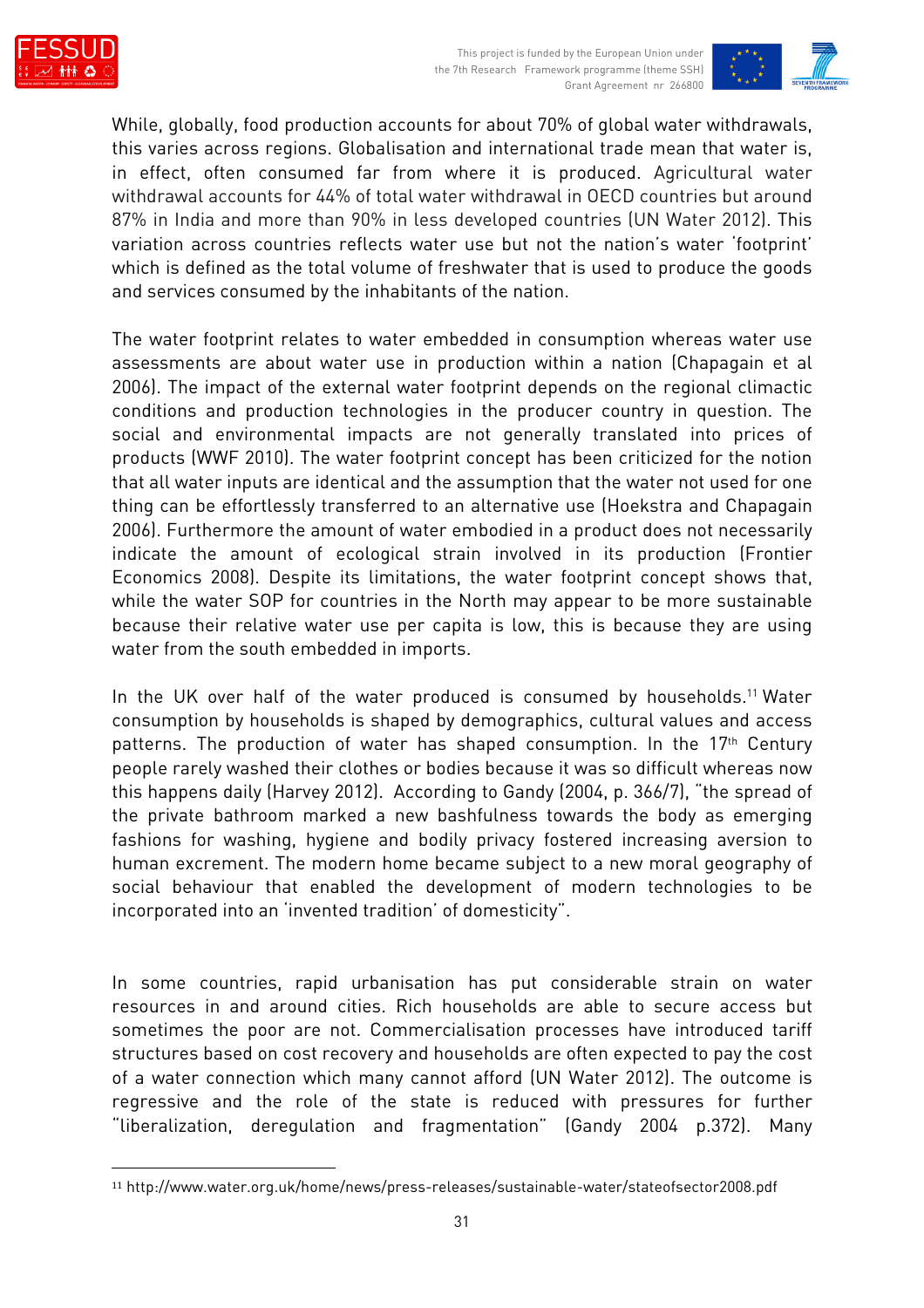While, globally, food production accounts for about 70% of global water withdrawals, this varies across regions. Globalisation and international trade mean that water is, in effect, often consumed far from where it is produced. Agricultural water withdrawal accounts for 44% of total water withdrawal in OECD countries but around 87% in India and more than 90% in less developed countries (UN Water 2012). This variation across countries reflects water use but not the nation's water 'footprint' which is defined as the total volume of freshwater that is used to produce the goods and services consumed by the inhabitants of the nation.

The water footprint relates to water embedded in consumption whereas water use assessments are about water use in production within a nation (Chapagain et al 2006). The impact of the external water footprint depends on the regional climactic conditions and production technologies in the producer country in question. The social and environmental impacts are not generally translated into prices of products (WWF 2010). The water footprint concept has been criticized for the notion that all water inputs are identical and the assumption that the water not used for one thing can be effortlessly transferred to an alternative use (Hoekstra and Chapagain 2006). Furthermore the amount of water embodied in a product does not necessarily indicate the amount of ecological strain involved in its production (Frontier Economics 2008). Despite its limitations, the water footprint concept shows that, while the water SOP for countries in the North may appear to be more sustainable because their relative water use per capita is low, this is because they are using water from the south embedded in imports.

In the UK over half of the water produced is consumed by households.[11] Water consumption by households is shaped by demographics, cultural values and access patterns. The production of water has shaped consumption. In the 17th Century people rarely washed their clothes or bodies because it was so difficult whereas now this happens daily (Harvey 2012). According to Gandy (2004, p. 366/7), "the spread of the private bathroom marked a new bashfulness towards the body as emerging fashions for washing, hygiene and bodily privacy fostered increasing aversion to human excrement. The modern home became subject to a new moral geography of social behaviour that enabled the development of modern technologies to be incorporated into an 'invented tradition' of domesticity".

In some countries, rapid urbanisation has put considerable strain on water resources in and around cities. Rich households are able to secure access but sometimes the poor are not. Commercialisation processes have introduced tariff structures based on cost recovery and households are often expected to pay the cost of a water connection which many cannot afford (UN Water 2012). The outcome is regressive and the role of the state is reduced with pressures for further "liberalization, deregulation and fragmentation" (Gandy 2004 p.372). Many

[11] http://www.water.org.uk/home/news/press-releases/sustainable-water/stateofsector2008.pdf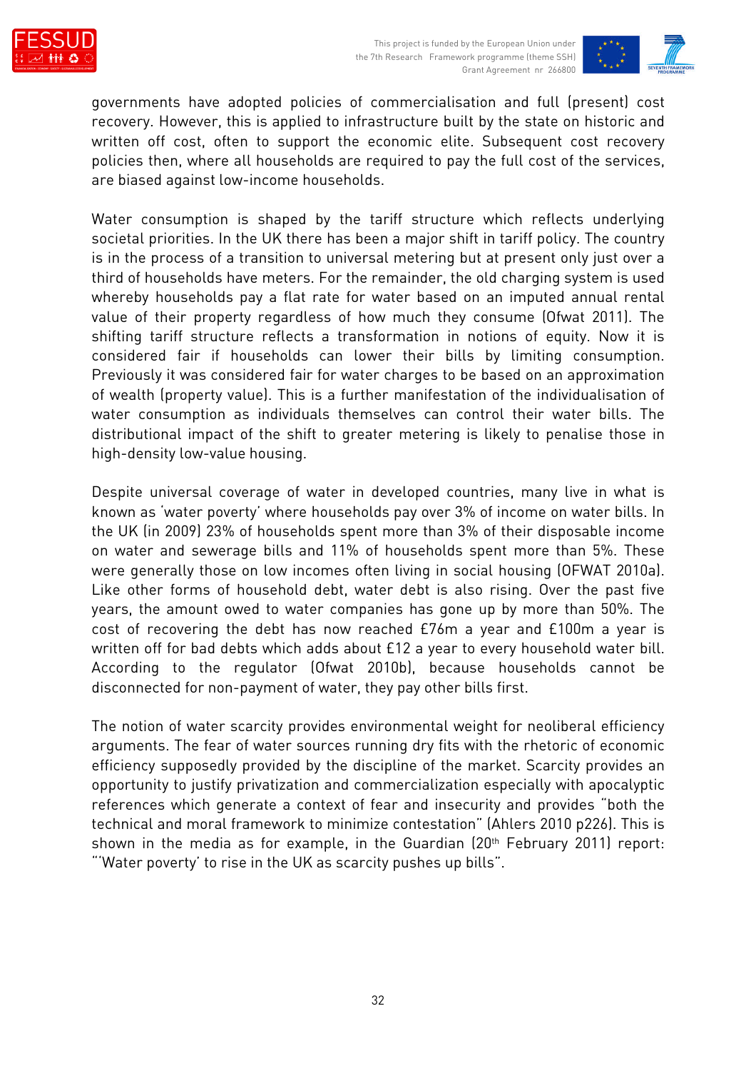governments have adopted policies of commercialisation and full (present) cost recovery. However, this is applied to infrastructure built by the state on historic and written off cost, often to support the economic elite. Subsequent cost recovery policies then, where all households are required to pay the full cost of the services, are biased against low-income households.

Water consumption is shaped by the tariff structure which reflects underlying societal priorities. In the UK there has been a major shift in tariff policy. The country is in the process of a transition to universal metering but at present only just over a third of households have meters. For the remainder, the old charging system is used whereby households pay a flat rate for water based on an imputed annual rental value of their property regardless of how much they consume (Ofwat 2011). The shifting tariff structure reflects a transformation in notions of equity. Now it is considered fair if households can lower their bills by limiting consumption. Previously it was considered fair for water charges to be based on an approximation of wealth (property value). This is a further manifestation of the individualisation of water consumption as individuals themselves can control their water bills. The distributional impact of the shift to greater metering is likely to penalise those in high-density low-value housing.

Despite universal coverage of water in developed countries, many live in what is known as 'water poverty' where households pay over 3% of income on water bills. In the UK (in 2009) 23% of households spent more than 3% of their disposable income on water and sewerage bills and 11% of households spent more than 5%. These were generally those on low incomes often living in social housing (OFWAT 2010a). Like other forms of household debt, water debt is also rising. Over the past five years, the amount owed to water companies has gone up by more than 50%. The cost of recovering the debt has now reached £76m a year and £100m a year is written off for bad debts which adds about £12 a year to every household water bill. According to the regulator (Ofwat 2010b), because households cannot be disconnected for non-payment of water, they pay other bills first.

The notion of water scarcity provides environmental weight for neoliberal efficiency arguments. The fear of water sources running dry fits with the rhetoric of economic efficiency supposedly provided by the discipline of the market. Scarcity provides an opportunity to justify privatization and commercialization especially with apocalyptic references which generate a context of fear and insecurity and provides "both the technical and moral framework to minimize contestation" (Ahlers 2010 p226). This is shown in the media as for example, in the Guardian (20th February 2011) report: "'Water poverty' to rise in the UK as scarcity pushes up bills".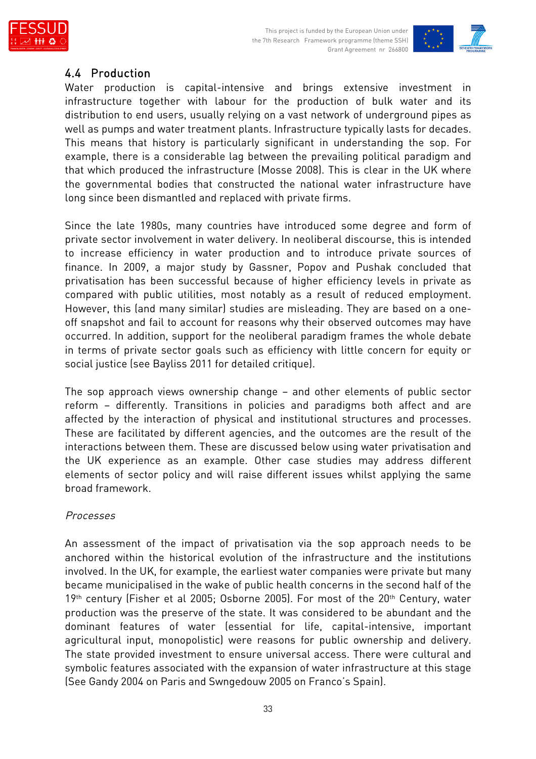## 4.4 Production

Water production is capital-intensive and brings extensive investment in infrastructure together with labour for the production of bulk water and its distribution to end users, usually relying on a vast network of underground pipes as well as pumps and water treatment plants. Infrastructure typically lasts for decades. This means that history is particularly significant in understanding the sop. For example, there is a considerable lag between the prevailing political paradigm and that which produced the infrastructure (Mosse 2008). This is clear in the UK where the governmental bodies that constructed the national water infrastructure have long since been dismantled and replaced with private firms.

Since the late 1980s, many countries have introduced some degree and form of private sector involvement in water delivery. In neoliberal discourse, this is intended to increase efficiency in water production and to introduce private sources of finance. In 2009, a major study by Gassner, Popov and Pushak concluded that privatisation has been successful because of higher efficiency levels in private as compared with public utilities, most notably as a result of reduced employment. However, this (and many similar) studies are misleading. They are based on a one-off snapshot and fail to account for reasons why their observed outcomes may have occurred. In addition, support for the neoliberal paradigm frames the whole debate in terms of private sector goals such as efficiency with little concern for equity or social justice (see Bayliss 2011 for detailed critique).

The sop approach views ownership change – and other elements of public sector reform – differently. Transitions in policies and paradigms both affect and are affected by the interaction of physical and institutional structures and processes. These are facilitated by different agencies, and the outcomes are the result of the interactions between them. These are discussed below using water privatisation and the UK experience as an example. Other case studies may address different elements of sector policy and will raise different issues whilst applying the same broad framework.

*Processes*

An assessment of the impact of privatisation via the sop approach needs to be anchored within the historical evolution of the infrastructure and the institutions involved. In the UK, for example, the earliest water companies were private but many became municipalised in the wake of public health concerns in the second half of the 19th century (Fisher et al 2005; Osborne 2005). For most of the 20th Century, water production was the preserve of the state. It was considered to be abundant and the dominant features of water (essential for life, capital-intensive, important agricultural input, monopolistic) were reasons for public ownership and delivery. The state provided investment to ensure universal access. There were cultural and symbolic features associated with the expansion of water infrastructure at this stage (See Gandy 2004 on Paris and Swngedouw 2005 on Franco's Spain).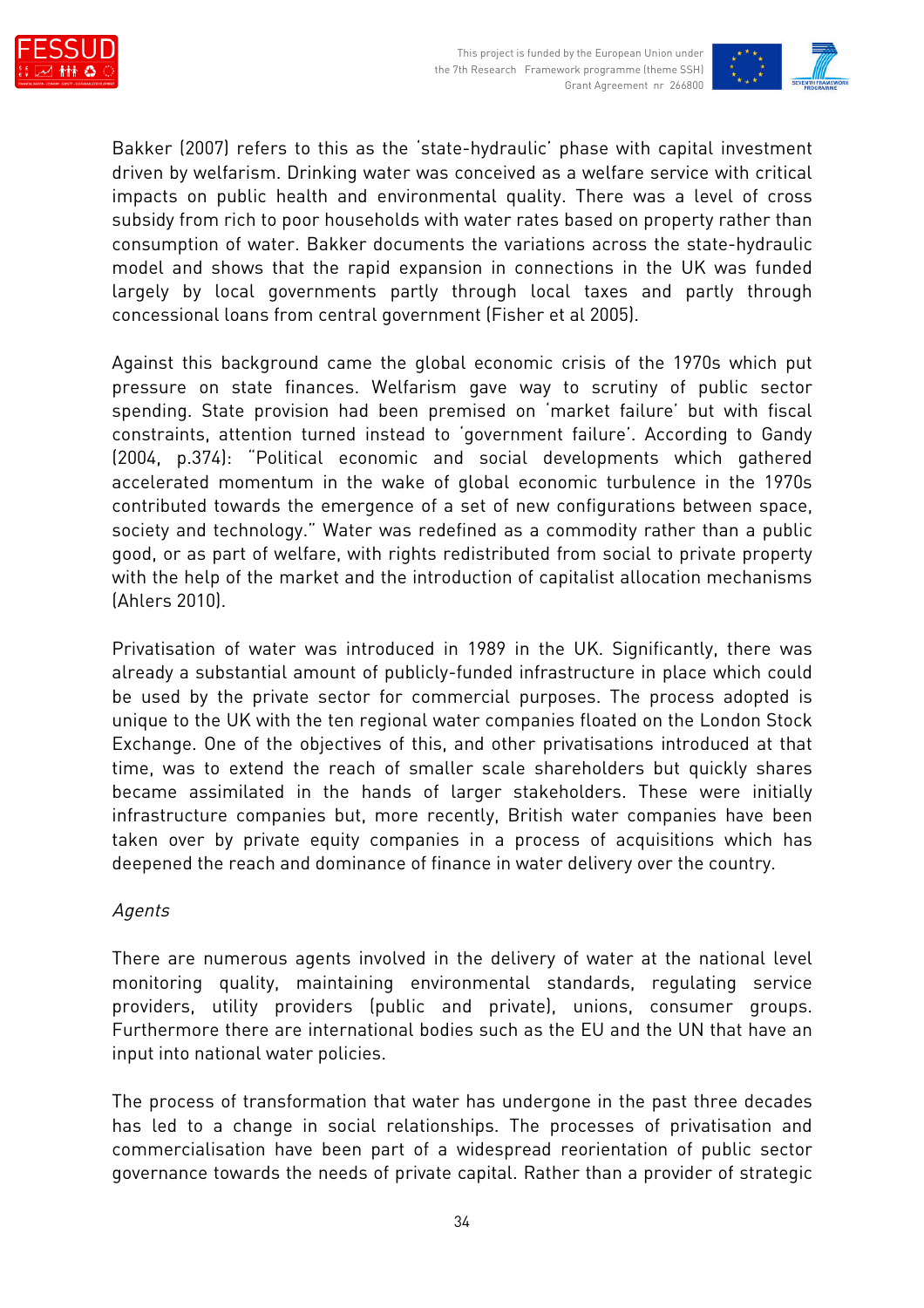Bakker (2007) refers to this as the 'state-hydraulic' phase with capital investment driven by welfarism. Drinking water was conceived as a welfare service with critical impacts on public health and environmental quality. There was a level of cross subsidy from rich to poor households with water rates based on property rather than consumption of water. Bakker documents the variations across the state-hydraulic model and shows that the rapid expansion in connections in the UK was funded largely by local governments partly through local taxes and partly through concessional loans from central government (Fisher et al 2005).

Against this background came the global economic crisis of the 1970s which put pressure on state finances. Welfarism gave way to scrutiny of public sector spending. State provision had been premised on 'market failure' but with fiscal constraints, attention turned instead to 'government failure'. According to Gandy (2004, p.374): "Political economic and social developments which gathered accelerated momentum in the wake of global economic turbulence in the 1970s contributed towards the emergence of a set of new configurations between space, society and technology." Water was redefined as a commodity rather than a public good, or as part of welfare, with rights redistributed from social to private property with the help of the market and the introduction of capitalist allocation mechanisms (Ahlers 2010).

Privatisation of water was introduced in 1989 in the UK. Significantly, there was already a substantial amount of publicly-funded infrastructure in place which could be used by the private sector for commercial purposes. The process adopted is unique to the UK with the ten regional water companies floated on the London Stock Exchange. One of the objectives of this, and other privatisations introduced at that time, was to extend the reach of smaller scale shareholders but quickly shares became assimilated in the hands of larger stakeholders. These were initially infrastructure companies but, more recently, British water companies have been taken over by private equity companies in a process of acquisitions which has deepened the reach and dominance of finance in water delivery over the country.

*Agents*

There are numerous agents involved in the delivery of water at the national level monitoring quality, maintaining environmental standards, regulating service providers, utility providers (public and private), unions, consumer groups. Furthermore there are international bodies such as the EU and the UN that have an input into national water policies.

The process of transformation that water has undergone in the past three decades has led to a change in social relationships. The processes of privatisation and commercialisation have been part of a widespread reorientation of public sector governance towards the needs of private capital. Rather than a provider of strategic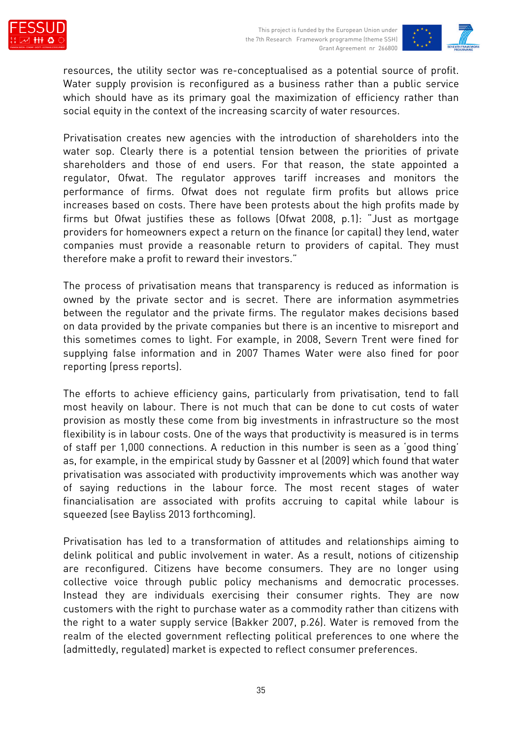resources, the utility sector was re-conceptualised as a potential source of profit. Water supply provision is reconfigured as a business rather than a public service which should have as its primary goal the maximization of efficiency rather than social equity in the context of the increasing scarcity of water resources.

Privatisation creates new agencies with the introduction of shareholders into the water sop. Clearly there is a potential tension between the priorities of private shareholders and those of end users. For that reason, the state appointed a regulator, Ofwat. The regulator approves tariff increases and monitors the performance of firms. Ofwat does not regulate firm profits but allows price increases based on costs. There have been protests about the high profits made by firms but Ofwat justifies these as follows (Ofwat 2008, p.1): "Just as mortgage providers for homeowners expect a return on the finance (or capital) they lend, water companies must provide a reasonable return to providers of capital. They must therefore make a profit to reward their investors."

The process of privatisation means that transparency is reduced as information is owned by the private sector and is secret. There are information asymmetries between the regulator and the private firms. The regulator makes decisions based on data provided by the private companies but there is an incentive to misreport and this sometimes comes to light. For example, in 2008, Severn Trent were fined for supplying false information and in 2007 Thames Water were also fined for poor reporting (press reports).

The efforts to achieve efficiency gains, particularly from privatisation, tend to fall most heavily on labour. There is not much that can be done to cut costs of water provision as mostly these come from big investments in infrastructure so the most flexibility is in labour costs. One of the ways that productivity is measured is in terms of staff per 1,000 connections. A reduction in this number is seen as a 'good thing' as, for example, in the empirical study by Gassner et al (2009) which found that water privatisation was associated with productivity improvements which was another way of saying reductions in the labour force. The most recent stages of water financialisation are associated with profits accruing to capital while labour is squeezed (see Bayliss 2013 forthcoming).

Privatisation has led to a transformation of attitudes and relationships aiming to delink political and public involvement in water. As a result, notions of citizenship are reconfigured. Citizens have become consumers. They are no longer using collective voice through public policy mechanisms and democratic processes. Instead they are individuals exercising their consumer rights. They are now customers with the right to purchase water as a commodity rather than citizens with the right to a water supply service (Bakker 2007, p.26). Water is removed from the realm of the elected government reflecting political preferences to one where the (admittedly, regulated) market is expected to reflect consumer preferences.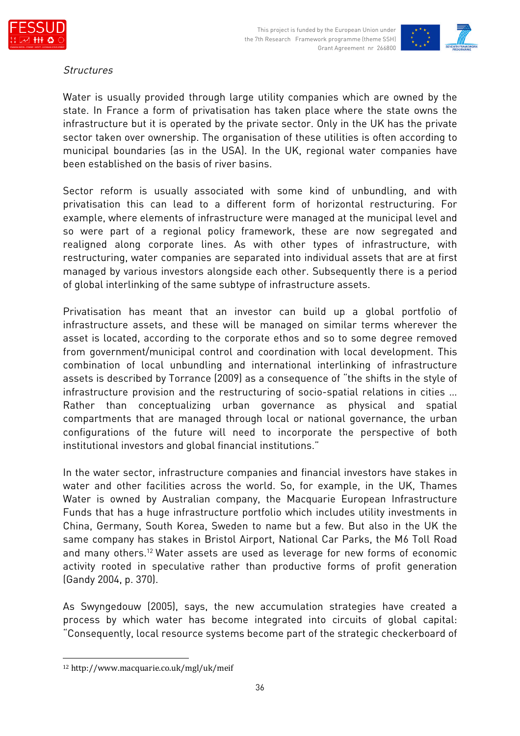*Structures*

Water is usually provided through large utility companies which are owned by the state. In France a form of privatisation has taken place where the state owns the infrastructure but it is operated by the private sector. Only in the UK has the private sector taken over ownership. The organisation of these utilities is often according to municipal boundaries (as in the USA). In the UK, regional water companies have been established on the basis of river basins.

Sector reform is usually associated with some kind of unbundling, and with privatisation this can lead to a different form of horizontal restructuring. For example, where elements of infrastructure were managed at the municipal level and so were part of a regional policy framework, these are now segregated and realigned along corporate lines. As with other types of infrastructure, with restructuring, water companies are separated into individual assets that are at first managed by various investors alongside each other. Subsequently there is a period of global interlinking of the same subtype of infrastructure assets.

Privatisation has meant that an investor can build up a global portfolio of infrastructure assets, and these will be managed on similar terms wherever the asset is located, according to the corporate ethos and so to some degree removed from government/municipal control and coordination with local development. This combination of local unbundling and international interlinking of infrastructure assets is described by Torrance (2009) as a consequence of "the shifts in the style of infrastructure provision and the restructuring of socio-spatial relations in cities … Rather than conceptualizing urban governance as physical and spatial compartments that are managed through local or national governance, the urban configurations of the future will need to incorporate the perspective of both institutional investors and global financial institutions."

In the water sector, infrastructure companies and financial investors have stakes in water and other facilities across the world. So, for example, in the UK, Thames Water is owned by Australian company, the Macquarie European Infrastructure Funds that has a huge infrastructure portfolio which includes utility investments in China, Germany, South Korea, Sweden to name but a few. But also in the UK the same company has stakes in Bristol Airport, National Car Parks, the M6 Toll Road and many others.[12] Water assets are used as leverage for new forms of economic activity rooted in speculative rather than productive forms of profit generation (Gandy 2004, p. 370).

As Swyngedouw (2005), says, the new accumulation strategies have created a process by which water has become integrated into circuits of global capital: "Consequently, local resource systems become part of the strategic checkerboard of

---

[12] http://www.macquarie.co.uk/mgl/uk/meif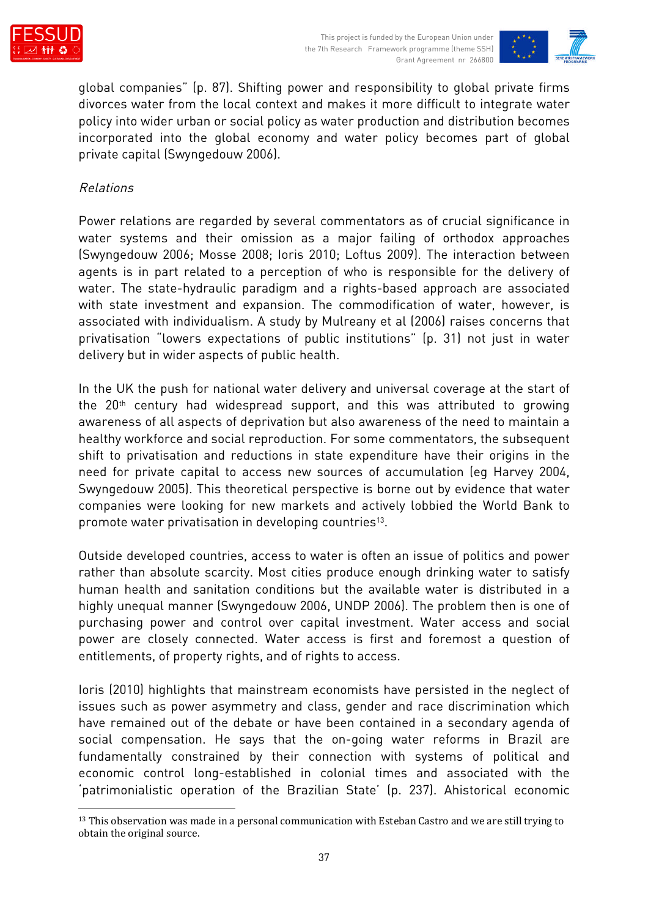global companies" (p. 87). Shifting power and responsibility to global private firms divorces water from the local context and makes it more difficult to integrate water policy into wider urban or social policy as water production and distribution becomes incorporated into the global economy and water policy becomes part of global private capital (Swyngedouw 2006).

*Relations*

Power relations are regarded by several commentators as of crucial significance in water systems and their omission as a major failing of orthodox approaches (Swyngedouw 2006; Mosse 2008; Ioris 2010; Loftus 2009). The interaction between agents is in part related to a perception of who is responsible for the delivery of water. The state-hydraulic paradigm and a rights-based approach are associated with state investment and expansion. The commodification of water, however, is associated with individualism. A study by Mulreany et al (2006) raises concerns that privatisation "lowers expectations of public institutions" (p. 31) not just in water delivery but in wider aspects of public health.

In the UK the push for national water delivery and universal coverage at the start of the 20th century had widespread support, and this was attributed to growing awareness of all aspects of deprivation but also awareness of the need to maintain a healthy workforce and social reproduction. For some commentators, the subsequent shift to privatisation and reductions in state expenditure have their origins in the need for private capital to access new sources of accumulation (eg Harvey 2004, Swyngedouw 2005). This theoretical perspective is borne out by evidence that water companies were looking for new markets and actively lobbied the World Bank to promote water privatisation in developing countries[13].

Outside developed countries, access to water is often an issue of politics and power rather than absolute scarcity. Most cities produce enough drinking water to satisfy human health and sanitation conditions but the available water is distributed in a highly unequal manner (Swyngedouw 2006, UNDP 2006). The problem then is one of purchasing power and control over capital investment. Water access and social power are closely connected. Water access is first and foremost a question of entitlements, of property rights, and of rights to access.

Ioris (2010) highlights that mainstream economists have persisted in the neglect of issues such as power asymmetry and class, gender and race discrimination which have remained out of the debate or have been contained in a secondary agenda of social compensation. He says that the on-going water reforms in Brazil are fundamentally constrained by their connection with systems of political and economic control long-established in colonial times and associated with the 'patrimonialistic operation of the Brazilian State' (p. 237). Ahistorical economic

[13] This observation was made in a personal communication with Esteban Castro and we are still trying to obtain the original source.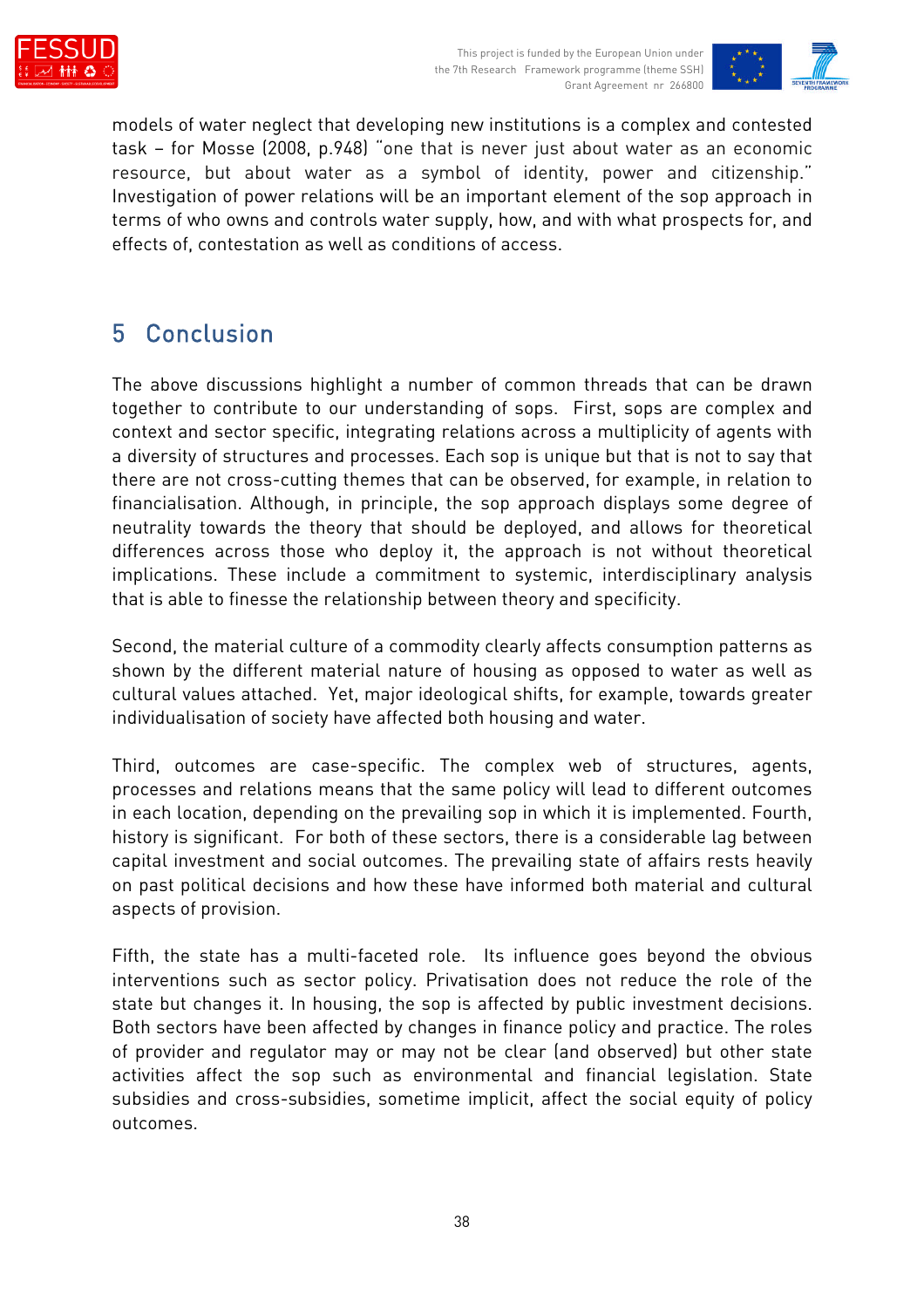models of water neglect that developing new institutions is a complex and contested task – for Mosse (2008, p.948) "one that is never just about water as an economic resource, but about water as a symbol of identity, power and citizenship." Investigation of power relations will be an important element of the sop approach in terms of who owns and controls water supply, how, and with what prospects for, and effects of, contestation as well as conditions of access.

# 5 Conclusion

The above discussions highlight a number of common threads that can be drawn together to contribute to our understanding of sops. First, sops are complex and context and sector specific, integrating relations across a multiplicity of agents with a diversity of structures and processes. Each sop is unique but that is not to say that there are not cross-cutting themes that can be observed, for example, in relation to financialisation. Although, in principle, the sop approach displays some degree of neutrality towards the theory that should be deployed, and allows for theoretical differences across those who deploy it, the approach is not without theoretical implications. These include a commitment to systemic, interdisciplinary analysis that is able to finesse the relationship between theory and specificity.

Second, the material culture of a commodity clearly affects consumption patterns as shown by the different material nature of housing as opposed to water as well as cultural values attached. Yet, major ideological shifts, for example, towards greater individualisation of society have affected both housing and water.

Third, outcomes are case-specific. The complex web of structures, agents, processes and relations means that the same policy will lead to different outcomes in each location, depending on the prevailing sop in which it is implemented. Fourth, history is significant. For both of these sectors, there is a considerable lag between capital investment and social outcomes. The prevailing state of affairs rests heavily on past political decisions and how these have informed both material and cultural aspects of provision.

Fifth, the state has a multi-faceted role. Its influence goes beyond the obvious interventions such as sector policy. Privatisation does not reduce the role of the state but changes it. In housing, the sop is affected by public investment decisions. Both sectors have been affected by changes in finance policy and practice. The roles of provider and regulator may or may not be clear (and observed) but other state activities affect the sop such as environmental and financial legislation. State subsidies and cross-subsidies, sometime implicit, affect the social equity of policy outcomes.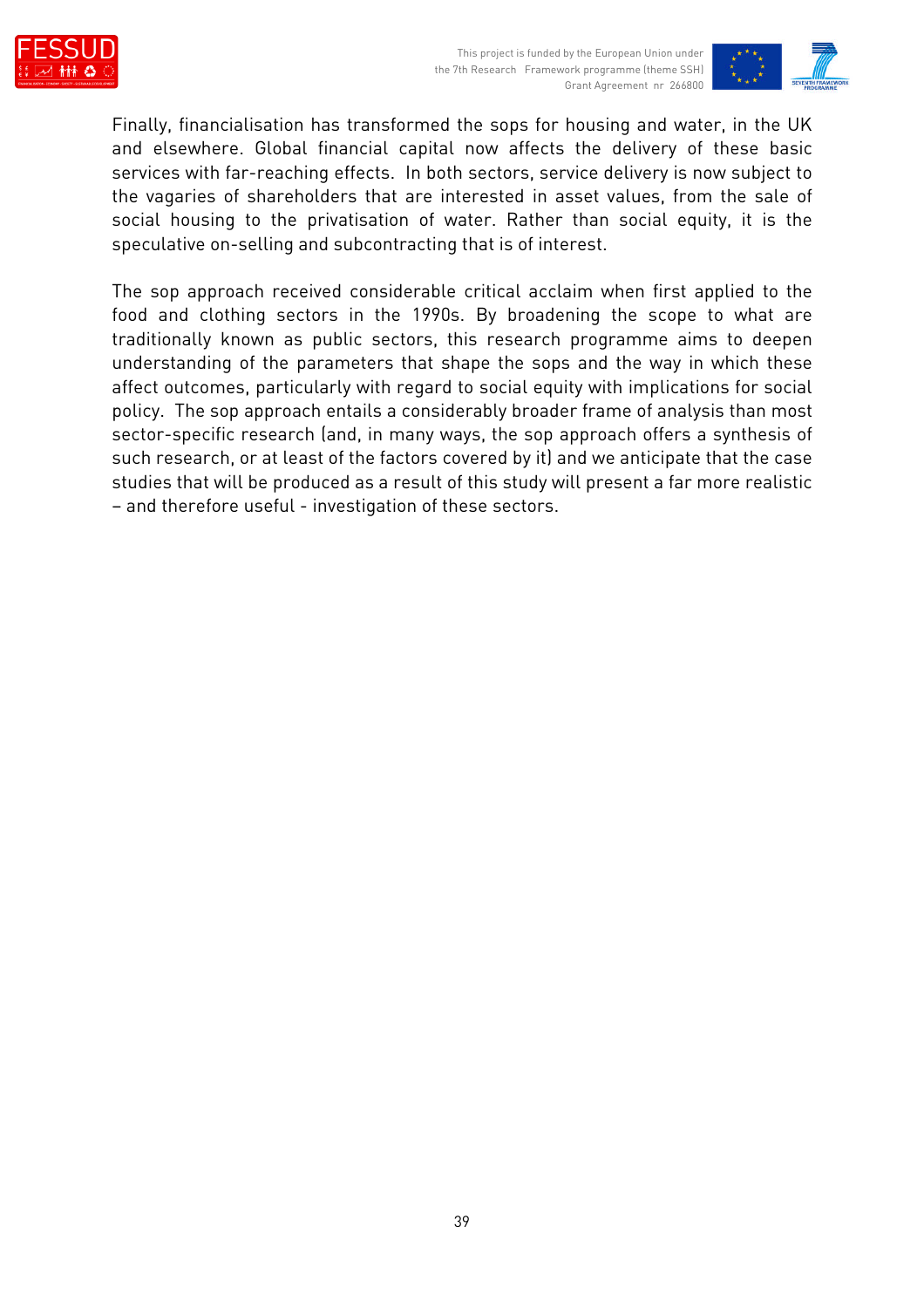Finally, financialisation has transformed the sops for housing and water, in the UK and elsewhere. Global financial capital now affects the delivery of these basic services with far-reaching effects. In both sectors, service delivery is now subject to the vagaries of shareholders that are interested in asset values, from the sale of social housing to the privatisation of water. Rather than social equity, it is the speculative on-selling and subcontracting that is of interest.

The sop approach received considerable critical acclaim when first applied to the food and clothing sectors in the 1990s. By broadening the scope to what are traditionally known as public sectors, this research programme aims to deepen understanding of the parameters that shape the sops and the way in which these affect outcomes, particularly with regard to social equity with implications for social policy. The sop approach entails a considerably broader frame of analysis than most sector-specific research (and, in many ways, the sop approach offers a synthesis of such research, or at least of the factors covered by it) and we anticipate that the case studies that will be produced as a result of this study will present a far more realistic – and therefore useful - investigation of these sectors.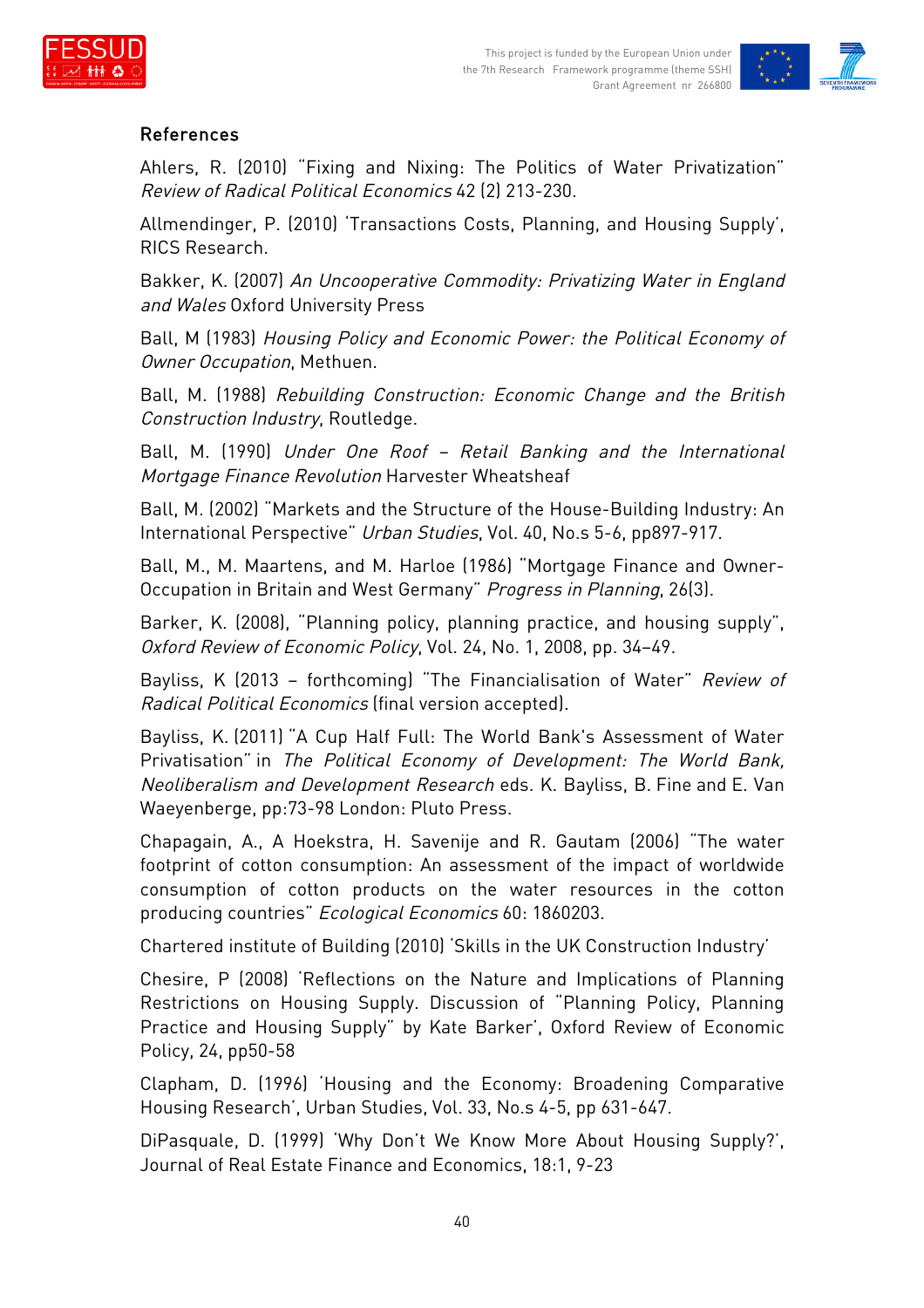## References

Ahlers, R. (2010) "Fixing and Nixing: The Politics of Water Privatization" *Review of Radical Political Economics* 42 (2) 213-230.

Allmendinger, P. (2010) 'Transactions Costs, Planning, and Housing Supply', RICS Research.

Bakker, K. (2007) *An Uncooperative Commodity: Privatizing Water in England and Wales* Oxford University Press

Ball, M (1983) *Housing Policy and Economic Power: the Political Economy of Owner Occupation*, Methuen.

Ball, M. (1988) *Rebuilding Construction: Economic Change and the British Construction Industry*, Routledge.

Ball, M. (1990) *Under One Roof – Retail Banking and the International Mortgage Finance Revolution* Harvester Wheatsheaf

Ball, M. (2002) "Markets and the Structure of the House-Building Industry: An International Perspective" *Urban Studies*, Vol. 40, No.s 5-6, pp897-917.

Ball, M., M. Maartens, and M. Harloe (1986) "Mortgage Finance and Owner-Occupation in Britain and West Germany" *Progress in Planning*, 26(3).

Barker, K. (2008), "Planning policy, planning practice, and housing supply", *Oxford Review of Economic Policy*, Vol. 24, No. 1, 2008, pp. 34–49.

Bayliss, K (2013 – forthcoming) "The Financialisation of Water" *Review of Radical Political Economics* (final version accepted).

Bayliss, K. (2011) "A Cup Half Full: The World Bank's Assessment of Water Privatisation" in *The Political Economy of Development: The World Bank, Neoliberalism and Development Research* eds. K. Bayliss, B. Fine and E. Van Waeyenberge, pp:73-98 London: Pluto Press.

Chapagain, A., A Hoekstra, H. Savenije and R. Gautam (2006) "The water footprint of cotton consumption: An assessment of the impact of worldwide consumption of cotton products on the water resources in the cotton producing countries" *Ecological Economics* 60: 1860203.

Chartered institute of Building (2010) 'Skills in the UK Construction Industry'

Chesire, P (2008) 'Reflections on the Nature and Implications of Planning Restrictions on Housing Supply. Discussion of "Planning Policy, Planning Practice and Housing Supply" by Kate Barker', Oxford Review of Economic Policy, 24, pp50-58

Clapham, D. (1996) 'Housing and the Economy: Broadening Comparative Housing Research', Urban Studies, Vol. 33, No.s 4-5, pp 631-647.

DiPasquale, D. (1999) 'Why Don't We Know More About Housing Supply?', Journal of Real Estate Finance and Economics, 18:1, 9-23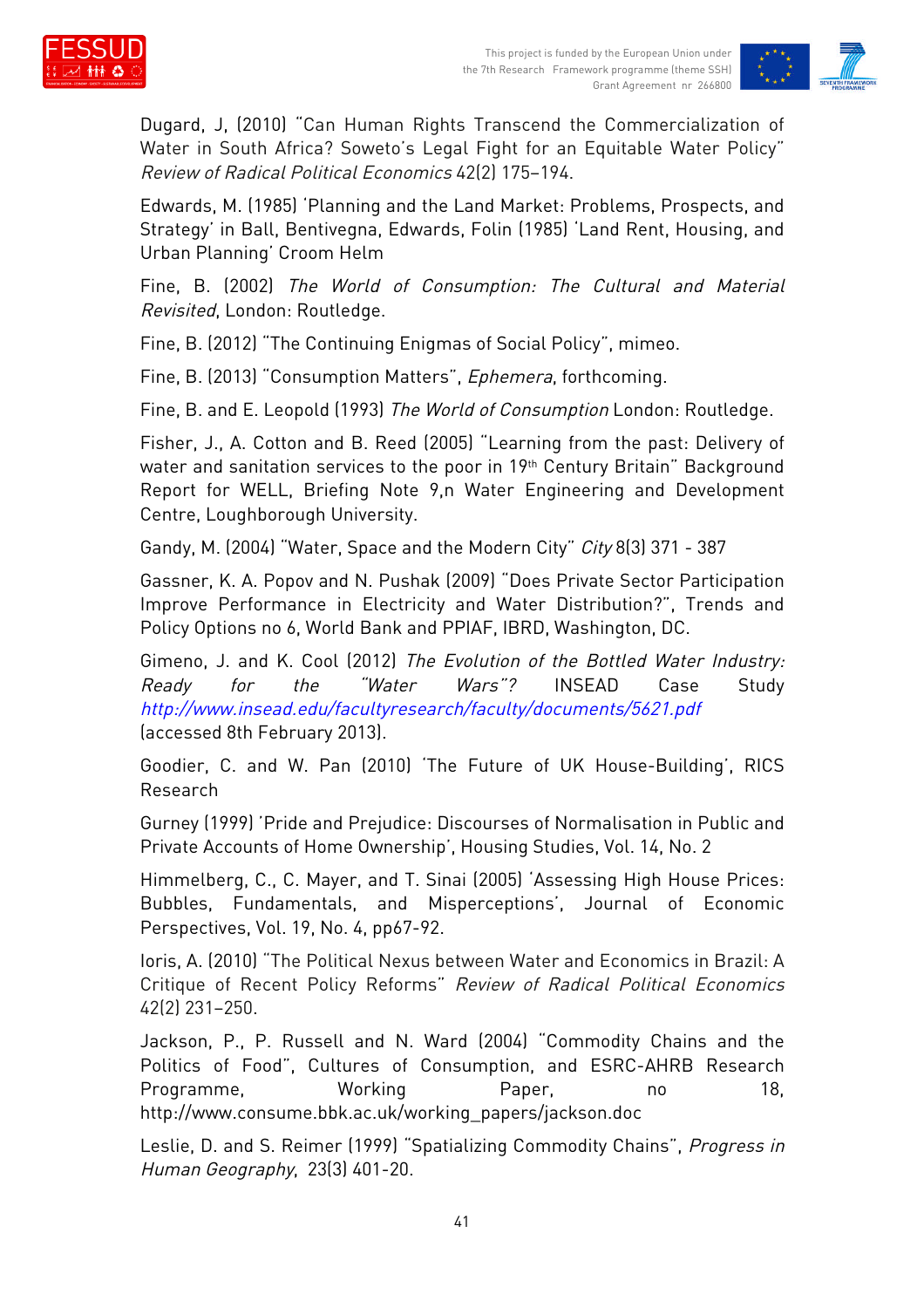Dugard, J, (2010) "Can Human Rights Transcend the Commercialization of Water in South Africa? Soweto's Legal Fight for an Equitable Water Policy" *Review of Radical Political Economics* 42(2) 175–194.

Edwards, M. (1985) 'Planning and the Land Market: Problems, Prospects, and Strategy' in Ball, Bentivegna, Edwards, Folin (1985) 'Land Rent, Housing, and Urban Planning' Croom Helm

Fine, B. (2002) *The World of Consumption: The Cultural and Material Revisited*, London: Routledge.

Fine, B. (2012) "The Continuing Enigmas of Social Policy", mimeo.

Fine, B. (2013) "Consumption Matters", *Ephemera*, forthcoming.

Fine, B. and E. Leopold (1993) *The World of Consumption* London: Routledge.

Fisher, J., A. Cotton and B. Reed (2005) "Learning from the past: Delivery of water and sanitation services to the poor in 19th Century Britain" Background Report for WELL, Briefing Note 9,n Water Engineering and Development Centre, Loughborough University.

Gandy, M. (2004) "Water, Space and the Modern City" *City* 8(3) 371 - 387

Gassner, K. A. Popov and N. Pushak (2009) "Does Private Sector Participation Improve Performance in Electricity and Water Distribution?", Trends and Policy Options no 6, World Bank and PPIAF, IBRD, Washington, DC.

Gimeno, J. and K. Cool (2012) *The Evolution of the Bottled Water Industry: Ready for the "Water Wars"?* INSEAD Case Study http://www.insead.edu/facultyresearch/faculty/documents/5621.pdf (accessed 8th February 2013).

Goodier, C. and W. Pan (2010) 'The Future of UK House-Building', RICS Research

Gurney (1999) 'Pride and Prejudice: Discourses of Normalisation in Public and Private Accounts of Home Ownership', Housing Studies, Vol. 14, No. 2

Himmelberg, C., C. Mayer, and T. Sinai (2005) 'Assessing High House Prices: Bubbles, Fundamentals, and Misperceptions', Journal of Economic Perspectives, Vol. 19, No. 4, pp67-92.

Ioris, A. (2010) "The Political Nexus between Water and Economics in Brazil: A Critique of Recent Policy Reforms" *Review of Radical Political Economics* 42(2) 231–250.

Jackson, P., P. Russell and N. Ward (2004) "Commodity Chains and the Politics of Food", Cultures of Consumption, and ESRC-AHRB Research Programme, Working Paper, no 18, http://www.consume.bbk.ac.uk/working_papers/jackson.doc

Leslie, D. and S. Reimer (1999) "Spatializing Commodity Chains", *Progress in Human Geography*, 23(3) 401-20.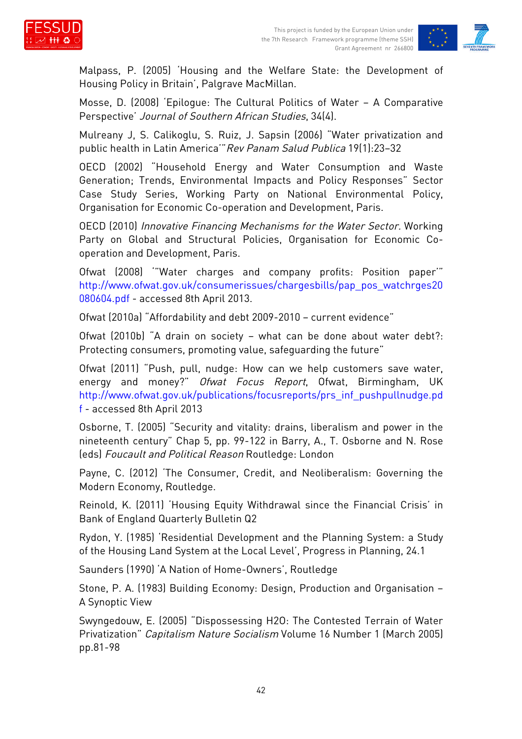Malpass, P. (2005) 'Housing and the Welfare State: the Development of Housing Policy in Britain', Palgrave MacMillan.

Mosse, D. (2008) 'Epilogue: The Cultural Politics of Water – A Comparative Perspective' *Journal of Southern African Studies*, 34(4).

Mulreany J, S. Calikoglu, S. Ruiz, J. Sapsin (2006) "Water privatization and public health in Latin America'" *Rev Panam Salud Publica* 19(1):23–32

OECD (2002) "Household Energy and Water Consumption and Waste Generation; Trends, Environmental Impacts and Policy Responses" Sector Case Study Series, Working Party on National Environmental Policy, Organisation for Economic Co-operation and Development, Paris.

OECD (2010) *Innovative Financing Mechanisms for the Water Sector.* Working Party on Global and Structural Policies, Organisation for Economic Co-operation and Development, Paris.

Ofwat (2008) '"Water charges and company profits: Position paper'" http://www.ofwat.gov.uk/consumerissues/chargesbills/pap_pos_watchrges20080604.pdf - accessed 8th April 2013.

Ofwat (2010a) "Affordability and debt 2009-2010 – current evidence"

Ofwat (2010b) "A drain on society – what can be done about water debt?: Protecting consumers, promoting value, safeguarding the future"

Ofwat (2011) "Push, pull, nudge: How can we help customers save water, energy and money?" *Ofwat Focus Report*, Ofwat, Birmingham, UK http://www.ofwat.gov.uk/publications/focusreports/prs_inf_pushpullnudge.pdf - accessed 8th April 2013

Osborne, T. (2005) "Security and vitality: drains, liberalism and power in the nineteenth century" Chap 5, pp. 99-122 in Barry, A., T. Osborne and N. Rose (eds) *Foucault and Political Reason* Routledge: London

Payne, C. (2012) 'The Consumer, Credit, and Neoliberalism: Governing the Modern Economy, Routledge.

Reinold, K. (2011) 'Housing Equity Withdrawal since the Financial Crisis' in Bank of England Quarterly Bulletin Q2

Rydon, Y. (1985) 'Residential Development and the Planning System: a Study of the Housing Land System at the Local Level', Progress in Planning, 24.1

Saunders (1990) 'A Nation of Home-Owners', Routledge

Stone, P. A. (1983) Building Economy: Design, Production and Organisation – A Synoptic View

Swyngedouw, E. (2005) "Dispossessing H2O: The Contested Terrain of Water Privatization" *Capitalism Nature Socialism* Volume 16 Number 1 (March 2005) pp.81-98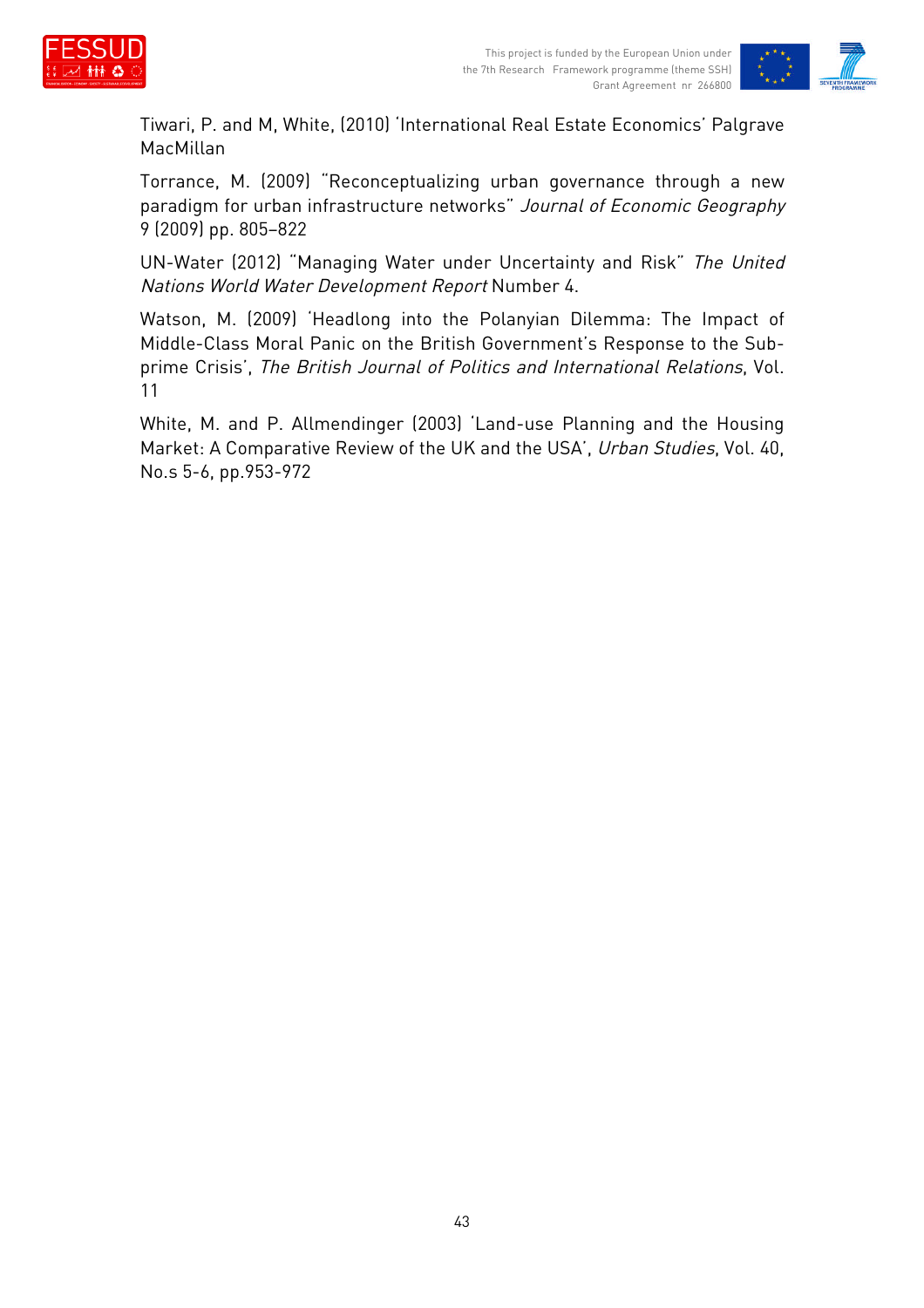Tiwari, P. and M, White, (2010) 'International Real Estate Economics' Palgrave MacMillan

Torrance, M. (2009) "Reconceptualizing urban governance through a new paradigm for urban infrastructure networks" *Journal of Economic Geography* 9 (2009) pp. 805–822

UN-Water (2012) "Managing Water under Uncertainty and Risk" *The United Nations World Water Development Report* Number 4.

Watson, M. (2009) 'Headlong into the Polanyian Dilemma: The Impact of Middle-Class Moral Panic on the British Government's Response to the Sub-prime Crisis', *The British Journal of Politics and International Relations*, Vol. 11

White, M. and P. Allmendinger (2003) 'Land-use Planning and the Housing Market: A Comparative Review of the UK and the USA', *Urban Studies*, Vol. 40, No.s 5-6, pp.953-972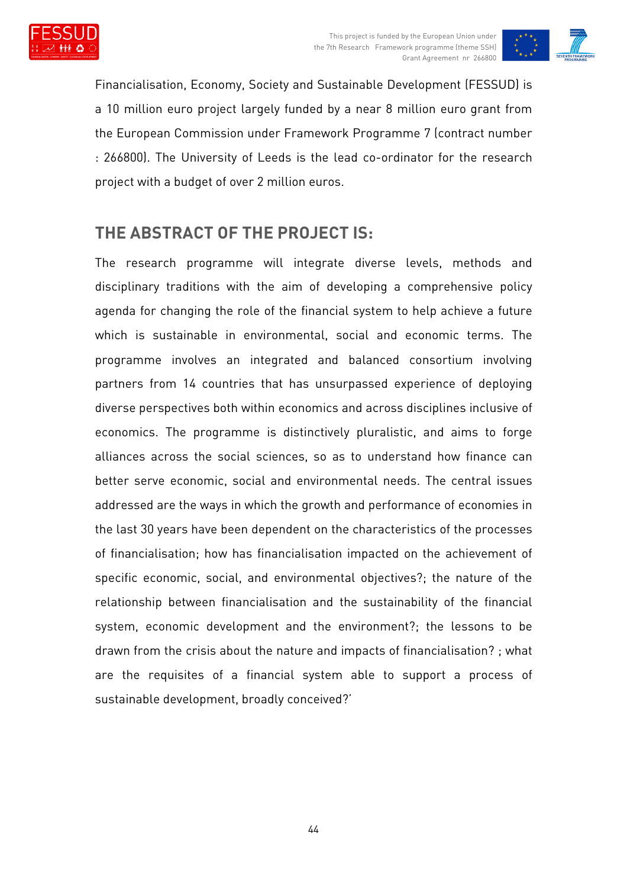Financialisation, Economy, Society and Sustainable Development (FESSUD) is a 10 million euro project largely funded by a near 8 million euro grant from the European Commission under Framework Programme 7 (contract number : 266800). The University of Leeds is the lead co-ordinator for the research project with a budget of over 2 million euros.

## THE ABSTRACT OF THE PROJECT IS:

The research programme will integrate diverse levels, methods and disciplinary traditions with the aim of developing a comprehensive policy agenda for changing the role of the financial system to help achieve a future which is sustainable in environmental, social and economic terms. The programme involves an integrated and balanced consortium involving partners from 14 countries that has unsurpassed experience of deploying diverse perspectives both within economics and across disciplines inclusive of economics. The programme is distinctively pluralistic, and aims to forge alliances across the social sciences, so as to understand how finance can better serve economic, social and environmental needs. The central issues addressed are the ways in which the growth and performance of economies in the last 30 years have been dependent on the characteristics of the processes of financialisation; how has financialisation impacted on the achievement of specific economic, social, and environmental objectives?; the nature of the relationship between financialisation and the sustainability of the financial system, economic development and the environment?; the lessons to be drawn from the crisis about the nature and impacts of financialisation? ; what are the requisites of a financial system able to support a process of sustainable development, broadly conceived?'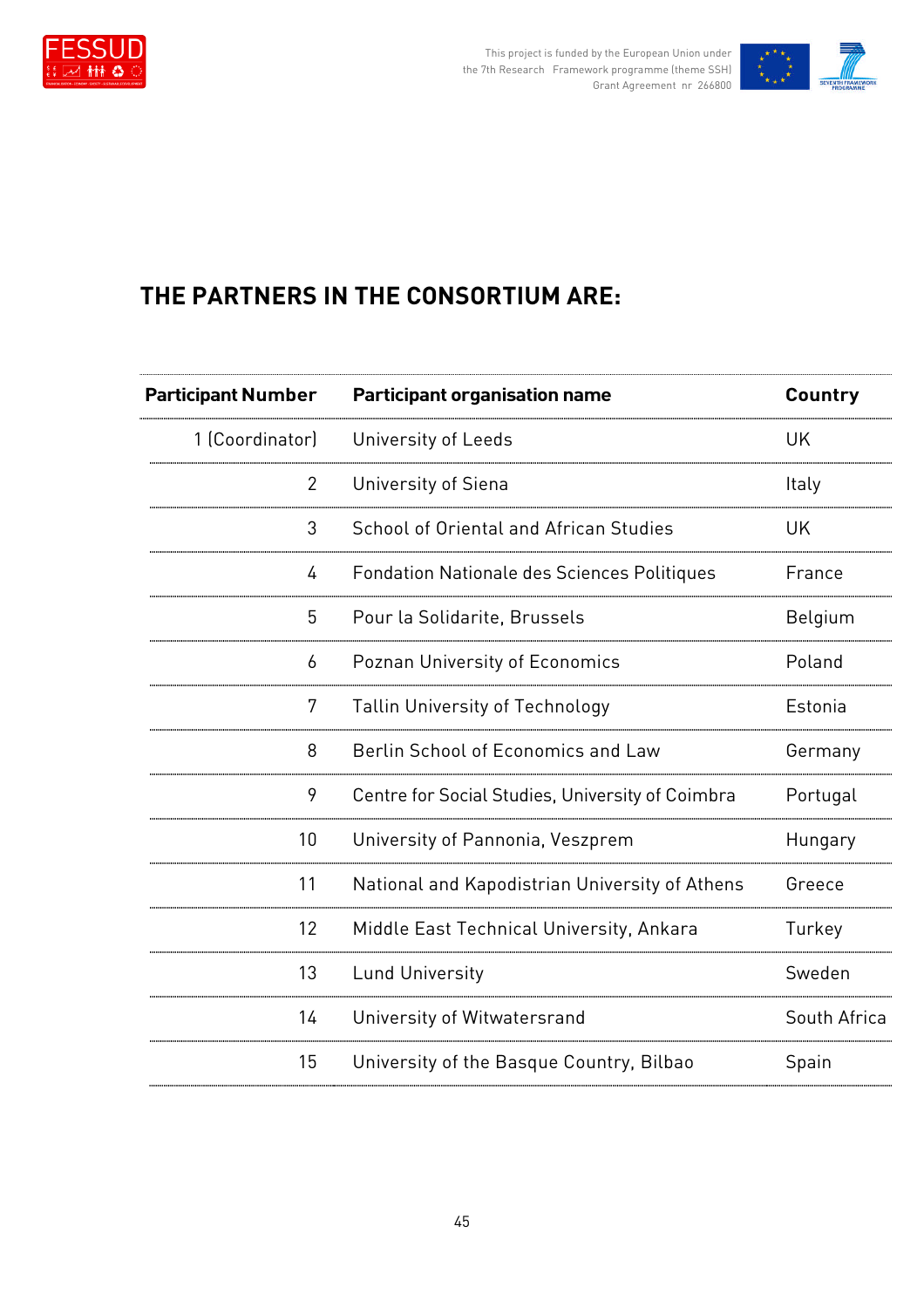## THE PARTNERS IN THE CONSORTIUM ARE:

| Participant Number | Participant organisation name | Country |
|---|---|---|
| 1 (Coordinator) | University of Leeds | UK |
| 2 | University of Siena | Italy |
| 3 | School of Oriental and African Studies | UK |
| 4 | Fondation Nationale des Sciences Politiques | France |
| 5 | Pour la Solidarite, Brussels | Belgium |
| 6 | Poznan University of Economics | Poland |
| 7 | Tallin University of Technology | Estonia |
| 8 | Berlin School of Economics and Law | Germany |
| 9 | Centre for Social Studies, University of Coimbra | Portugal |
| 10 | University of Pannonia, Veszprem | Hungary |
| 11 | National and Kapodistrian University of Athens | Greece |
| 12 | Middle East Technical University, Ankara | Turkey |
| 13 | Lund University | Sweden |
| 14 | University of Witwatersrand | South Africa |
| 15 | University of the Basque Country, Bilbao | Spain |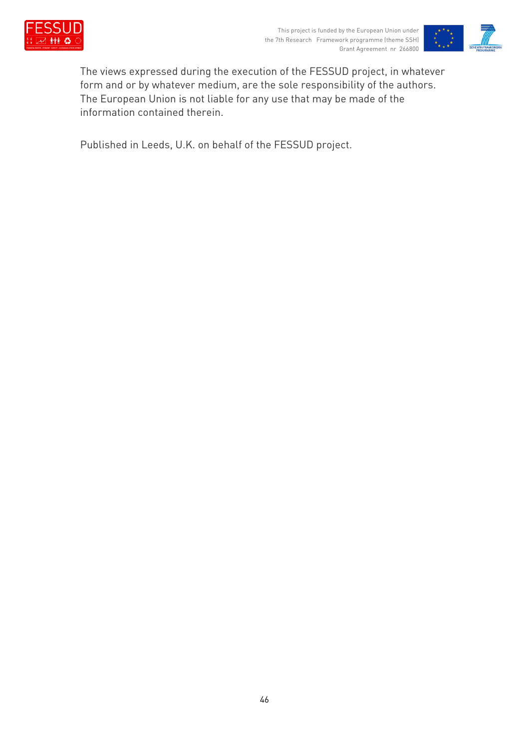The views expressed during the execution of the FESSUD project, in whatever form and or by whatever medium, are the sole responsibility of the authors. The European Union is not liable for any use that may be made of the information contained therein.

Published in Leeds, U.K. on behalf of the FESSUD project.